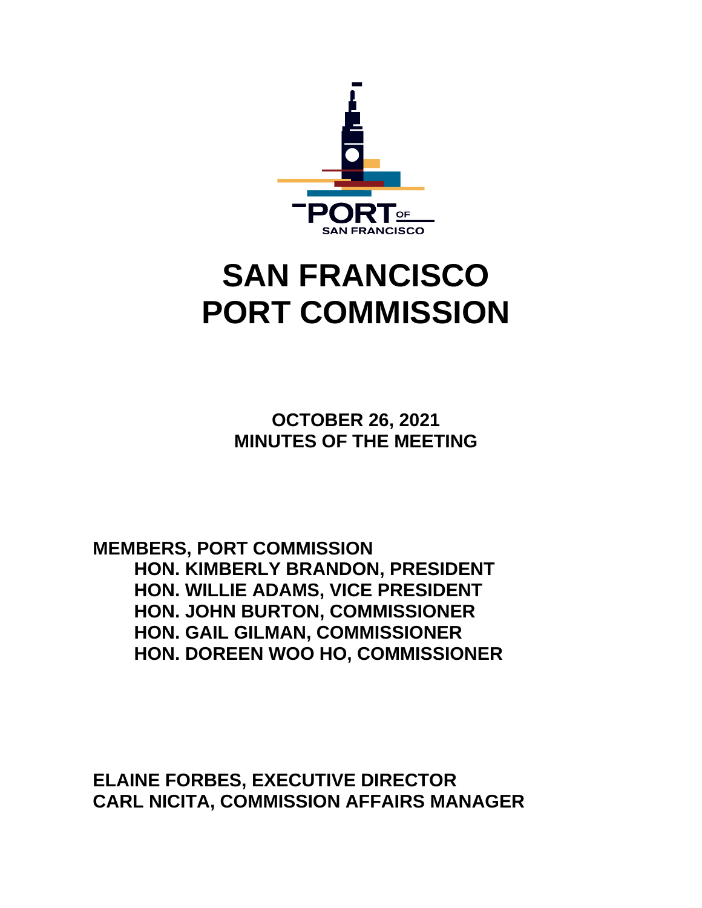PORT OF SAN FRANCISCO

# SAN FRANCISCO PORT COMMISSION

**OCTOBER 26, 2021**
**MINUTES OF THE MEETING**

**MEMBERS, PORT COMMISSION**
**HON. KIMBERLY BRANDON, PRESIDENT**
**HON. WILLIE ADAMS, VICE PRESIDENT**
**HON. JOHN BURTON, COMMISSIONER**
**HON. GAIL GILMAN, COMMISSIONER**
**HON. DOREEN WOO HO, COMMISSIONER**

**ELAINE FORBES, EXECUTIVE DIRECTOR**
**CARL NICITA, COMMISSION AFFAIRS MANAGER**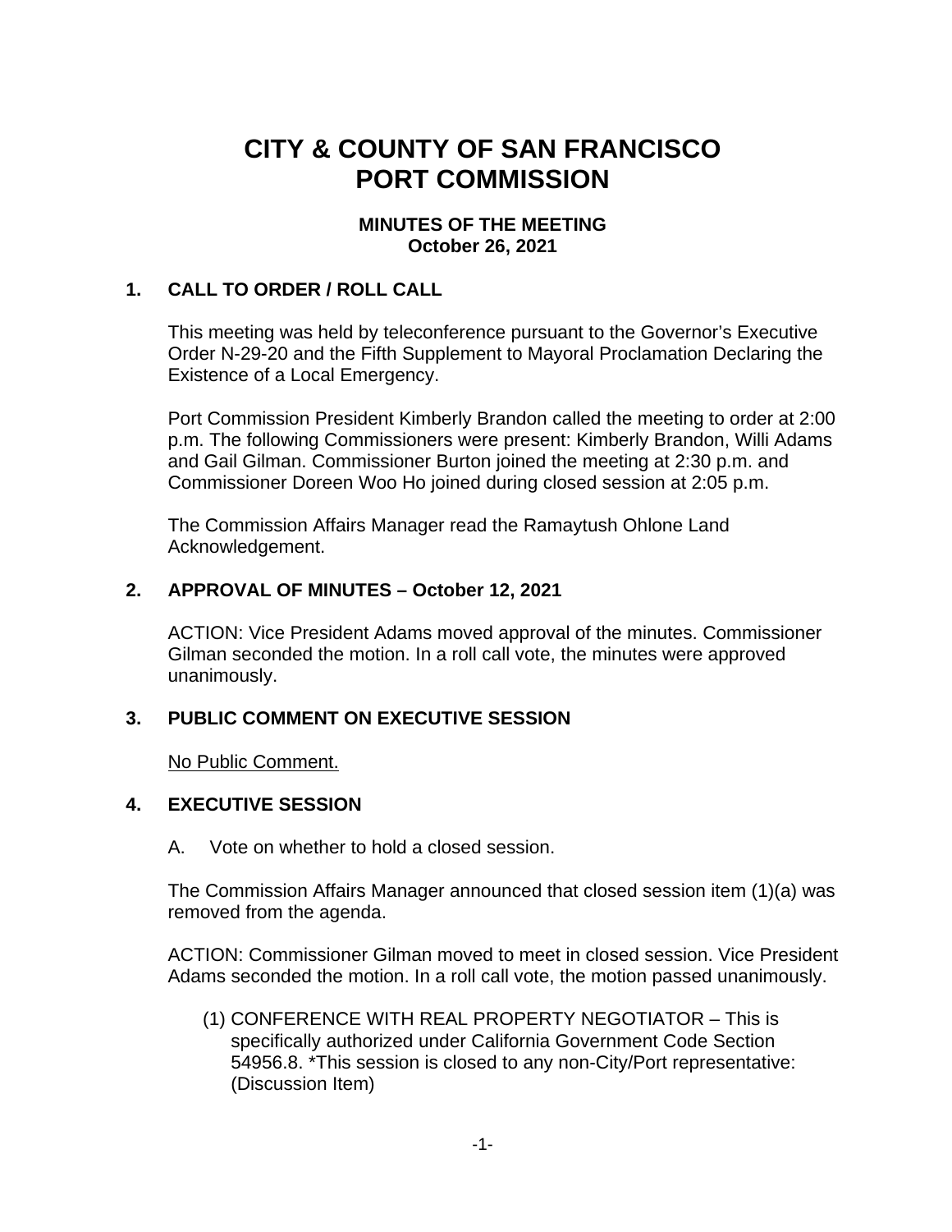# CITY & COUNTY OF SAN FRANCISCO
# PORT COMMISSION

**MINUTES OF THE MEETING**
**October 26, 2021**

## 1. CALL TO ORDER / ROLL CALL

This meeting was held by teleconference pursuant to the Governor's Executive Order N-29-20 and the Fifth Supplement to Mayoral Proclamation Declaring the Existence of a Local Emergency.

Port Commission President Kimberly Brandon called the meeting to order at 2:00 p.m. The following Commissioners were present: Kimberly Brandon, Willi Adams and Gail Gilman. Commissioner Burton joined the meeting at 2:30 p.m. and Commissioner Doreen Woo Ho joined during closed session at 2:05 p.m.

The Commission Affairs Manager read the Ramaytush Ohlone Land Acknowledgement.

## 2. APPROVAL OF MINUTES – October 12, 2021

ACTION: Vice President Adams moved approval of the minutes. Commissioner Gilman seconded the motion. In a roll call vote, the minutes were approved unanimously.

## 3. PUBLIC COMMENT ON EXECUTIVE SESSION

No Public Comment.

## 4. EXECUTIVE SESSION

A. Vote on whether to hold a closed session.

The Commission Affairs Manager announced that closed session item (1)(a) was removed from the agenda.

ACTION: Commissioner Gilman moved to meet in closed session. Vice President Adams seconded the motion. In a roll call vote, the motion passed unanimously.

(1) CONFERENCE WITH REAL PROPERTY NEGOTIATOR – This is specifically authorized under California Government Code Section 54956.8. *This session is closed to any non-City/Port representative: (Discussion Item)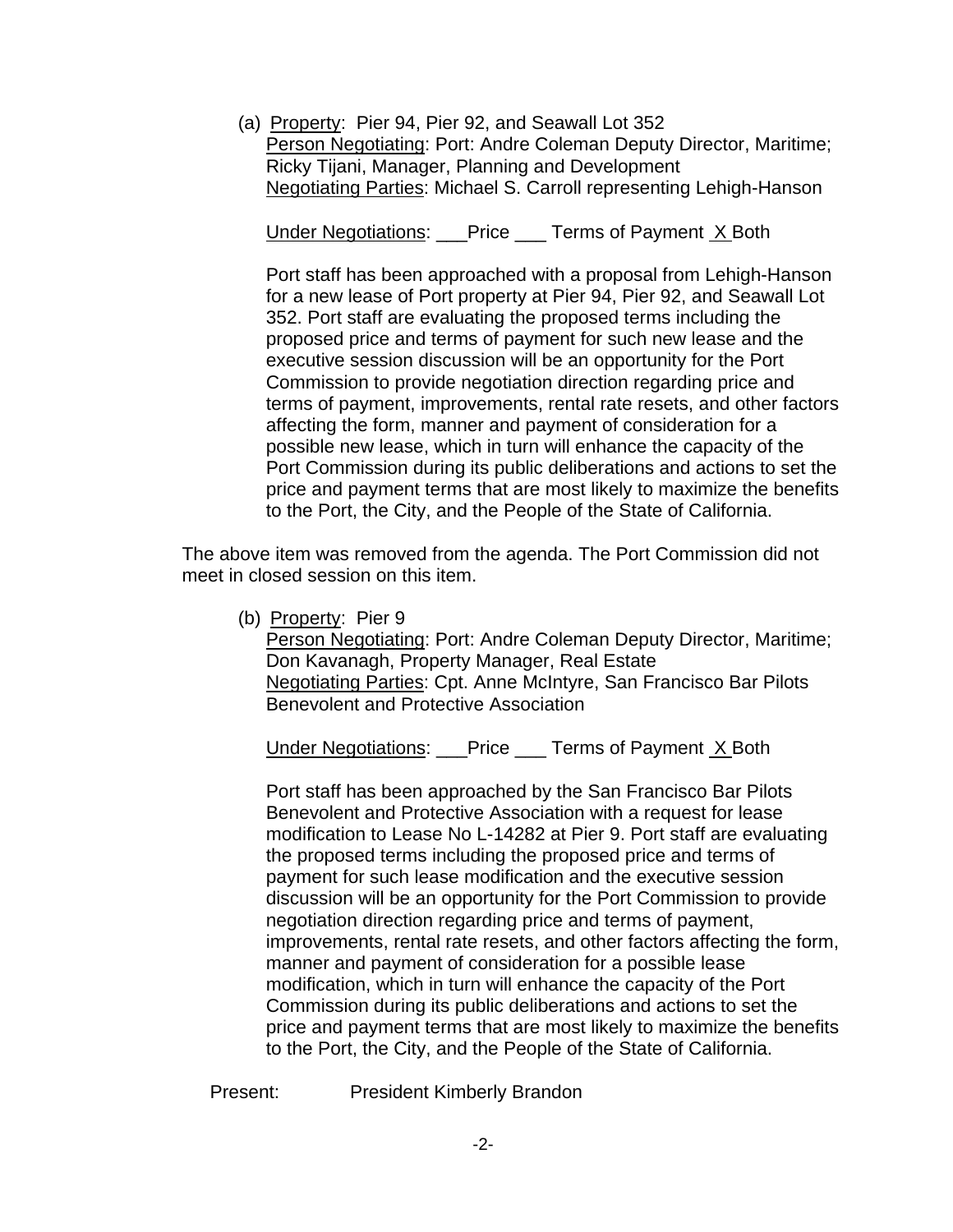(a) Property: Pier 94, Pier 92, and Seawall Lot 352
Person Negotiating: Port: Andre Coleman Deputy Director, Maritime; Ricky Tijani, Manager, Planning and Development
Negotiating Parties: Michael S. Carroll representing Lehigh-Hanson

Under Negotiations: ___Price ___ Terms of Payment X Both

Port staff has been approached with a proposal from Lehigh-Hanson for a new lease of Port property at Pier 94, Pier 92, and Seawall Lot 352. Port staff are evaluating the proposed terms including the proposed price and terms of payment for such new lease and the executive session discussion will be an opportunity for the Port Commission to provide negotiation direction regarding price and terms of payment, improvements, rental rate resets, and other factors affecting the form, manner and payment of consideration for a possible new lease, which in turn will enhance the capacity of the Port Commission during its public deliberations and actions to set the price and payment terms that are most likely to maximize the benefits to the Port, the City, and the People of the State of California.

The above item was removed from the agenda. The Port Commission did not meet in closed session on this item.

(b) Property: Pier 9
Person Negotiating: Port: Andre Coleman Deputy Director, Maritime; Don Kavanagh, Property Manager, Real Estate
Negotiating Parties: Cpt. Anne McIntyre, San Francisco Bar Pilots Benevolent and Protective Association

Under Negotiations: ___Price ___ Terms of Payment X Both

Port staff has been approached by the San Francisco Bar Pilots Benevolent and Protective Association with a request for lease modification to Lease No L-14282 at Pier 9. Port staff are evaluating the proposed terms including the proposed price and terms of payment for such lease modification and the executive session discussion will be an opportunity for the Port Commission to provide negotiation direction regarding price and terms of payment, improvements, rental rate resets, and other factors affecting the form, manner and payment of consideration for a possible lease modification, which in turn will enhance the capacity of the Port Commission during its public deliberations and actions to set the price and payment terms that are most likely to maximize the benefits to the Port, the City, and the People of the State of California.

Present: President Kimberly Brandon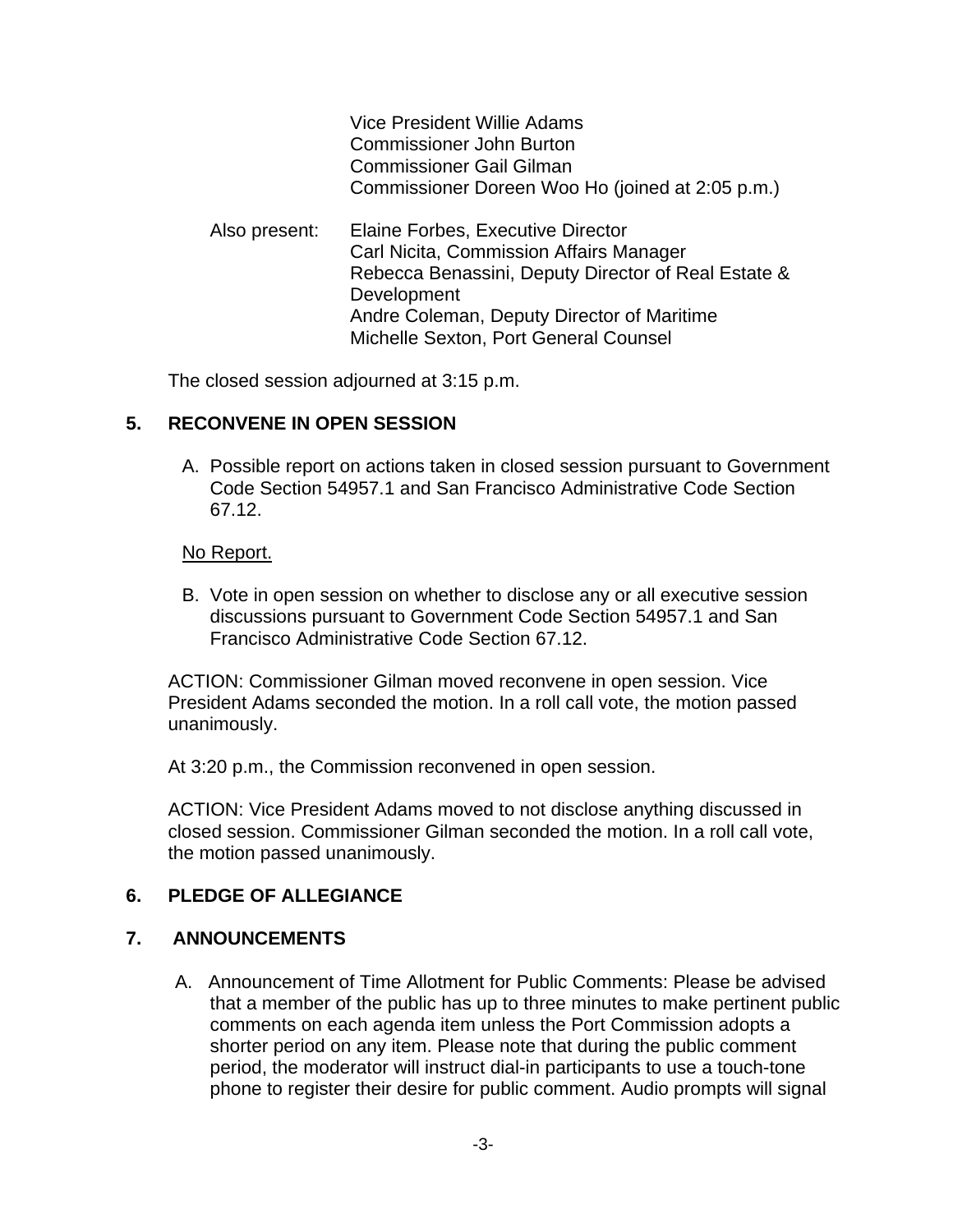Vice President Willie Adams
Commissioner John Burton
Commissioner Gail Gilman
Commissioner Doreen Woo Ho (joined at 2:05 p.m.)

Also present: Elaine Forbes, Executive Director
Carl Nicita, Commission Affairs Manager
Rebecca Benassini, Deputy Director of Real Estate & Development
Andre Coleman, Deputy Director of Maritime
Michelle Sexton, Port General Counsel

The closed session adjourned at 3:15 p.m.

## 5. RECONVENE IN OPEN SESSION

A. Possible report on actions taken in closed session pursuant to Government Code Section 54957.1 and San Francisco Administrative Code Section 67.12.

No Report.

B. Vote in open session on whether to disclose any or all executive session discussions pursuant to Government Code Section 54957.1 and San Francisco Administrative Code Section 67.12.

ACTION: Commissioner Gilman moved reconvene in open session. Vice President Adams seconded the motion. In a roll call vote, the motion passed unanimously.

At 3:20 p.m., the Commission reconvened in open session.

ACTION: Vice President Adams moved to not disclose anything discussed in closed session. Commissioner Gilman seconded the motion. In a roll call vote, the motion passed unanimously.

## 6. PLEDGE OF ALLEGIANCE

## 7. ANNOUNCEMENTS

A. Announcement of Time Allotment for Public Comments: Please be advised that a member of the public has up to three minutes to make pertinent public comments on each agenda item unless the Port Commission adopts a shorter period on any item. Please note that during the public comment period, the moderator will instruct dial-in participants to use a touch-tone phone to register their desire for public comment. Audio prompts will signal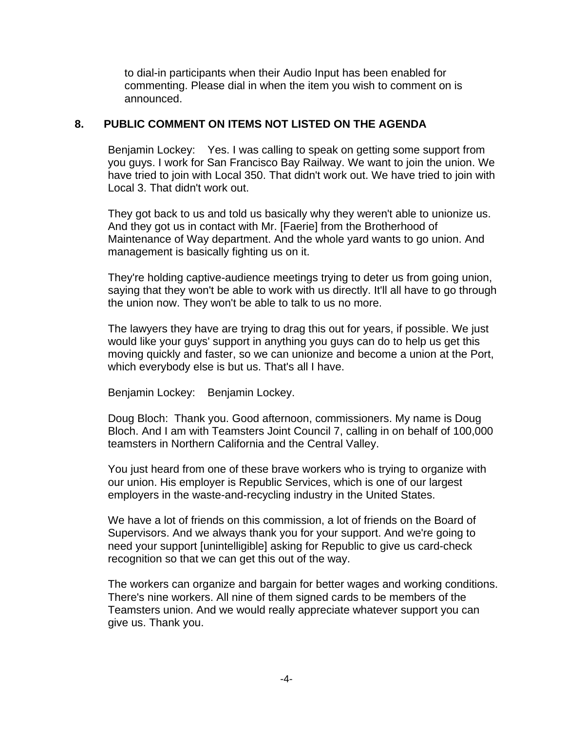to dial-in participants when their Audio Input has been enabled for commenting. Please dial in when the item you wish to comment on is announced.

## 8. PUBLIC COMMENT ON ITEMS NOT LISTED ON THE AGENDA

Benjamin Lockey: Yes. I was calling to speak on getting some support from you guys. I work for San Francisco Bay Railway. We want to join the union. We have tried to join with Local 350. That didn't work out. We have tried to join with Local 3. That didn't work out.

They got back to us and told us basically why they weren't able to unionize us. And they got us in contact with Mr. [Faerie] from the Brotherhood of Maintenance of Way department. And the whole yard wants to go union. And management is basically fighting us on it.

They're holding captive-audience meetings trying to deter us from going union, saying that they won't be able to work with us directly. It'll all have to go through the union now. They won't be able to talk to us no more.

The lawyers they have are trying to drag this out for years, if possible. We just would like your guys' support in anything you guys can do to help us get this moving quickly and faster, so we can unionize and become a union at the Port, which everybody else is but us. That's all I have.

Benjamin Lockey: Benjamin Lockey.

Doug Bloch: Thank you. Good afternoon, commissioners. My name is Doug Bloch. And I am with Teamsters Joint Council 7, calling in on behalf of 100,000 teamsters in Northern California and the Central Valley.

You just heard from one of these brave workers who is trying to organize with our union. His employer is Republic Services, which is one of our largest employers in the waste-and-recycling industry in the United States.

We have a lot of friends on this commission, a lot of friends on the Board of Supervisors. And we always thank you for your support. And we're going to need your support [unintelligible] asking for Republic to give us card-check recognition so that we can get this out of the way.

The workers can organize and bargain for better wages and working conditions. There's nine workers. All nine of them signed cards to be members of the Teamsters union. And we would really appreciate whatever support you can give us. Thank you.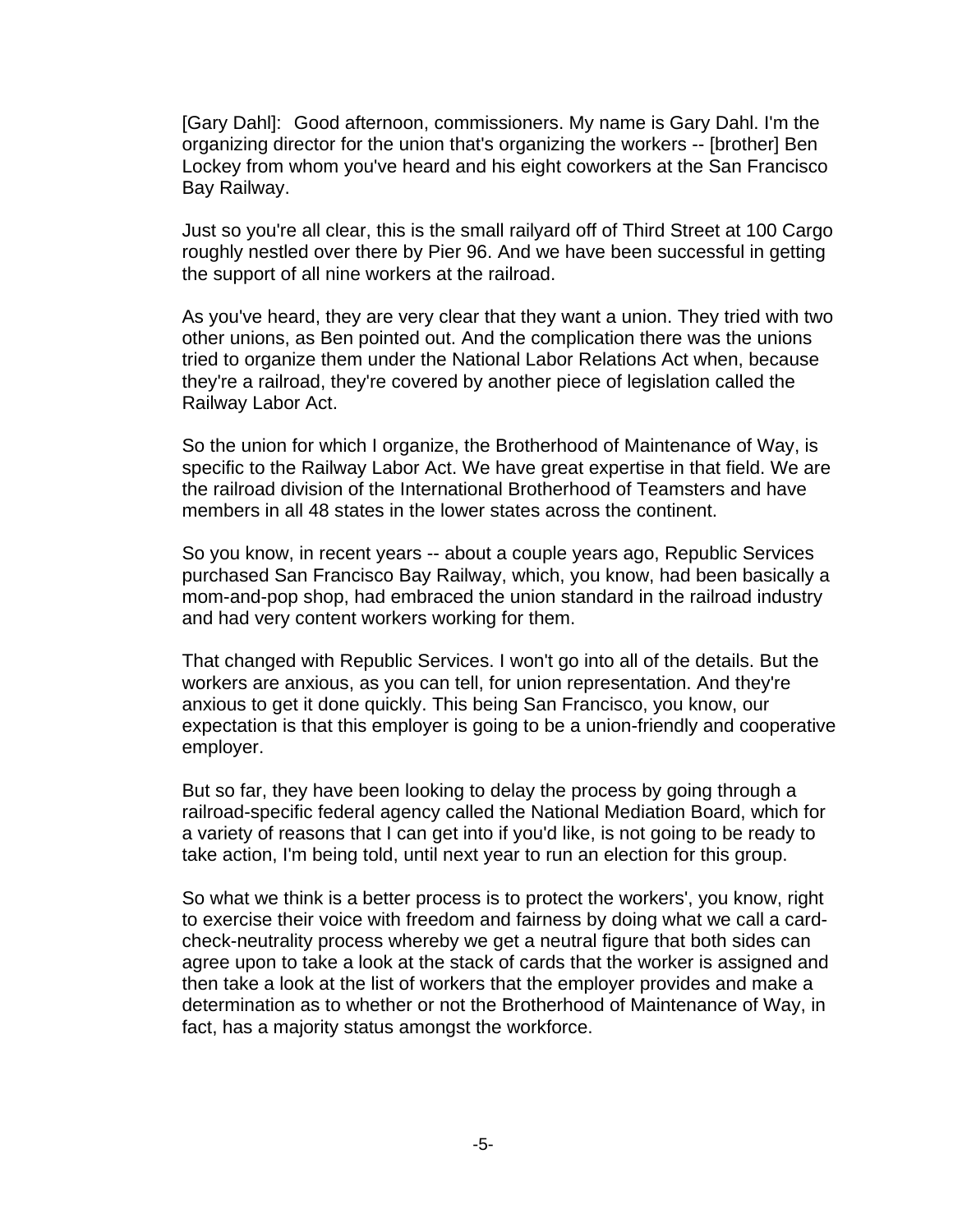[Gary Dahl]: Good afternoon, commissioners. My name is Gary Dahl. I'm the organizing director for the union that's organizing the workers -- [brother] Ben Lockey from whom you've heard and his eight coworkers at the San Francisco Bay Railway.

Just so you're all clear, this is the small railyard off of Third Street at 100 Cargo roughly nestled over there by Pier 96. And we have been successful in getting the support of all nine workers at the railroad.

As you've heard, they are very clear that they want a union. They tried with two other unions, as Ben pointed out. And the complication there was the unions tried to organize them under the National Labor Relations Act when, because they're a railroad, they're covered by another piece of legislation called the Railway Labor Act.

So the union for which I organize, the Brotherhood of Maintenance of Way, is specific to the Railway Labor Act. We have great expertise in that field. We are the railroad division of the International Brotherhood of Teamsters and have members in all 48 states in the lower states across the continent.

So you know, in recent years -- about a couple years ago, Republic Services purchased San Francisco Bay Railway, which, you know, had been basically a mom-and-pop shop, had embraced the union standard in the railroad industry and had very content workers working for them.

That changed with Republic Services. I won't go into all of the details. But the workers are anxious, as you can tell, for union representation. And they're anxious to get it done quickly. This being San Francisco, you know, our expectation is that this employer is going to be a union-friendly and cooperative employer.

But so far, they have been looking to delay the process by going through a railroad-specific federal agency called the National Mediation Board, which for a variety of reasons that I can get into if you'd like, is not going to be ready to take action, I'm being told, until next year to run an election for this group.

So what we think is a better process is to protect the workers', you know, right to exercise their voice with freedom and fairness by doing what we call a card-check-neutrality process whereby we get a neutral figure that both sides can agree upon to take a look at the stack of cards that the worker is assigned and then take a look at the list of workers that the employer provides and make a determination as to whether or not the Brotherhood of Maintenance of Way, in fact, has a majority status amongst the workforce.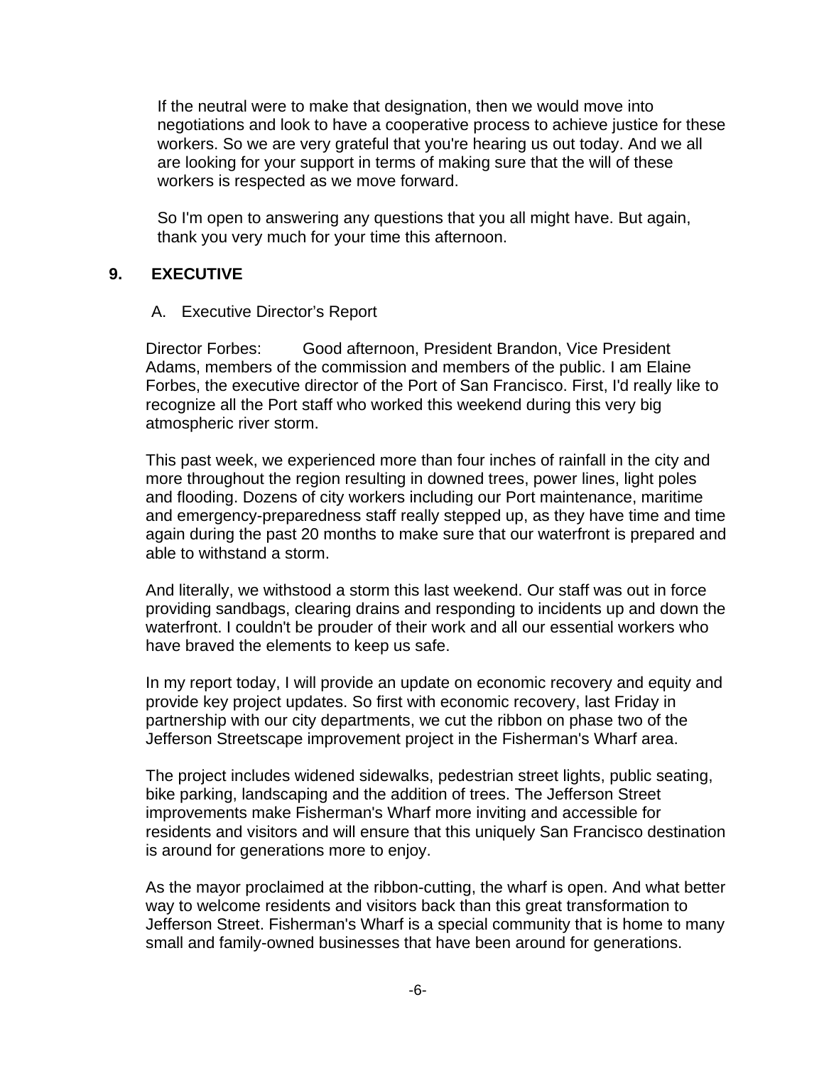If the neutral were to make that designation, then we would move into negotiations and look to have a cooperative process to achieve justice for these workers. So we are very grateful that you're hearing us out today. And we all are looking for your support in terms of making sure that the will of these workers is respected as we move forward.

So I'm open to answering any questions that you all might have. But again, thank you very much for your time this afternoon.

## 9. EXECUTIVE

A. Executive Director's Report

Director Forbes: Good afternoon, President Brandon, Vice President Adams, members of the commission and members of the public. I am Elaine Forbes, the executive director of the Port of San Francisco. First, I'd really like to recognize all the Port staff who worked this weekend during this very big atmospheric river storm.

This past week, we experienced more than four inches of rainfall in the city and more throughout the region resulting in downed trees, power lines, light poles and flooding. Dozens of city workers including our Port maintenance, maritime and emergency-preparedness staff really stepped up, as they have time and time again during the past 20 months to make sure that our waterfront is prepared and able to withstand a storm.

And literally, we withstood a storm this last weekend. Our staff was out in force providing sandbags, clearing drains and responding to incidents up and down the waterfront. I couldn't be prouder of their work and all our essential workers who have braved the elements to keep us safe.

In my report today, I will provide an update on economic recovery and equity and provide key project updates. So first with economic recovery, last Friday in partnership with our city departments, we cut the ribbon on phase two of the Jefferson Streetscape improvement project in the Fisherman's Wharf area.

The project includes widened sidewalks, pedestrian street lights, public seating, bike parking, landscaping and the addition of trees. The Jefferson Street improvements make Fisherman's Wharf more inviting and accessible for residents and visitors and will ensure that this uniquely San Francisco destination is around for generations more to enjoy.

As the mayor proclaimed at the ribbon-cutting, the wharf is open. And what better way to welcome residents and visitors back than this great transformation to Jefferson Street. Fisherman's Wharf is a special community that is home to many small and family-owned businesses that have been around for generations.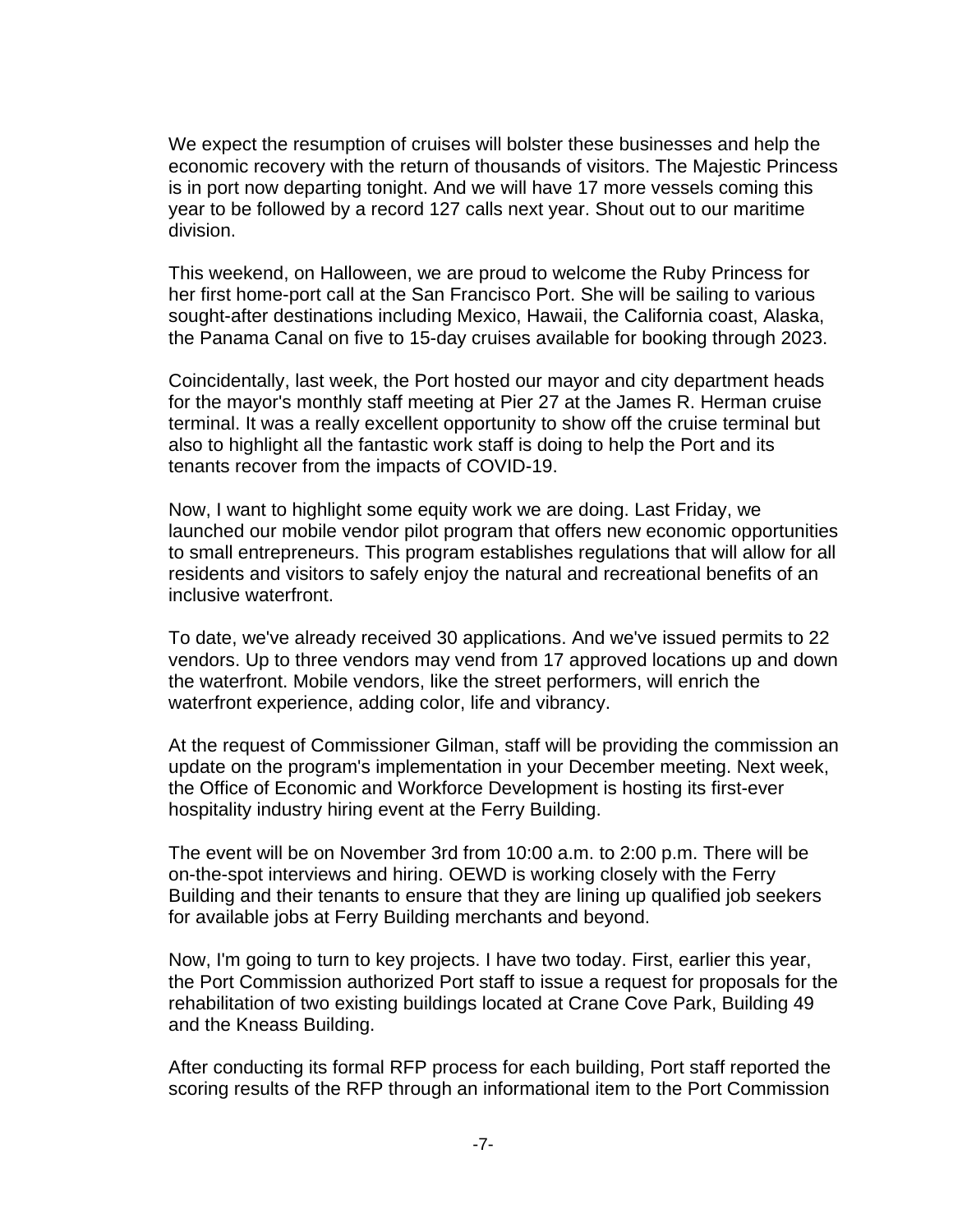We expect the resumption of cruises will bolster these businesses and help the economic recovery with the return of thousands of visitors. The Majestic Princess is in port now departing tonight. And we will have 17 more vessels coming this year to be followed by a record 127 calls next year. Shout out to our maritime division.

This weekend, on Halloween, we are proud to welcome the Ruby Princess for her first home-port call at the San Francisco Port. She will be sailing to various sought-after destinations including Mexico, Hawaii, the California coast, Alaska, the Panama Canal on five to 15-day cruises available for booking through 2023.

Coincidentally, last week, the Port hosted our mayor and city department heads for the mayor's monthly staff meeting at Pier 27 at the James R. Herman cruise terminal. It was a really excellent opportunity to show off the cruise terminal but also to highlight all the fantastic work staff is doing to help the Port and its tenants recover from the impacts of COVID-19.

Now, I want to highlight some equity work we are doing. Last Friday, we launched our mobile vendor pilot program that offers new economic opportunities to small entrepreneurs. This program establishes regulations that will allow for all residents and visitors to safely enjoy the natural and recreational benefits of an inclusive waterfront.

To date, we've already received 30 applications. And we've issued permits to 22 vendors. Up to three vendors may vend from 17 approved locations up and down the waterfront. Mobile vendors, like the street performers, will enrich the waterfront experience, adding color, life and vibrancy.

At the request of Commissioner Gilman, staff will be providing the commission an update on the program's implementation in your December meeting. Next week, the Office of Economic and Workforce Development is hosting its first-ever hospitality industry hiring event at the Ferry Building.

The event will be on November 3rd from 10:00 a.m. to 2:00 p.m. There will be on-the-spot interviews and hiring. OEWD is working closely with the Ferry Building and their tenants to ensure that they are lining up qualified job seekers for available jobs at Ferry Building merchants and beyond.

Now, I'm going to turn to key projects. I have two today. First, earlier this year, the Port Commission authorized Port staff to issue a request for proposals for the rehabilitation of two existing buildings located at Crane Cove Park, Building 49 and the Kneass Building.

After conducting its formal RFP process for each building, Port staff reported the scoring results of the RFP through an informational item to the Port Commission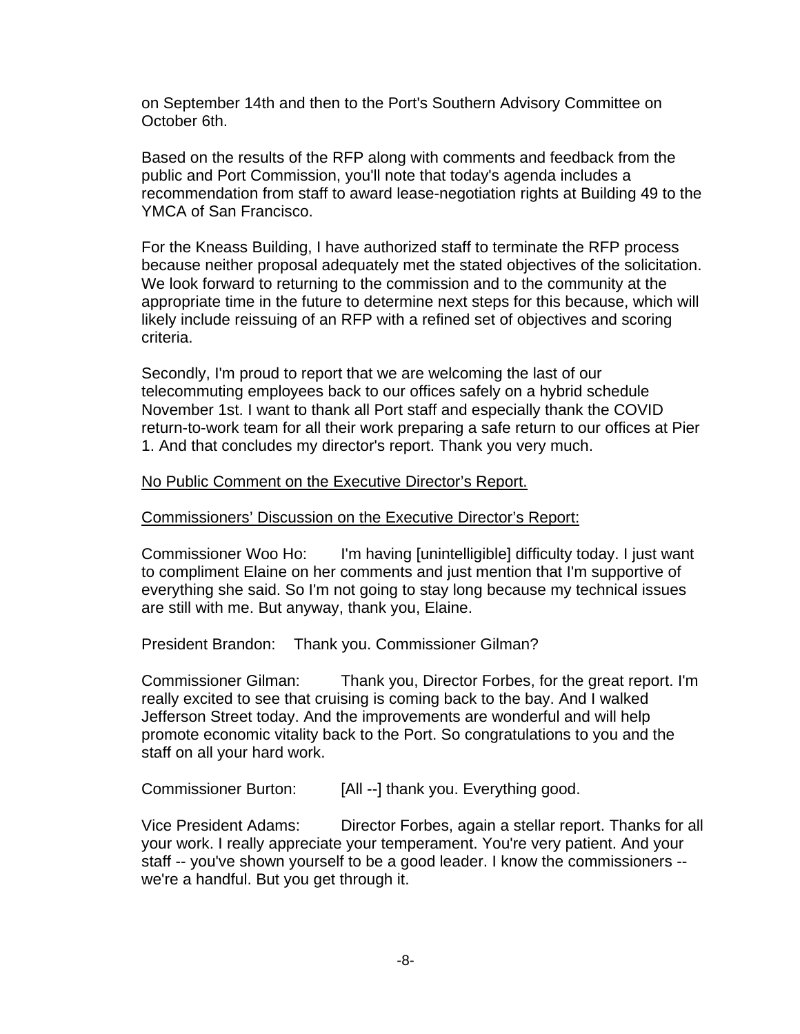on September 14th and then to the Port's Southern Advisory Committee on October 6th.

Based on the results of the RFP along with comments and feedback from the public and Port Commission, you'll note that today's agenda includes a recommendation from staff to award lease-negotiation rights at Building 49 to the YMCA of San Francisco.

For the Kneass Building, I have authorized staff to terminate the RFP process because neither proposal adequately met the stated objectives of the solicitation. We look forward to returning to the commission and to the community at the appropriate time in the future to determine next steps for this because, which will likely include reissuing of an RFP with a refined set of objectives and scoring criteria.

Secondly, I'm proud to report that we are welcoming the last of our telecommuting employees back to our offices safely on a hybrid schedule November 1st. I want to thank all Port staff and especially thank the COVID return-to-work team for all their work preparing a safe return to our offices at Pier 1. And that concludes my director's report. Thank you very much.

<u>No Public Comment on the Executive Director's Report.</u>

<u>Commissioners' Discussion on the Executive Director's Report:</u>

Commissioner Woo Ho: I'm having [unintelligible] difficulty today. I just want to compliment Elaine on her comments and just mention that I'm supportive of everything she said. So I'm not going to stay long because my technical issues are still with me. But anyway, thank you, Elaine.

President Brandon: Thank you. Commissioner Gilman?

Commissioner Gilman: Thank you, Director Forbes, for the great report. I'm really excited to see that cruising is coming back to the bay. And I walked Jefferson Street today. And the improvements are wonderful and will help promote economic vitality back to the Port. So congratulations to you and the staff on all your hard work.

Commissioner Burton: [All --] thank you. Everything good.

Vice President Adams: Director Forbes, again a stellar report. Thanks for all your work. I really appreciate your temperament. You're very patient. And your staff -- you've shown yourself to be a good leader. I know the commissioners -- we're a handful. But you get through it.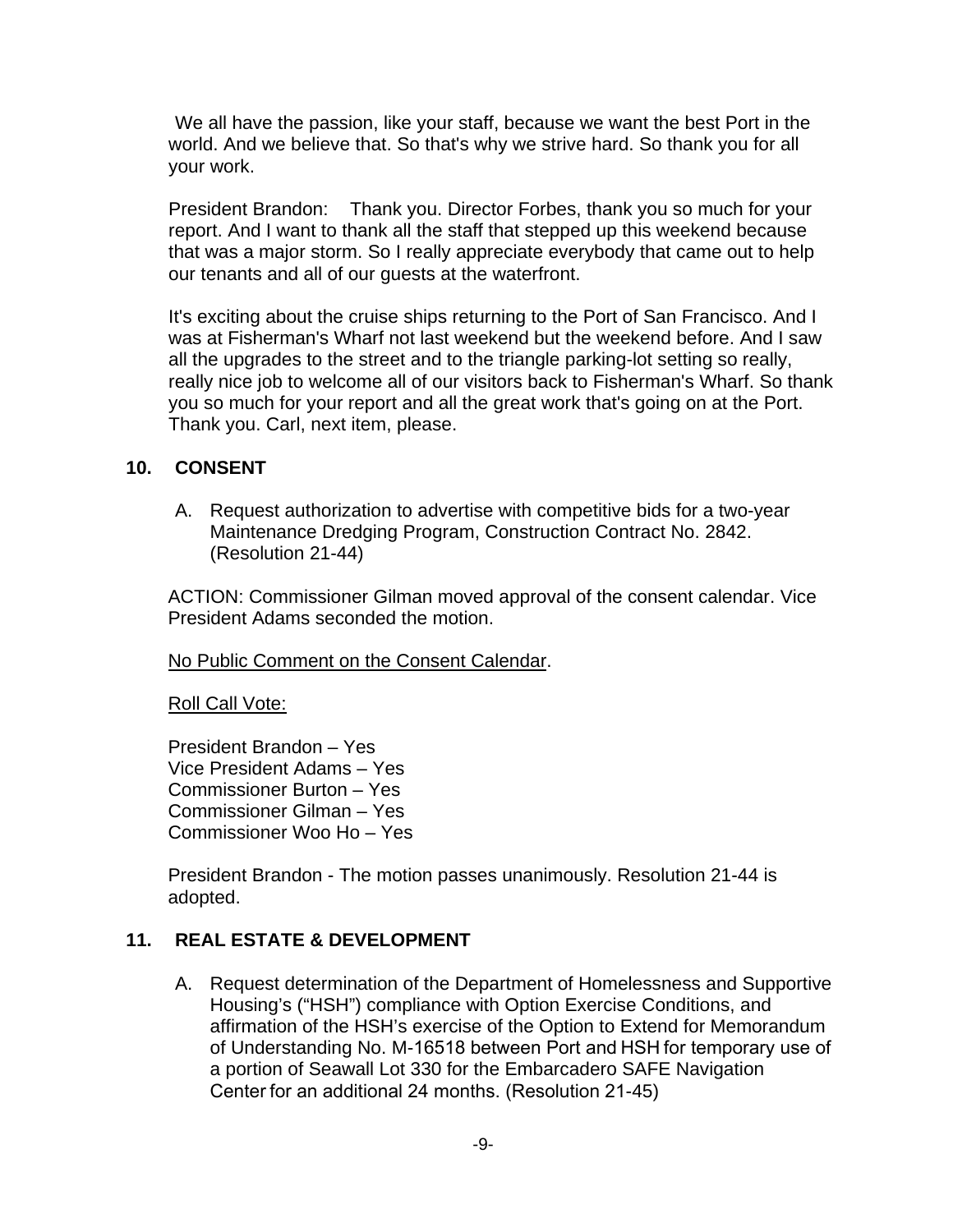We all have the passion, like your staff, because we want the best Port in the world. And we believe that. So that's why we strive hard. So thank you for all your work.

President Brandon: Thank you. Director Forbes, thank you so much for your report. And I want to thank all the staff that stepped up this weekend because that was a major storm. So I really appreciate everybody that came out to help our tenants and all of our guests at the waterfront.

It's exciting about the cruise ships returning to the Port of San Francisco. And I was at Fisherman's Wharf not last weekend but the weekend before. And I saw all the upgrades to the street and to the triangle parking-lot setting so really, really nice job to welcome all of our visitors back to Fisherman's Wharf. So thank you so much for your report and all the great work that's going on at the Port. Thank you. Carl, next item, please.

## 10. CONSENT

A. Request authorization to advertise with competitive bids for a two-year Maintenance Dredging Program, Construction Contract No. 2842. (Resolution 21-44)

ACTION: Commissioner Gilman moved approval of the consent calendar. Vice President Adams seconded the motion.

No Public Comment on the Consent Calendar.

Roll Call Vote:

President Brandon – Yes
Vice President Adams – Yes
Commissioner Burton – Yes
Commissioner Gilman – Yes
Commissioner Woo Ho – Yes

President Brandon - The motion passes unanimously. Resolution 21-44 is adopted.

## 11. REAL ESTATE & DEVELOPMENT

A. Request determination of the Department of Homelessness and Supportive Housing's ("HSH") compliance with Option Exercise Conditions, and affirmation of the HSH's exercise of the Option to Extend for Memorandum of Understanding No. M-16518 between Port and HSH for temporary use of a portion of Seawall Lot 330 for the Embarcadero SAFE Navigation Center for an additional 24 months. (Resolution 21-45)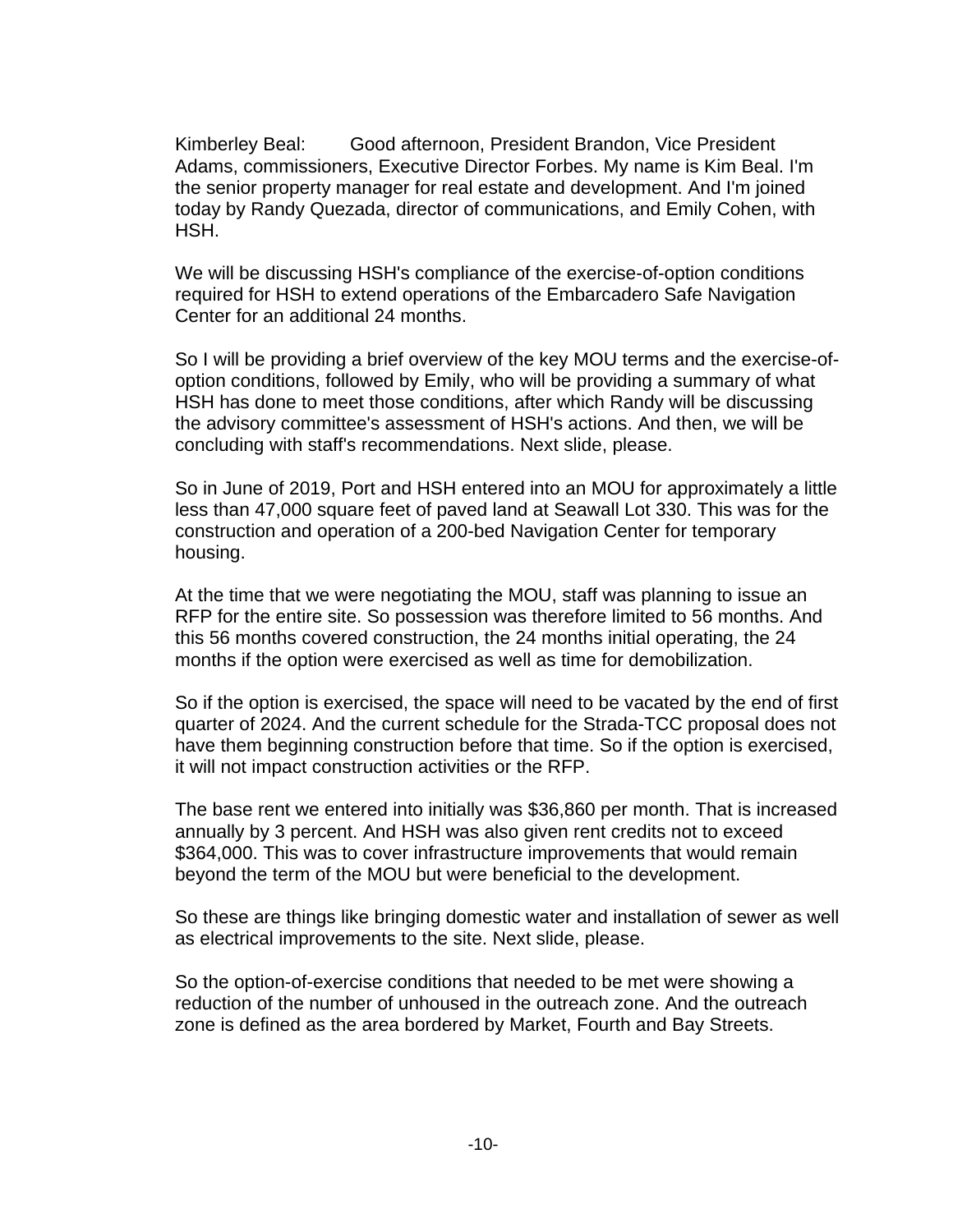Kimberley Beal: Good afternoon, President Brandon, Vice President Adams, commissioners, Executive Director Forbes. My name is Kim Beal. I'm the senior property manager for real estate and development. And I'm joined today by Randy Quezada, director of communications, and Emily Cohen, with HSH.

We will be discussing HSH's compliance of the exercise-of-option conditions required for HSH to extend operations of the Embarcadero Safe Navigation Center for an additional 24 months.

So I will be providing a brief overview of the key MOU terms and the exercise-of-option conditions, followed by Emily, who will be providing a summary of what HSH has done to meet those conditions, after which Randy will be discussing the advisory committee's assessment of HSH's actions. And then, we will be concluding with staff's recommendations. Next slide, please.

So in June of 2019, Port and HSH entered into an MOU for approximately a little less than 47,000 square feet of paved land at Seawall Lot 330. This was for the construction and operation of a 200-bed Navigation Center for temporary housing.

At the time that we were negotiating the MOU, staff was planning to issue an RFP for the entire site. So possession was therefore limited to 56 months. And this 56 months covered construction, the 24 months initial operating, the 24 months if the option were exercised as well as time for demobilization.

So if the option is exercised, the space will need to be vacated by the end of first quarter of 2024. And the current schedule for the Strada-TCC proposal does not have them beginning construction before that time. So if the option is exercised, it will not impact construction activities or the RFP.

The base rent we entered into initially was $36,860 per month. That is increased annually by 3 percent. And HSH was also given rent credits not to exceed $364,000. This was to cover infrastructure improvements that would remain beyond the term of the MOU but were beneficial to the development.

So these are things like bringing domestic water and installation of sewer as well as electrical improvements to the site. Next slide, please.

So the option-of-exercise conditions that needed to be met were showing a reduction of the number of unhoused in the outreach zone. And the outreach zone is defined as the area bordered by Market, Fourth and Bay Streets.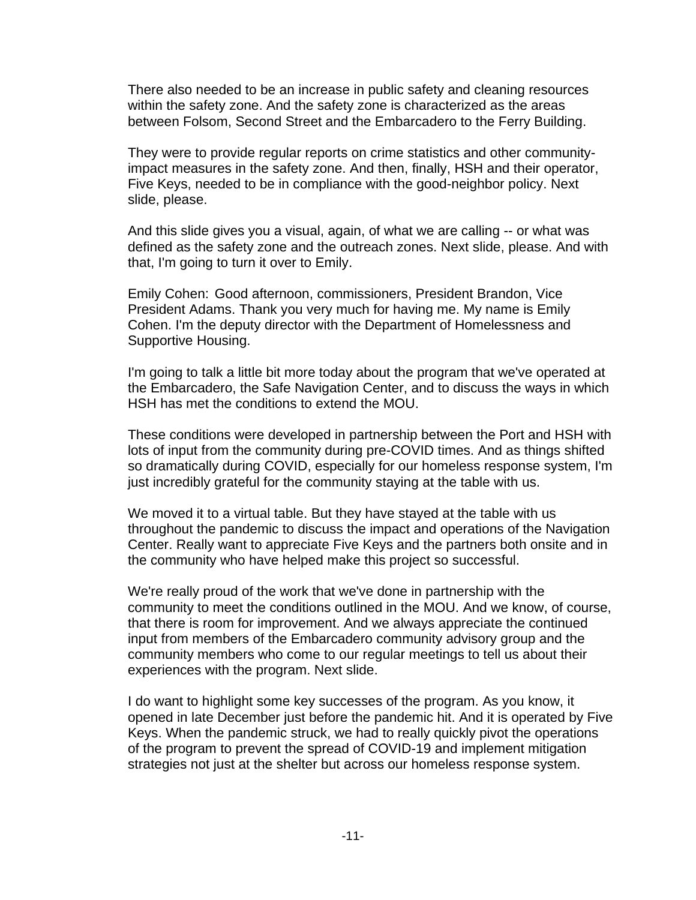There also needed to be an increase in public safety and cleaning resources within the safety zone. And the safety zone is characterized as the areas between Folsom, Second Street and the Embarcadero to the Ferry Building.

They were to provide regular reports on crime statistics and other community-impact measures in the safety zone. And then, finally, HSH and their operator, Five Keys, needed to be in compliance with the good-neighbor policy. Next slide, please.

And this slide gives you a visual, again, of what we are calling -- or what was defined as the safety zone and the outreach zones. Next slide, please. And with that, I'm going to turn it over to Emily.

Emily Cohen: Good afternoon, commissioners, President Brandon, Vice President Adams. Thank you very much for having me. My name is Emily Cohen. I'm the deputy director with the Department of Homelessness and Supportive Housing.

I'm going to talk a little bit more today about the program that we've operated at the Embarcadero, the Safe Navigation Center, and to discuss the ways in which HSH has met the conditions to extend the MOU.

These conditions were developed in partnership between the Port and HSH with lots of input from the community during pre-COVID times. And as things shifted so dramatically during COVID, especially for our homeless response system, I'm just incredibly grateful for the community staying at the table with us.

We moved it to a virtual table. But they have stayed at the table with us throughout the pandemic to discuss the impact and operations of the Navigation Center. Really want to appreciate Five Keys and the partners both onsite and in the community who have helped make this project so successful.

We're really proud of the work that we've done in partnership with the community to meet the conditions outlined in the MOU. And we know, of course, that there is room for improvement. And we always appreciate the continued input from members of the Embarcadero community advisory group and the community members who come to our regular meetings to tell us about their experiences with the program. Next slide.

I do want to highlight some key successes of the program. As you know, it opened in late December just before the pandemic hit. And it is operated by Five Keys. When the pandemic struck, we had to really quickly pivot the operations of the program to prevent the spread of COVID-19 and implement mitigation strategies not just at the shelter but across our homeless response system.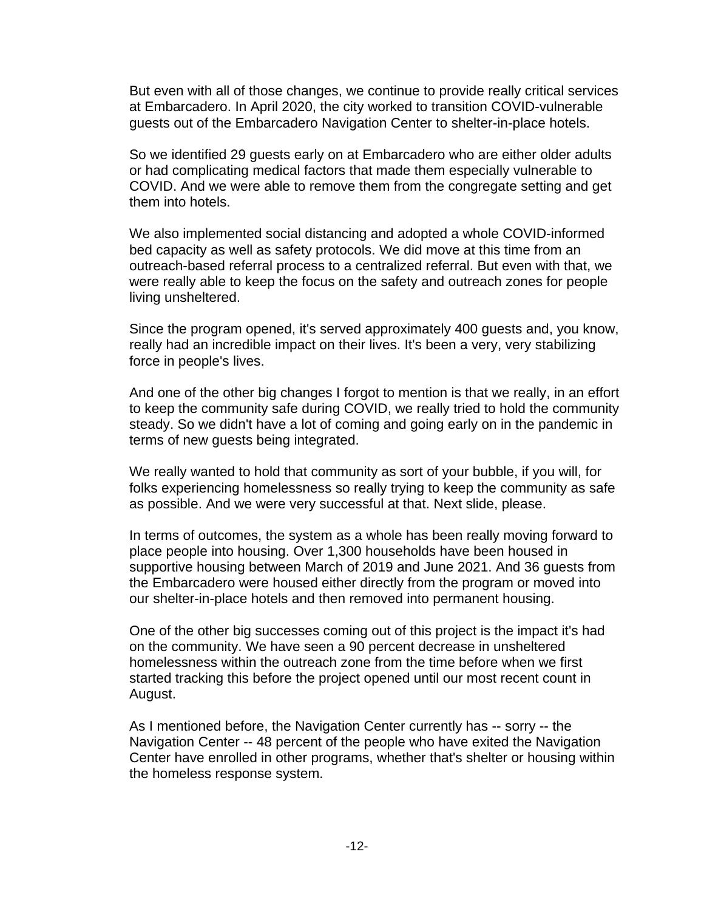But even with all of those changes, we continue to provide really critical services at Embarcadero. In April 2020, the city worked to transition COVID-vulnerable guests out of the Embarcadero Navigation Center to shelter-in-place hotels.

So we identified 29 guests early on at Embarcadero who are either older adults or had complicating medical factors that made them especially vulnerable to COVID. And we were able to remove them from the congregate setting and get them into hotels.

We also implemented social distancing and adopted a whole COVID-informed bed capacity as well as safety protocols. We did move at this time from an outreach-based referral process to a centralized referral. But even with that, we were really able to keep the focus on the safety and outreach zones for people living unsheltered.

Since the program opened, it's served approximately 400 guests and, you know, really had an incredible impact on their lives. It's been a very, very stabilizing force in people's lives.

And one of the other big changes I forgot to mention is that we really, in an effort to keep the community safe during COVID, we really tried to hold the community steady. So we didn't have a lot of coming and going early on in the pandemic in terms of new guests being integrated.

We really wanted to hold that community as sort of your bubble, if you will, for folks experiencing homelessness so really trying to keep the community as safe as possible. And we were very successful at that. Next slide, please.

In terms of outcomes, the system as a whole has been really moving forward to place people into housing. Over 1,300 households have been housed in supportive housing between March of 2019 and June 2021. And 36 guests from the Embarcadero were housed either directly from the program or moved into our shelter-in-place hotels and then removed into permanent housing.

One of the other big successes coming out of this project is the impact it's had on the community. We have seen a 90 percent decrease in unsheltered homelessness within the outreach zone from the time before when we first started tracking this before the project opened until our most recent count in August.

As I mentioned before, the Navigation Center currently has -- sorry -- the Navigation Center -- 48 percent of the people who have exited the Navigation Center have enrolled in other programs, whether that's shelter or housing within the homeless response system.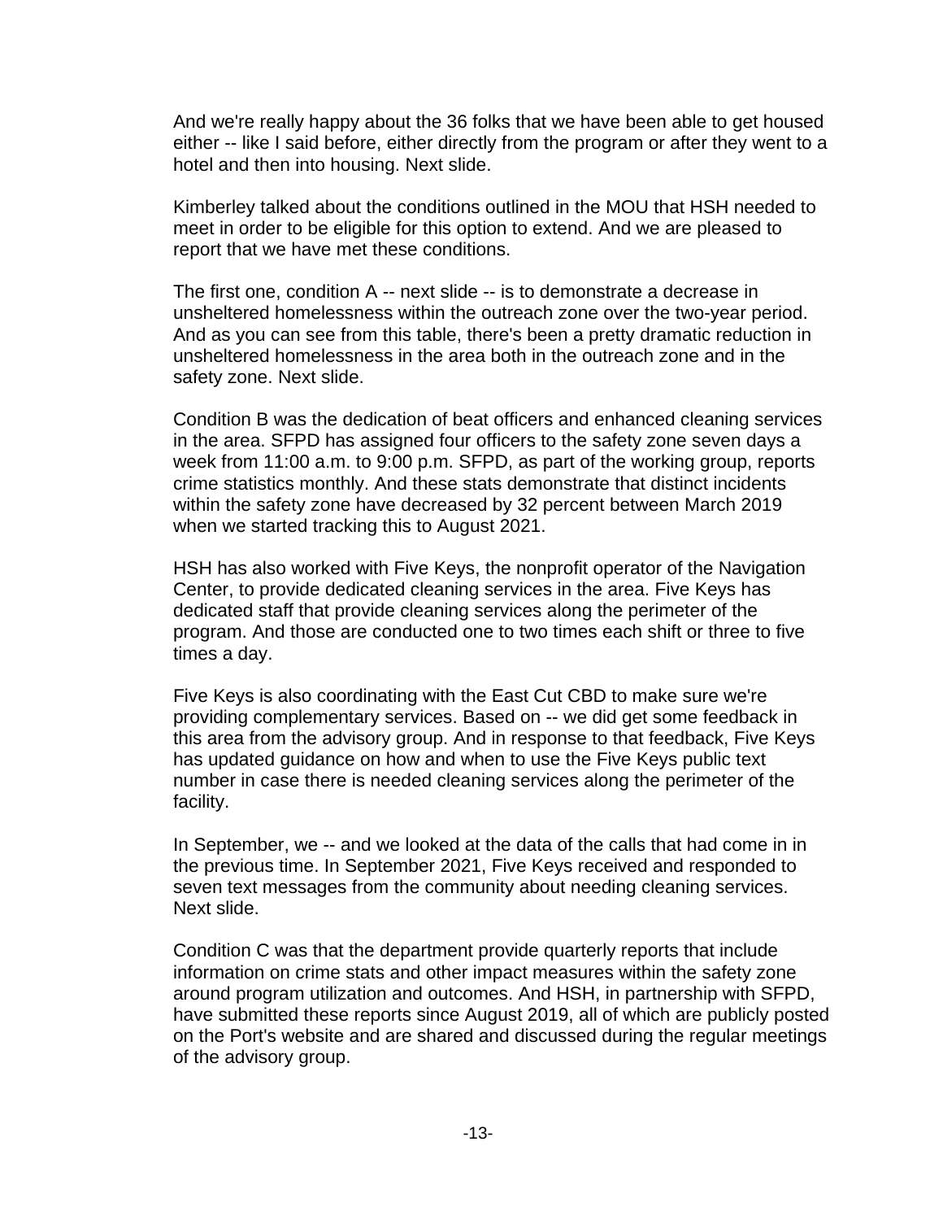And we're really happy about the 36 folks that we have been able to get housed either -- like I said before, either directly from the program or after they went to a hotel and then into housing. Next slide.

Kimberley talked about the conditions outlined in the MOU that HSH needed to meet in order to be eligible for this option to extend. And we are pleased to report that we have met these conditions.

The first one, condition A -- next slide -- is to demonstrate a decrease in unsheltered homelessness within the outreach zone over the two-year period. And as you can see from this table, there's been a pretty dramatic reduction in unsheltered homelessness in the area both in the outreach zone and in the safety zone. Next slide.

Condition B was the dedication of beat officers and enhanced cleaning services in the area. SFPD has assigned four officers to the safety zone seven days a week from 11:00 a.m. to 9:00 p.m. SFPD, as part of the working group, reports crime statistics monthly. And these stats demonstrate that distinct incidents within the safety zone have decreased by 32 percent between March 2019 when we started tracking this to August 2021.

HSH has also worked with Five Keys, the nonprofit operator of the Navigation Center, to provide dedicated cleaning services in the area. Five Keys has dedicated staff that provide cleaning services along the perimeter of the program. And those are conducted one to two times each shift or three to five times a day.

Five Keys is also coordinating with the East Cut CBD to make sure we're providing complementary services. Based on -- we did get some feedback in this area from the advisory group. And in response to that feedback, Five Keys has updated guidance on how and when to use the Five Keys public text number in case there is needed cleaning services along the perimeter of the facility.

In September, we -- and we looked at the data of the calls that had come in in the previous time. In September 2021, Five Keys received and responded to seven text messages from the community about needing cleaning services. Next slide.

Condition C was that the department provide quarterly reports that include information on crime stats and other impact measures within the safety zone around program utilization and outcomes. And HSH, in partnership with SFPD, have submitted these reports since August 2019, all of which are publicly posted on the Port's website and are shared and discussed during the regular meetings of the advisory group.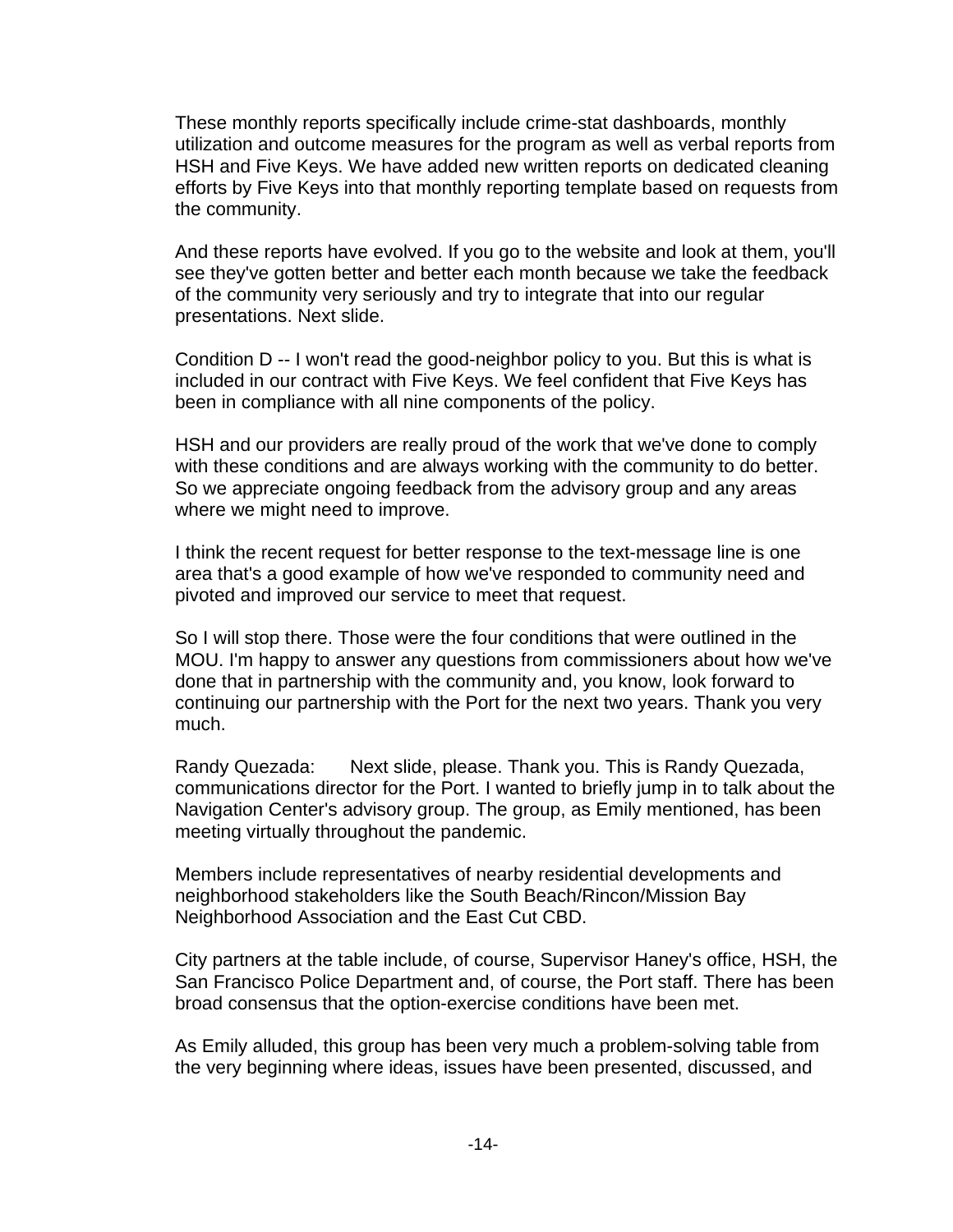These monthly reports specifically include crime-stat dashboards, monthly utilization and outcome measures for the program as well as verbal reports from HSH and Five Keys. We have added new written reports on dedicated cleaning efforts by Five Keys into that monthly reporting template based on requests from the community.

And these reports have evolved. If you go to the website and look at them, you'll see they've gotten better and better each month because we take the feedback of the community very seriously and try to integrate that into our regular presentations. Next slide.

Condition D -- I won't read the good-neighbor policy to you. But this is what is included in our contract with Five Keys. We feel confident that Five Keys has been in compliance with all nine components of the policy.

HSH and our providers are really proud of the work that we've done to comply with these conditions and are always working with the community to do better. So we appreciate ongoing feedback from the advisory group and any areas where we might need to improve.

I think the recent request for better response to the text-message line is one area that's a good example of how we've responded to community need and pivoted and improved our service to meet that request.

So I will stop there. Those were the four conditions that were outlined in the MOU. I'm happy to answer any questions from commissioners about how we've done that in partnership with the community and, you know, look forward to continuing our partnership with the Port for the next two years. Thank you very much.

Randy Quezada: Next slide, please. Thank you. This is Randy Quezada, communications director for the Port. I wanted to briefly jump in to talk about the Navigation Center's advisory group. The group, as Emily mentioned, has been meeting virtually throughout the pandemic.

Members include representatives of nearby residential developments and neighborhood stakeholders like the South Beach/Rincon/Mission Bay Neighborhood Association and the East Cut CBD.

City partners at the table include, of course, Supervisor Haney's office, HSH, the San Francisco Police Department and, of course, the Port staff. There has been broad consensus that the option-exercise conditions have been met.

As Emily alluded, this group has been very much a problem-solving table from the very beginning where ideas, issues have been presented, discussed, and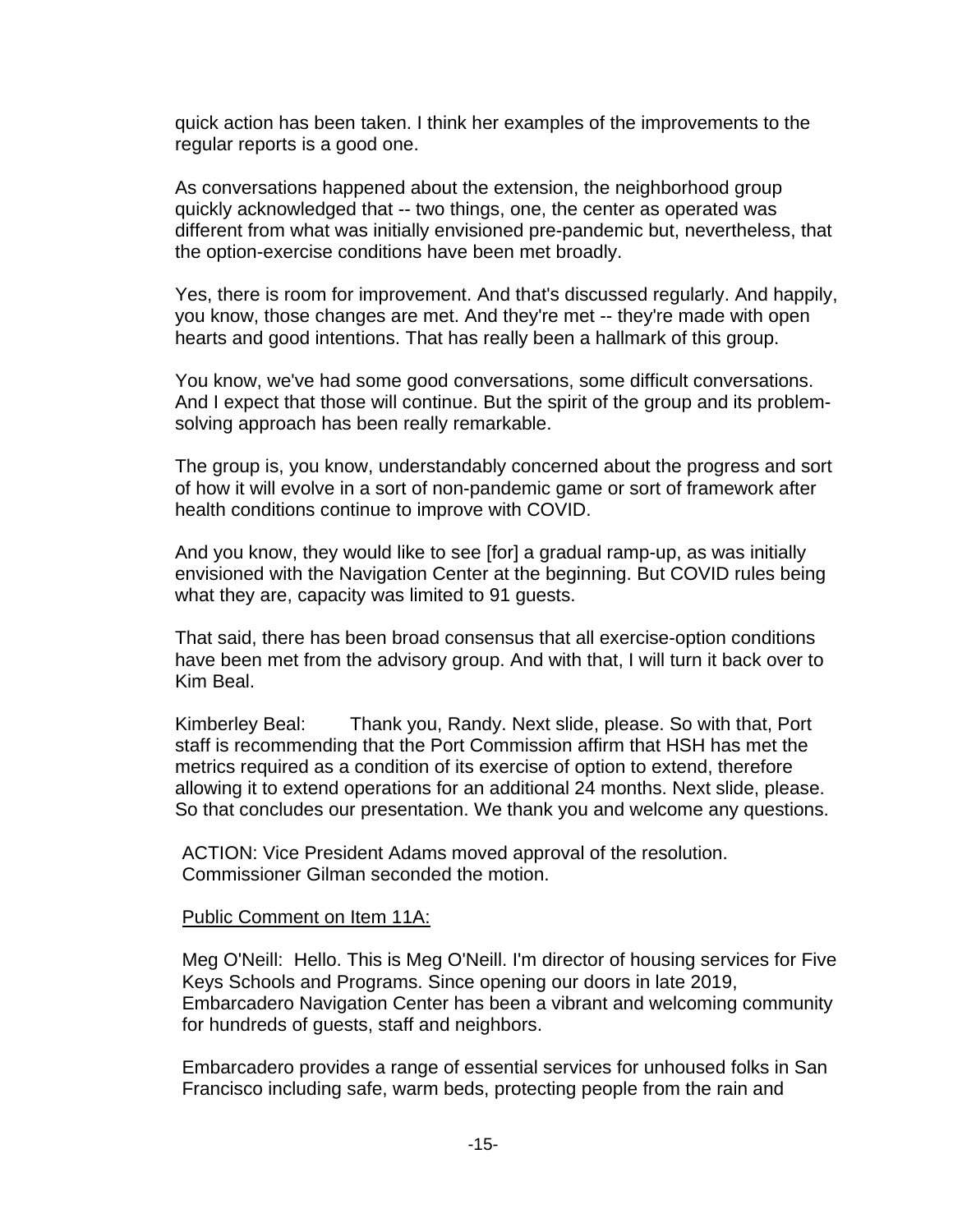quick action has been taken. I think her examples of the improvements to the regular reports is a good one.

As conversations happened about the extension, the neighborhood group quickly acknowledged that -- two things, one, the center as operated was different from what was initially envisioned pre-pandemic but, nevertheless, that the option-exercise conditions have been met broadly.

Yes, there is room for improvement. And that's discussed regularly. And happily, you know, those changes are met. And they're met -- they're made with open hearts and good intentions. That has really been a hallmark of this group.

You know, we've had some good conversations, some difficult conversations. And I expect that those will continue. But the spirit of the group and its problem-solving approach has been really remarkable.

The group is, you know, understandably concerned about the progress and sort of how it will evolve in a sort of non-pandemic game or sort of framework after health conditions continue to improve with COVID.

And you know, they would like to see [for] a gradual ramp-up, as was initially envisioned with the Navigation Center at the beginning. But COVID rules being what they are, capacity was limited to 91 guests.

That said, there has been broad consensus that all exercise-option conditions have been met from the advisory group. And with that, I will turn it back over to Kim Beal.

Kimberley Beal: Thank you, Randy. Next slide, please. So with that, Port staff is recommending that the Port Commission affirm that HSH has met the metrics required as a condition of its exercise of option to extend, therefore allowing it to extend operations for an additional 24 months. Next slide, please. So that concludes our presentation. We thank you and welcome any questions.

ACTION: Vice President Adams moved approval of the resolution. Commissioner Gilman seconded the motion.

Public Comment on Item 11A:

Meg O'Neill: Hello. This is Meg O'Neill. I'm director of housing services for Five Keys Schools and Programs. Since opening our doors in late 2019, Embarcadero Navigation Center has been a vibrant and welcoming community for hundreds of guests, staff and neighbors.

Embarcadero provides a range of essential services for unhoused folks in San Francisco including safe, warm beds, protecting people from the rain and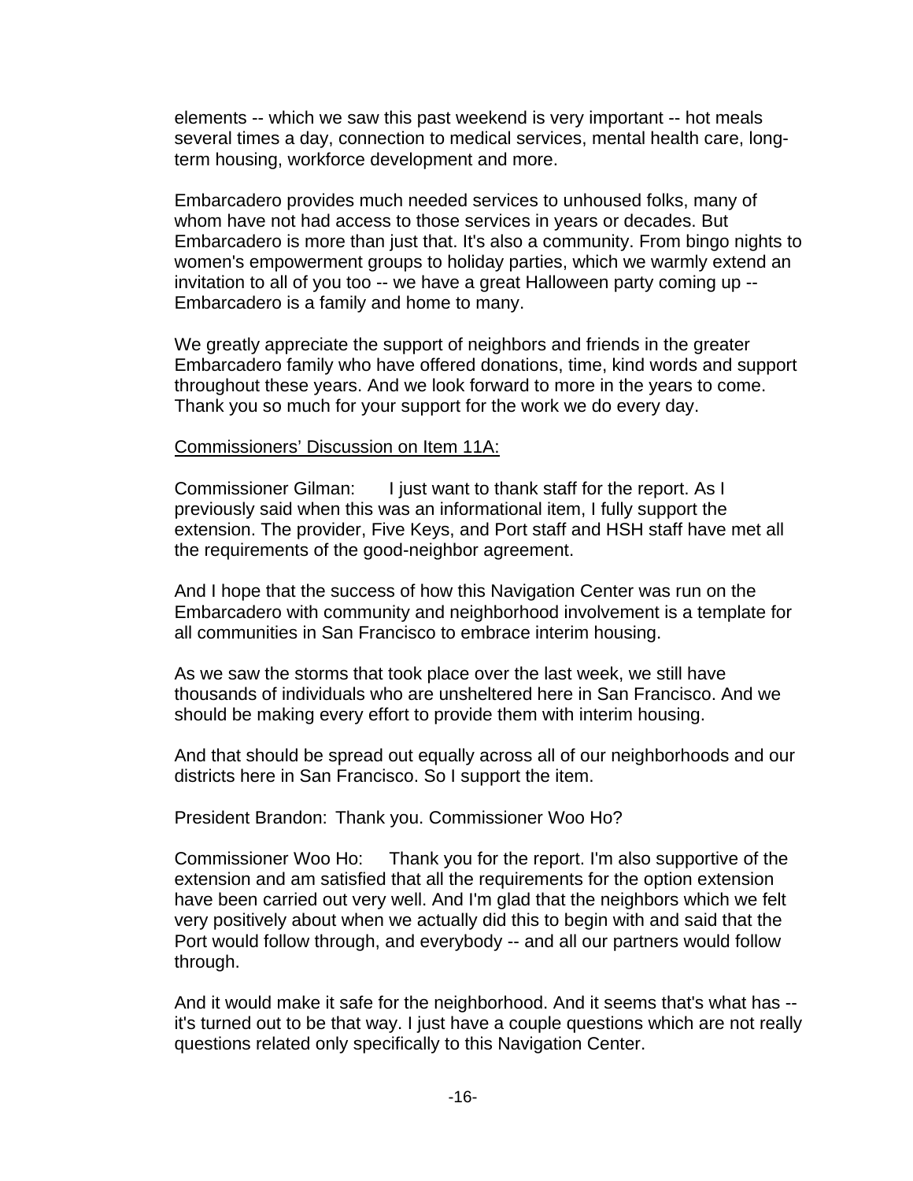elements -- which we saw this past weekend is very important -- hot meals several times a day, connection to medical services, mental health care, long-term housing, workforce development and more.

Embarcadero provides much needed services to unhoused folks, many of whom have not had access to those services in years or decades. But Embarcadero is more than just that. It's also a community. From bingo nights to women's empowerment groups to holiday parties, which we warmly extend an invitation to all of you too -- we have a great Halloween party coming up -- Embarcadero is a family and home to many.

We greatly appreciate the support of neighbors and friends in the greater Embarcadero family who have offered donations, time, kind words and support throughout these years. And we look forward to more in the years to come. Thank you so much for your support for the work we do every day.

<u>Commissioners' Discussion on Item 11A:</u>

Commissioner Gilman: I just want to thank staff for the report. As I previously said when this was an informational item, I fully support the extension. The provider, Five Keys, and Port staff and HSH staff have met all the requirements of the good-neighbor agreement.

And I hope that the success of how this Navigation Center was run on the Embarcadero with community and neighborhood involvement is a template for all communities in San Francisco to embrace interim housing.

As we saw the storms that took place over the last week, we still have thousands of individuals who are unsheltered here in San Francisco. And we should be making every effort to provide them with interim housing.

And that should be spread out equally across all of our neighborhoods and our districts here in San Francisco. So I support the item.

President Brandon: Thank you. Commissioner Woo Ho?

Commissioner Woo Ho: Thank you for the report. I'm also supportive of the extension and am satisfied that all the requirements for the option extension have been carried out very well. And I'm glad that the neighbors which we felt very positively about when we actually did this to begin with and said that the Port would follow through, and everybody -- and all our partners would follow through.

And it would make it safe for the neighborhood. And it seems that's what has -- it's turned out to be that way. I just have a couple questions which are not really questions related only specifically to this Navigation Center.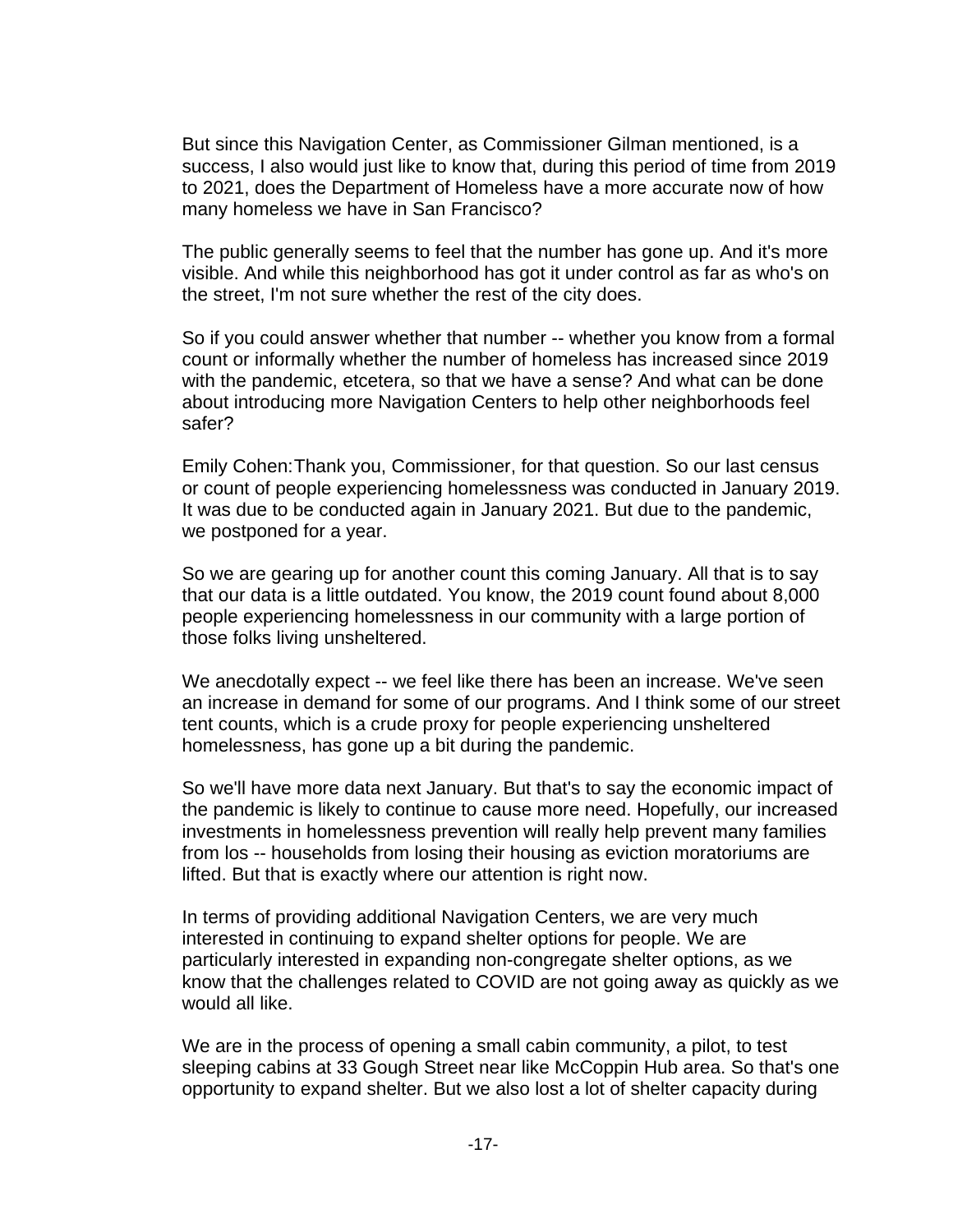But since this Navigation Center, as Commissioner Gilman mentioned, is a success, I also would just like to know that, during this period of time from 2019 to 2021, does the Department of Homeless have a more accurate now of how many homeless we have in San Francisco?

The public generally seems to feel that the number has gone up. And it's more visible. And while this neighborhood has got it under control as far as who's on the street, I'm not sure whether the rest of the city does.

So if you could answer whether that number -- whether you know from a formal count or informally whether the number of homeless has increased since 2019 with the pandemic, etcetera, so that we have a sense? And what can be done about introducing more Navigation Centers to help other neighborhoods feel safer?

Emily Cohen:Thank you, Commissioner, for that question. So our last census or count of people experiencing homelessness was conducted in January 2019. It was due to be conducted again in January 2021. But due to the pandemic, we postponed for a year.

So we are gearing up for another count this coming January. All that is to say that our data is a little outdated. You know, the 2019 count found about 8,000 people experiencing homelessness in our community with a large portion of those folks living unsheltered.

We anecdotally expect -- we feel like there has been an increase. We've seen an increase in demand for some of our programs. And I think some of our street tent counts, which is a crude proxy for people experiencing unsheltered homelessness, has gone up a bit during the pandemic.

So we'll have more data next January. But that's to say the economic impact of the pandemic is likely to continue to cause more need. Hopefully, our increased investments in homelessness prevention will really help prevent many families from los -- households from losing their housing as eviction moratoriums are lifted. But that is exactly where our attention is right now.

In terms of providing additional Navigation Centers, we are very much interested in continuing to expand shelter options for people. We are particularly interested in expanding non-congregate shelter options, as we know that the challenges related to COVID are not going away as quickly as we would all like.

We are in the process of opening a small cabin community, a pilot, to test sleeping cabins at 33 Gough Street near like McCoppin Hub area. So that's one opportunity to expand shelter. But we also lost a lot of shelter capacity during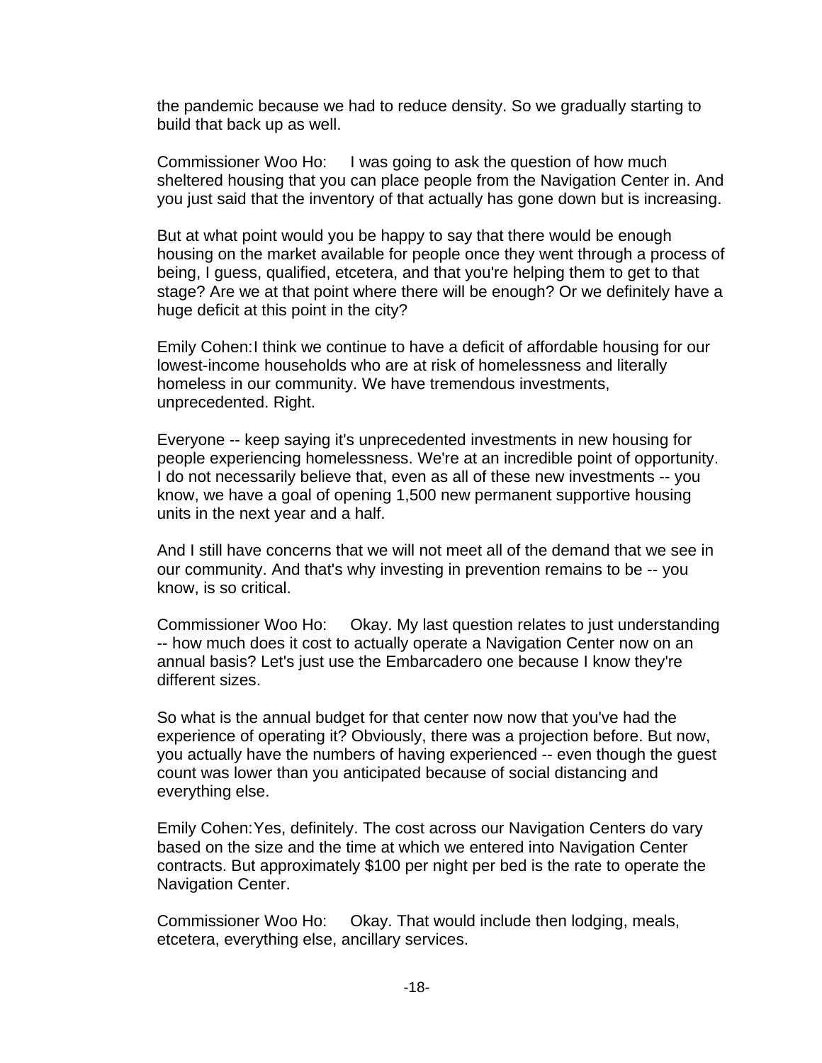the pandemic because we had to reduce density. So we gradually starting to build that back up as well.

Commissioner Woo Ho: I was going to ask the question of how much sheltered housing that you can place people from the Navigation Center in. And you just said that the inventory of that actually has gone down but is increasing.

But at what point would you be happy to say that there would be enough housing on the market available for people once they went through a process of being, I guess, qualified, etcetera, and that you're helping them to get to that stage? Are we at that point where there will be enough? Or we definitely have a huge deficit at this point in the city?

Emily Cohen: I think we continue to have a deficit of affordable housing for our lowest-income households who are at risk of homelessness and literally homeless in our community. We have tremendous investments, unprecedented. Right.

Everyone -- keep saying it's unprecedented investments in new housing for people experiencing homelessness. We're at an incredible point of opportunity. I do not necessarily believe that, even as all of these new investments -- you know, we have a goal of opening 1,500 new permanent supportive housing units in the next year and a half.

And I still have concerns that we will not meet all of the demand that we see in our community. And that's why investing in prevention remains to be -- you know, is so critical.

Commissioner Woo Ho: Okay. My last question relates to just understanding -- how much does it cost to actually operate a Navigation Center now on an annual basis? Let's just use the Embarcadero one because I know they're different sizes.

So what is the annual budget for that center now now that you've had the experience of operating it? Obviously, there was a projection before. But now, you actually have the numbers of having experienced -- even though the guest count was lower than you anticipated because of social distancing and everything else.

Emily Cohen: Yes, definitely. The cost across our Navigation Centers do vary based on the size and the time at which we entered into Navigation Center contracts. But approximately $100 per night per bed is the rate to operate the Navigation Center.

Commissioner Woo Ho: Okay. That would include then lodging, meals, etcetera, everything else, ancillary services.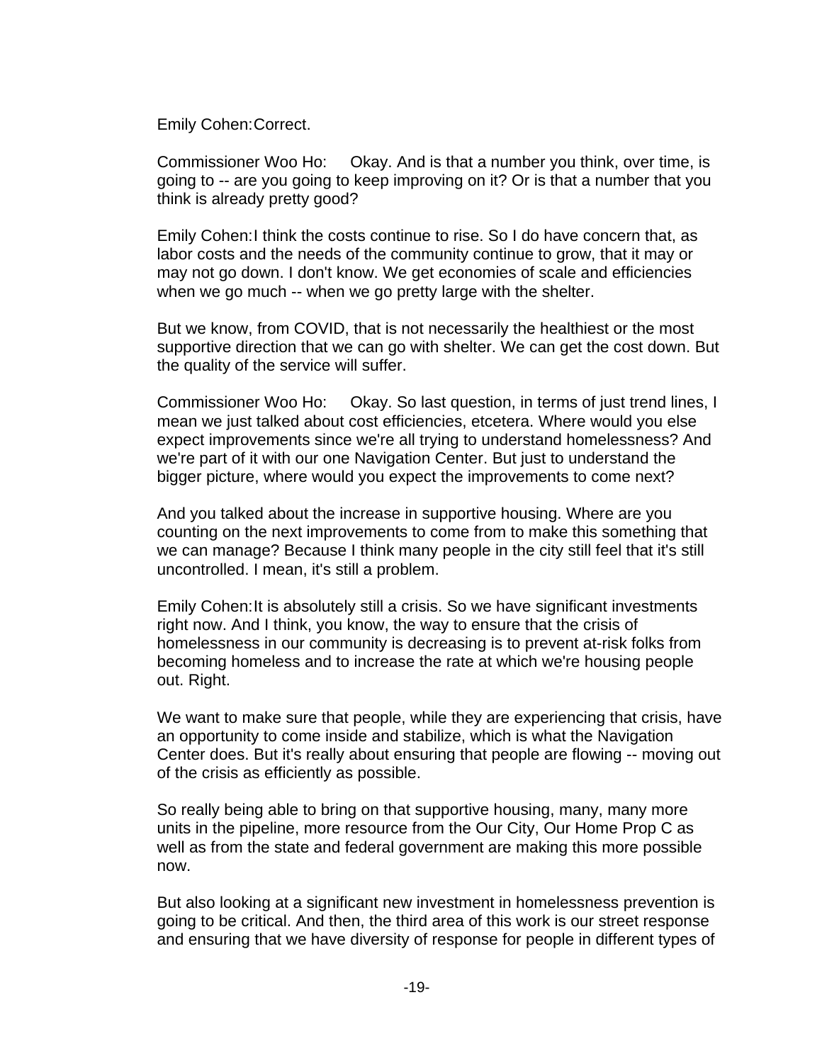Emily Cohen: Correct.

Commissioner Woo Ho: Okay. And is that a number you think, over time, is going to -- are you going to keep improving on it? Or is that a number that you think is already pretty good?

Emily Cohen: I think the costs continue to rise. So I do have concern that, as labor costs and the needs of the community continue to grow, that it may or may not go down. I don't know. We get economies of scale and efficiencies when we go much -- when we go pretty large with the shelter.

But we know, from COVID, that is not necessarily the healthiest or the most supportive direction that we can go with shelter. We can get the cost down. But the quality of the service will suffer.

Commissioner Woo Ho: Okay. So last question, in terms of just trend lines, I mean we just talked about cost efficiencies, etcetera. Where would you else expect improvements since we're all trying to understand homelessness? And we're part of it with our one Navigation Center. But just to understand the bigger picture, where would you expect the improvements to come next?

And you talked about the increase in supportive housing. Where are you counting on the next improvements to come from to make this something that we can manage? Because I think many people in the city still feel that it's still uncontrolled. I mean, it's still a problem.

Emily Cohen: It is absolutely still a crisis. So we have significant investments right now. And I think, you know, the way to ensure that the crisis of homelessness in our community is decreasing is to prevent at-risk folks from becoming homeless and to increase the rate at which we're housing people out. Right.

We want to make sure that people, while they are experiencing that crisis, have an opportunity to come inside and stabilize, which is what the Navigation Center does. But it's really about ensuring that people are flowing -- moving out of the crisis as efficiently as possible.

So really being able to bring on that supportive housing, many, many more units in the pipeline, more resource from the Our City, Our Home Prop C as well as from the state and federal government are making this more possible now.

But also looking at a significant new investment in homelessness prevention is going to be critical. And then, the third area of this work is our street response and ensuring that we have diversity of response for people in different types of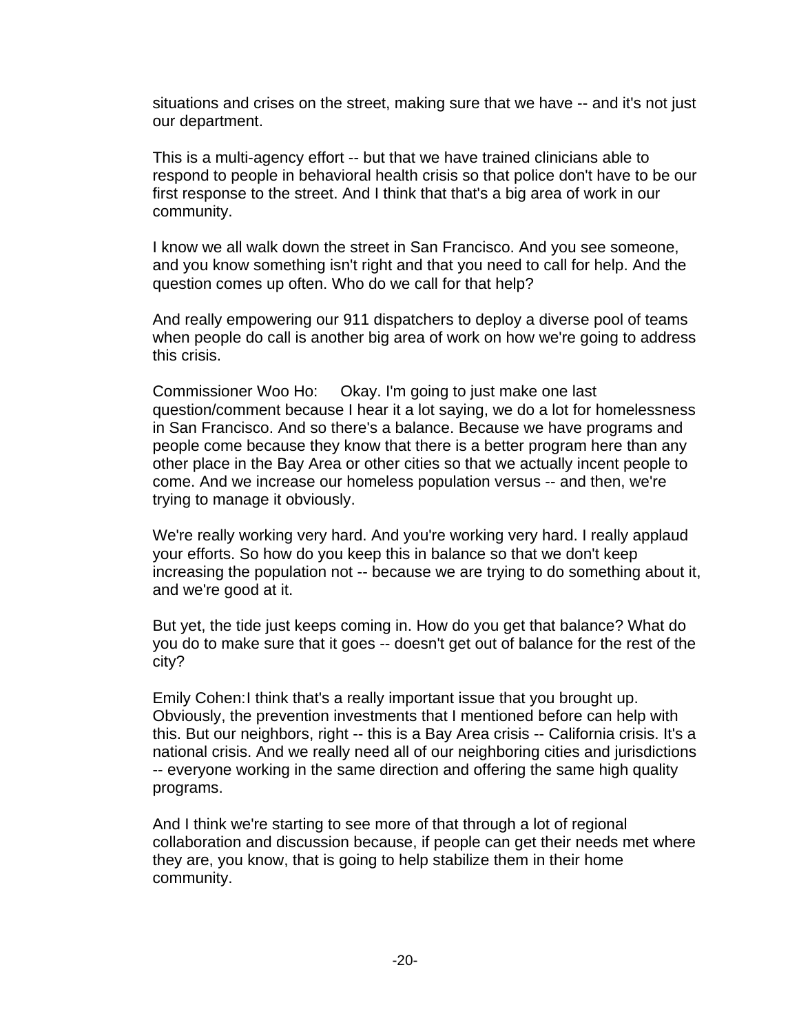situations and crises on the street, making sure that we have -- and it's not just our department.

This is a multi-agency effort -- but that we have trained clinicians able to respond to people in behavioral health crisis so that police don't have to be our first response to the street. And I think that that's a big area of work in our community.

I know we all walk down the street in San Francisco. And you see someone, and you know something isn't right and that you need to call for help. And the question comes up often. Who do we call for that help?

And really empowering our 911 dispatchers to deploy a diverse pool of teams when people do call is another big area of work on how we're going to address this crisis.

Commissioner Woo Ho: Okay. I'm going to just make one last question/comment because I hear it a lot saying, we do a lot for homelessness in San Francisco. And so there's a balance. Because we have programs and people come because they know that there is a better program here than any other place in the Bay Area or other cities so that we actually incent people to come. And we increase our homeless population versus -- and then, we're trying to manage it obviously.

We're really working very hard. And you're working very hard. I really applaud your efforts. So how do you keep this in balance so that we don't keep increasing the population not -- because we are trying to do something about it, and we're good at it.

But yet, the tide just keeps coming in. How do you get that balance? What do you do to make sure that it goes -- doesn't get out of balance for the rest of the city?

Emily Cohen: I think that's a really important issue that you brought up. Obviously, the prevention investments that I mentioned before can help with this. But our neighbors, right -- this is a Bay Area crisis -- California crisis. It's a national crisis. And we really need all of our neighboring cities and jurisdictions -- everyone working in the same direction and offering the same high quality programs.

And I think we're starting to see more of that through a lot of regional collaboration and discussion because, if people can get their needs met where they are, you know, that is going to help stabilize them in their home community.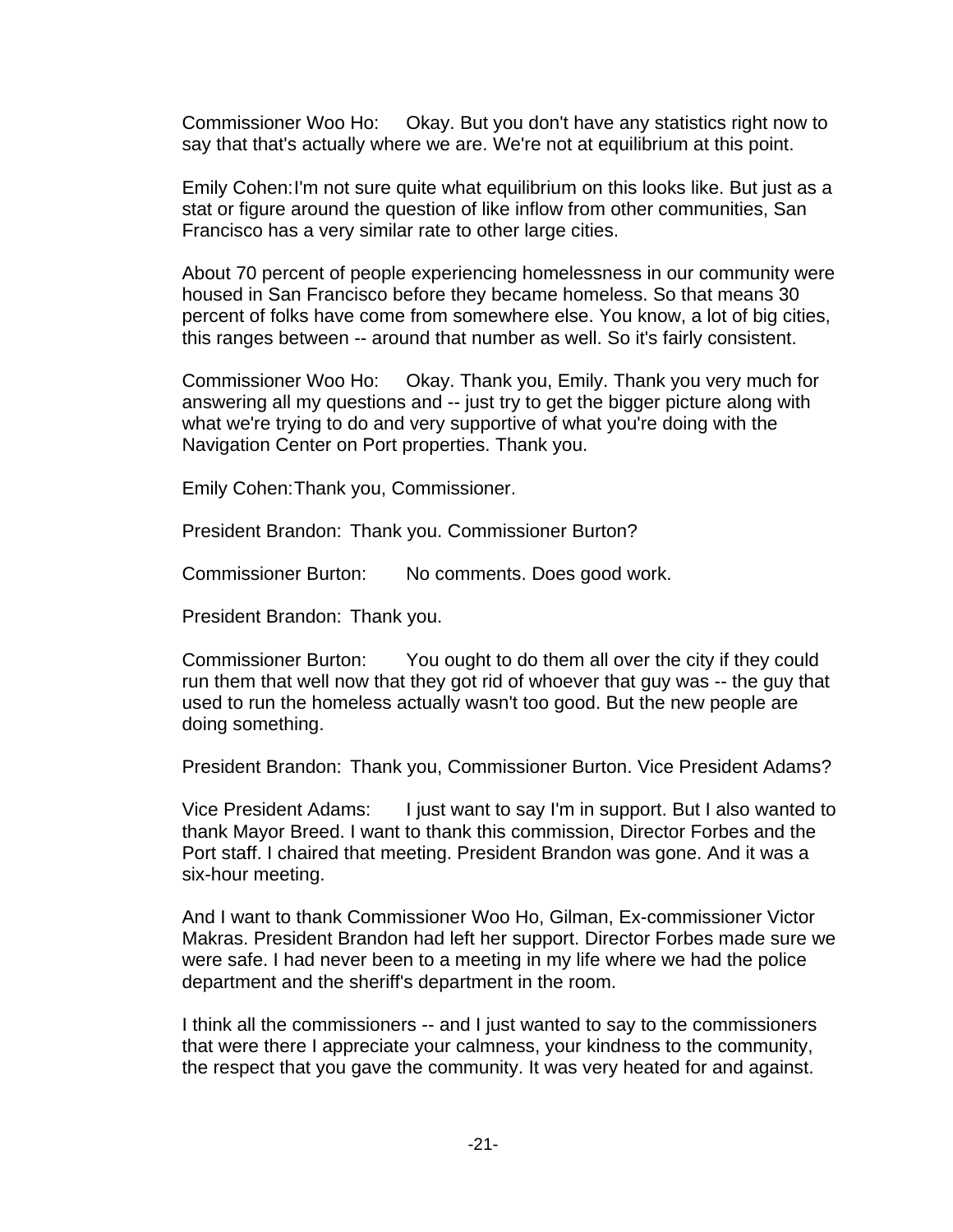Commissioner Woo Ho: Okay. But you don't have any statistics right now to say that that's actually where we are. We're not at equilibrium at this point.

Emily Cohen: I'm not sure quite what equilibrium on this looks like. But just as a stat or figure around the question of like inflow from other communities, San Francisco has a very similar rate to other large cities.

About 70 percent of people experiencing homelessness in our community were housed in San Francisco before they became homeless. So that means 30 percent of folks have come from somewhere else. You know, a lot of big cities, this ranges between -- around that number as well. So it's fairly consistent.

Commissioner Woo Ho: Okay. Thank you, Emily. Thank you very much for answering all my questions and -- just try to get the bigger picture along with what we're trying to do and very supportive of what you're doing with the Navigation Center on Port properties. Thank you.

Emily Cohen: Thank you, Commissioner.

President Brandon: Thank you. Commissioner Burton?

Commissioner Burton: No comments. Does good work.

President Brandon: Thank you.

Commissioner Burton: You ought to do them all over the city if they could run them that well now that they got rid of whoever that guy was -- the guy that used to run the homeless actually wasn't too good. But the new people are doing something.

President Brandon: Thank you, Commissioner Burton. Vice President Adams?

Vice President Adams: I just want to say I'm in support. But I also wanted to thank Mayor Breed. I want to thank this commission, Director Forbes and the Port staff. I chaired that meeting. President Brandon was gone. And it was a six-hour meeting.

And I want to thank Commissioner Woo Ho, Gilman, Ex-commissioner Victor Makras. President Brandon had left her support. Director Forbes made sure we were safe. I had never been to a meeting in my life where we had the police department and the sheriff's department in the room.

I think all the commissioners -- and I just wanted to say to the commissioners that were there I appreciate your calmness, your kindness to the community, the respect that you gave the community. It was very heated for and against.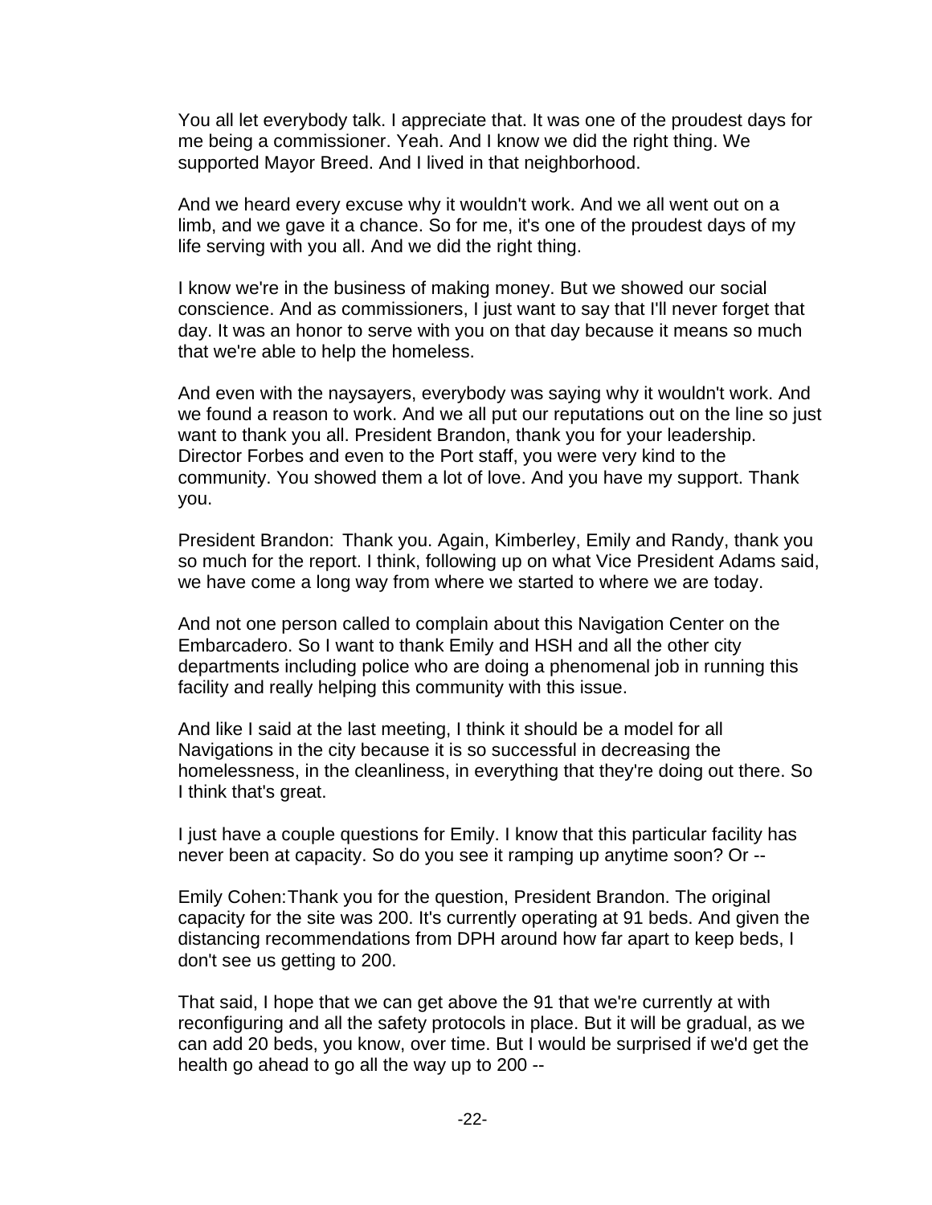You all let everybody talk. I appreciate that. It was one of the proudest days for me being a commissioner. Yeah. And I know we did the right thing. We supported Mayor Breed. And I lived in that neighborhood.

And we heard every excuse why it wouldn't work. And we all went out on a limb, and we gave it a chance. So for me, it's one of the proudest days of my life serving with you all. And we did the right thing.

I know we're in the business of making money. But we showed our social conscience. And as commissioners, I just want to say that I'll never forget that day. It was an honor to serve with you on that day because it means so much that we're able to help the homeless.

And even with the naysayers, everybody was saying why it wouldn't work. And we found a reason to work. And we all put our reputations out on the line so just want to thank you all. President Brandon, thank you for your leadership. Director Forbes and even to the Port staff, you were very kind to the community. You showed them a lot of love. And you have my support. Thank you.

President Brandon: Thank you. Again, Kimberley, Emily and Randy, thank you so much for the report. I think, following up on what Vice President Adams said, we have come a long way from where we started to where we are today.

And not one person called to complain about this Navigation Center on the Embarcadero. So I want to thank Emily and HSH and all the other city departments including police who are doing a phenomenal job in running this facility and really helping this community with this issue.

And like I said at the last meeting, I think it should be a model for all Navigations in the city because it is so successful in decreasing the homelessness, in the cleanliness, in everything that they're doing out there. So I think that's great.

I just have a couple questions for Emily. I know that this particular facility has never been at capacity. So do you see it ramping up anytime soon? Or --

Emily Cohen: Thank you for the question, President Brandon. The original capacity for the site was 200. It's currently operating at 91 beds. And given the distancing recommendations from DPH around how far apart to keep beds, I don't see us getting to 200.

That said, I hope that we can get above the 91 that we're currently at with reconfiguring and all the safety protocols in place. But it will be gradual, as we can add 20 beds, you know, over time. But I would be surprised if we'd get the health go ahead to go all the way up to 200 --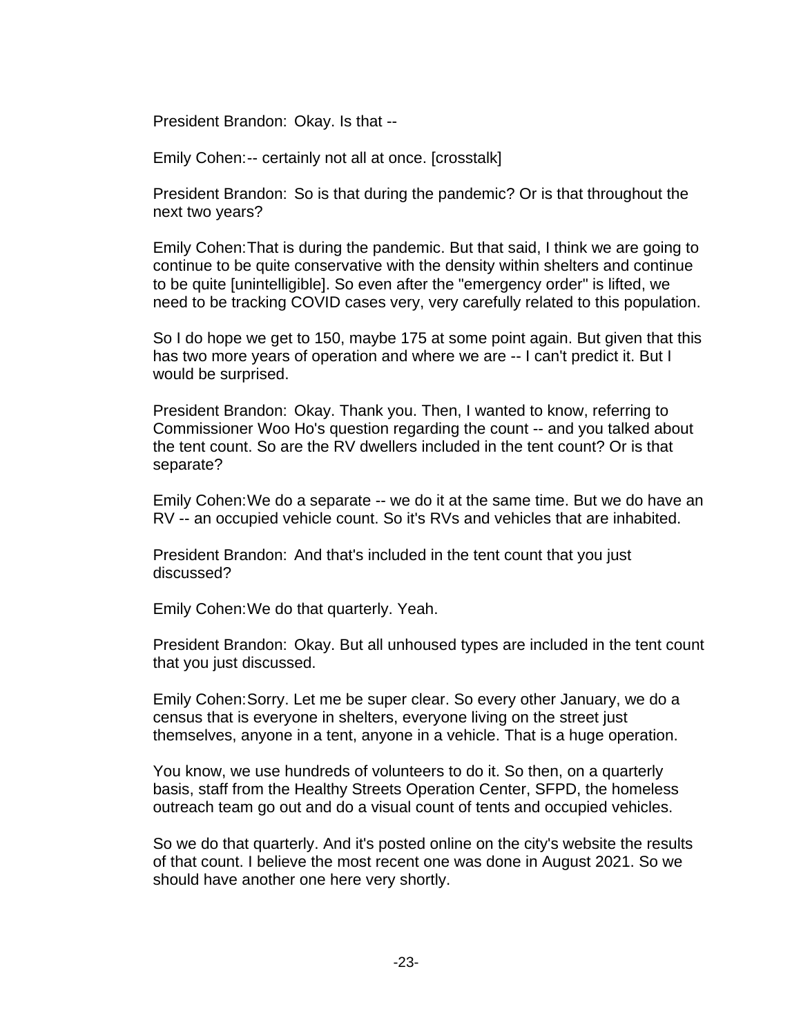President Brandon: Okay. Is that --

Emily Cohen: -- certainly not all at once. [crosstalk]

President Brandon: So is that during the pandemic? Or is that throughout the next two years?

Emily Cohen: That is during the pandemic. But that said, I think we are going to continue to be quite conservative with the density within shelters and continue to be quite [unintelligible]. So even after the "emergency order" is lifted, we need to be tracking COVID cases very, very carefully related to this population.

So I do hope we get to 150, maybe 175 at some point again. But given that this has two more years of operation and where we are -- I can't predict it. But I would be surprised.

President Brandon: Okay. Thank you. Then, I wanted to know, referring to Commissioner Woo Ho's question regarding the count -- and you talked about the tent count. So are the RV dwellers included in the tent count? Or is that separate?

Emily Cohen: We do a separate -- we do it at the same time. But we do have an RV -- an occupied vehicle count. So it's RVs and vehicles that are inhabited.

President Brandon: And that's included in the tent count that you just discussed?

Emily Cohen: We do that quarterly. Yeah.

President Brandon: Okay. But all unhoused types are included in the tent count that you just discussed.

Emily Cohen: Sorry. Let me be super clear. So every other January, we do a census that is everyone in shelters, everyone living on the street just themselves, anyone in a tent, anyone in a vehicle. That is a huge operation.

You know, we use hundreds of volunteers to do it. So then, on a quarterly basis, staff from the Healthy Streets Operation Center, SFPD, the homeless outreach team go out and do a visual count of tents and occupied vehicles.

So we do that quarterly. And it's posted online on the city's website the results of that count. I believe the most recent one was done in August 2021. So we should have another one here very shortly.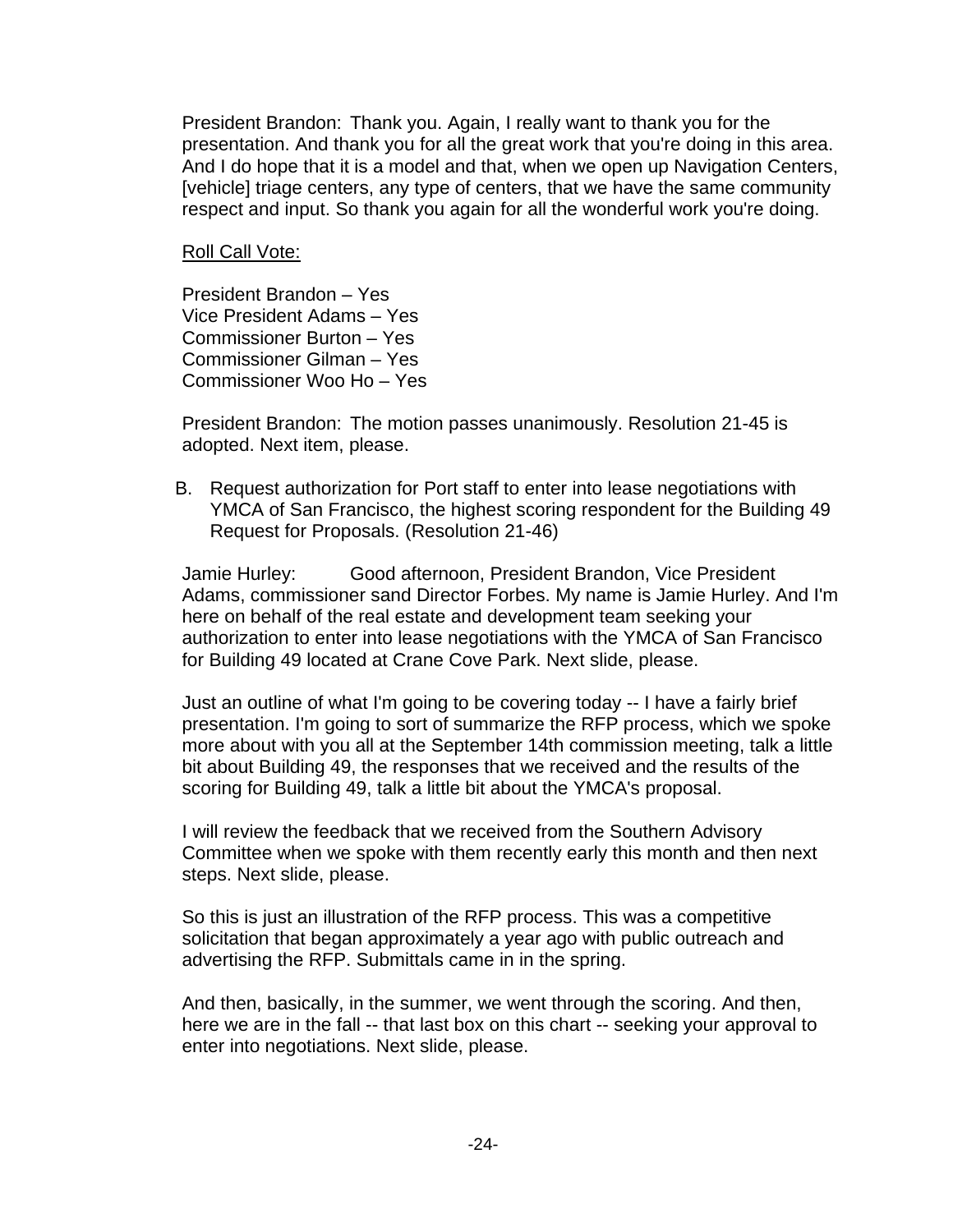President Brandon: Thank you. Again, I really want to thank you for the presentation. And thank you for all the great work that you're doing in this area. And I do hope that it is a model and that, when we open up Navigation Centers, [vehicle] triage centers, any type of centers, that we have the same community respect and input. So thank you again for all the wonderful work you're doing.

<u>Roll Call Vote:</u>

President Brandon – Yes
Vice President Adams – Yes
Commissioner Burton – Yes
Commissioner Gilman – Yes
Commissioner Woo Ho – Yes

President Brandon: The motion passes unanimously. Resolution 21-45 is adopted. Next item, please.

B. Request authorization for Port staff to enter into lease negotiations with YMCA of San Francisco, the highest scoring respondent for the Building 49 Request for Proposals. (Resolution 21-46)

Jamie Hurley: Good afternoon, President Brandon, Vice President Adams, commissioner sand Director Forbes. My name is Jamie Hurley. And I'm here on behalf of the real estate and development team seeking your authorization to enter into lease negotiations with the YMCA of San Francisco for Building 49 located at Crane Cove Park. Next slide, please.

Just an outline of what I'm going to be covering today -- I have a fairly brief presentation. I'm going to sort of summarize the RFP process, which we spoke more about with you all at the September 14th commission meeting, talk a little bit about Building 49, the responses that we received and the results of the scoring for Building 49, talk a little bit about the YMCA's proposal.

I will review the feedback that we received from the Southern Advisory Committee when we spoke with them recently early this month and then next steps. Next slide, please.

So this is just an illustration of the RFP process. This was a competitive solicitation that began approximately a year ago with public outreach and advertising the RFP. Submittals came in in the spring.

And then, basically, in the summer, we went through the scoring. And then, here we are in the fall -- that last box on this chart -- seeking your approval to enter into negotiations. Next slide, please.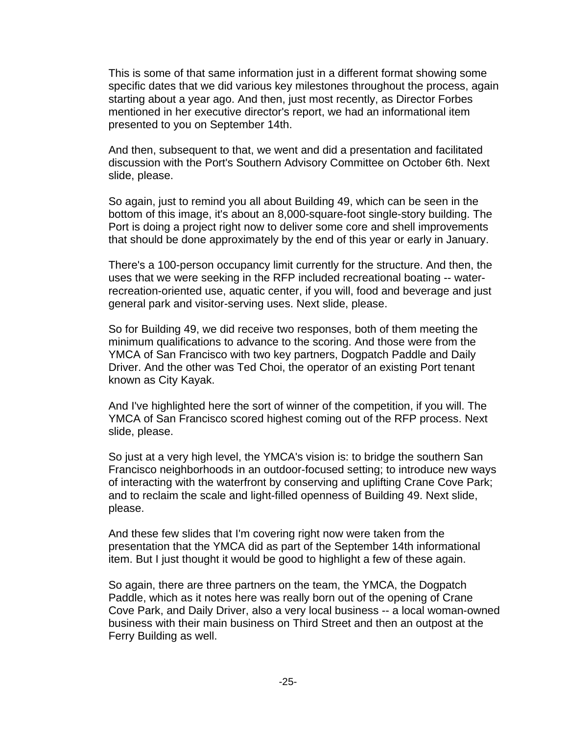This is some of that same information just in a different format showing some specific dates that we did various key milestones throughout the process, again starting about a year ago. And then, just most recently, as Director Forbes mentioned in her executive director's report, we had an informational item presented to you on September 14th.

And then, subsequent to that, we went and did a presentation and facilitated discussion with the Port's Southern Advisory Committee on October 6th. Next slide, please.

So again, just to remind you all about Building 49, which can be seen in the bottom of this image, it's about an 8,000-square-foot single-story building. The Port is doing a project right now to deliver some core and shell improvements that should be done approximately by the end of this year or early in January.

There's a 100-person occupancy limit currently for the structure. And then, the uses that we were seeking in the RFP included recreational boating -- water-recreation-oriented use, aquatic center, if you will, food and beverage and just general park and visitor-serving uses. Next slide, please.

So for Building 49, we did receive two responses, both of them meeting the minimum qualifications to advance to the scoring. And those were from the YMCA of San Francisco with two key partners, Dogpatch Paddle and Daily Driver. And the other was Ted Choi, the operator of an existing Port tenant known as City Kayak.

And I've highlighted here the sort of winner of the competition, if you will. The YMCA of San Francisco scored highest coming out of the RFP process. Next slide, please.

So just at a very high level, the YMCA's vision is: to bridge the southern San Francisco neighborhoods in an outdoor-focused setting; to introduce new ways of interacting with the waterfront by conserving and uplifting Crane Cove Park; and to reclaim the scale and light-filled openness of Building 49. Next slide, please.

And these few slides that I'm covering right now were taken from the presentation that the YMCA did as part of the September 14th informational item. But I just thought it would be good to highlight a few of these again.

So again, there are three partners on the team, the YMCA, the Dogpatch Paddle, which as it notes here was really born out of the opening of Crane Cove Park, and Daily Driver, also a very local business -- a local woman-owned business with their main business on Third Street and then an outpost at the Ferry Building as well.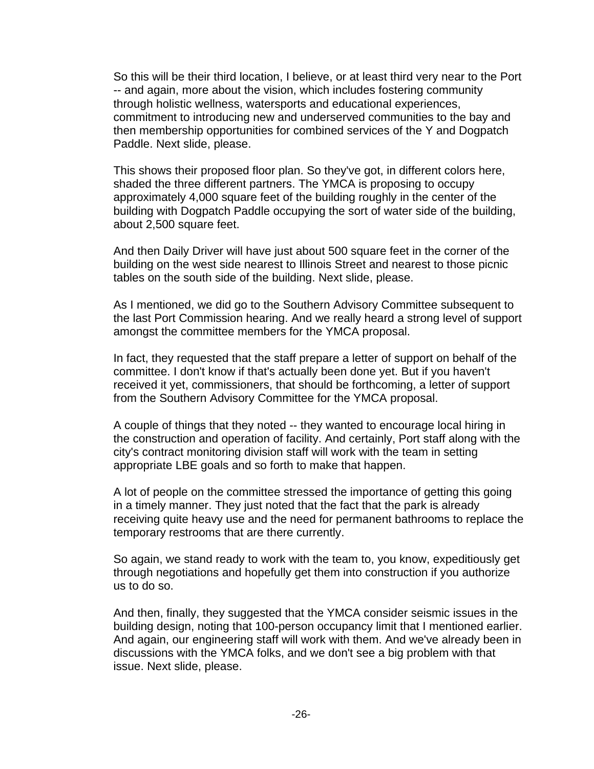So this will be their third location, I believe, or at least third very near to the Port -- and again, more about the vision, which includes fostering community through holistic wellness, watersports and educational experiences, commitment to introducing new and underserved communities to the bay and then membership opportunities for combined services of the Y and Dogpatch Paddle. Next slide, please.

This shows their proposed floor plan. So they've got, in different colors here, shaded the three different partners. The YMCA is proposing to occupy approximately 4,000 square feet of the building roughly in the center of the building with Dogpatch Paddle occupying the sort of water side of the building, about 2,500 square feet.

And then Daily Driver will have just about 500 square feet in the corner of the building on the west side nearest to Illinois Street and nearest to those picnic tables on the south side of the building. Next slide, please.

As I mentioned, we did go to the Southern Advisory Committee subsequent to the last Port Commission hearing. And we really heard a strong level of support amongst the committee members for the YMCA proposal.

In fact, they requested that the staff prepare a letter of support on behalf of the committee. I don't know if that's actually been done yet. But if you haven't received it yet, commissioners, that should be forthcoming, a letter of support from the Southern Advisory Committee for the YMCA proposal.

A couple of things that they noted -- they wanted to encourage local hiring in the construction and operation of facility. And certainly, Port staff along with the city's contract monitoring division staff will work with the team in setting appropriate LBE goals and so forth to make that happen.

A lot of people on the committee stressed the importance of getting this going in a timely manner. They just noted that the fact that the park is already receiving quite heavy use and the need for permanent bathrooms to replace the temporary restrooms that are there currently.

So again, we stand ready to work with the team to, you know, expeditiously get through negotiations and hopefully get them into construction if you authorize us to do so.

And then, finally, they suggested that the YMCA consider seismic issues in the building design, noting that 100-person occupancy limit that I mentioned earlier. And again, our engineering staff will work with them. And we've already been in discussions with the YMCA folks, and we don't see a big problem with that issue. Next slide, please.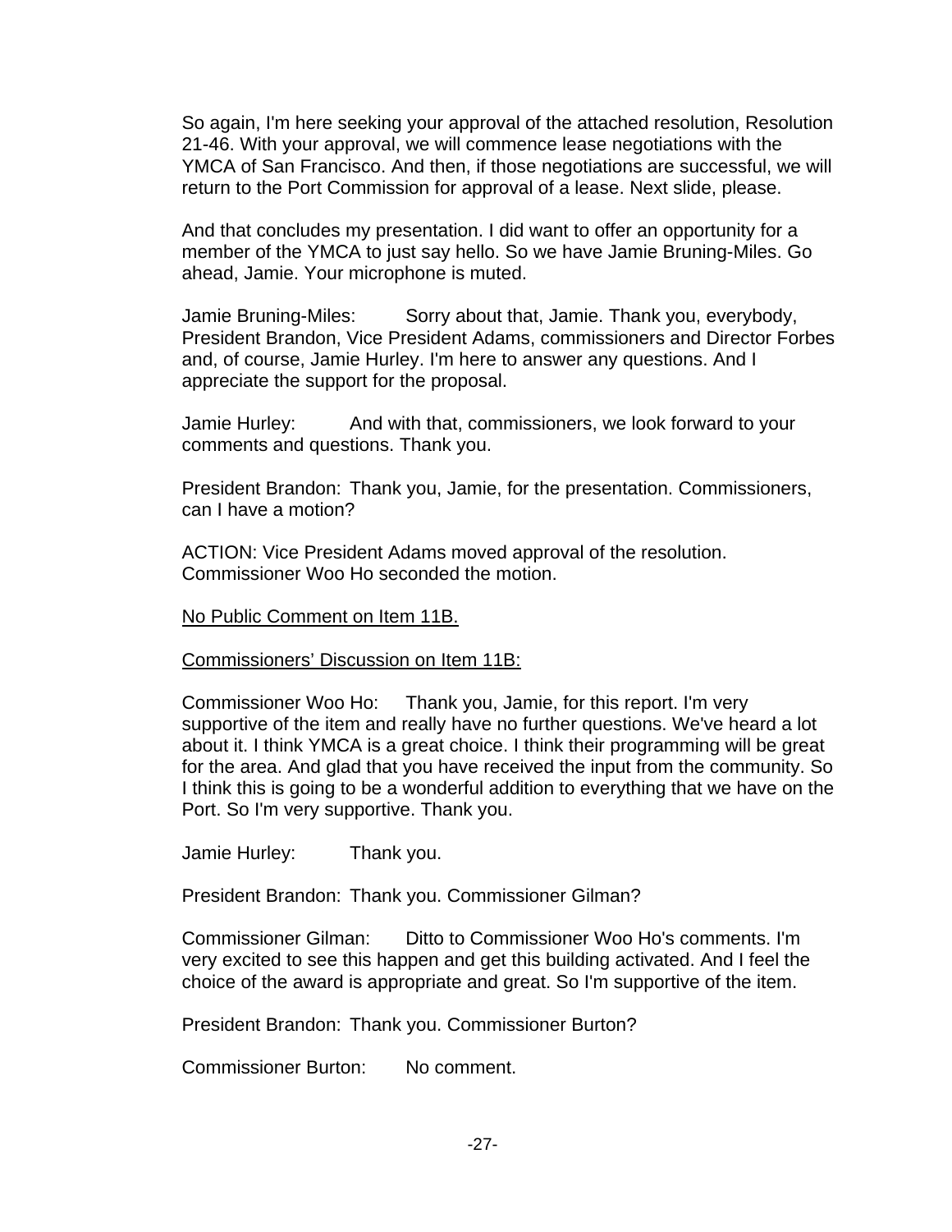So again, I'm here seeking your approval of the attached resolution, Resolution 21-46. With your approval, we will commence lease negotiations with the YMCA of San Francisco. And then, if those negotiations are successful, we will return to the Port Commission for approval of a lease. Next slide, please.

And that concludes my presentation. I did want to offer an opportunity for a member of the YMCA to just say hello. So we have Jamie Bruning-Miles. Go ahead, Jamie. Your microphone is muted.

Jamie Bruning-Miles: Sorry about that, Jamie. Thank you, everybody, President Brandon, Vice President Adams, commissioners and Director Forbes and, of course, Jamie Hurley. I'm here to answer any questions. And I appreciate the support for the proposal.

Jamie Hurley: And with that, commissioners, we look forward to your comments and questions. Thank you.

President Brandon: Thank you, Jamie, for the presentation. Commissioners, can I have a motion?

ACTION: Vice President Adams moved approval of the resolution. Commissioner Woo Ho seconded the motion.

<u>No Public Comment on Item 11B.</u>

<u>Commissioners' Discussion on Item 11B:</u>

Commissioner Woo Ho: Thank you, Jamie, for this report. I'm very supportive of the item and really have no further questions. We've heard a lot about it. I think YMCA is a great choice. I think their programming will be great for the area. And glad that you have received the input from the community. So I think this is going to be a wonderful addition to everything that we have on the Port. So I'm very supportive. Thank you.

Jamie Hurley: Thank you.

President Brandon: Thank you. Commissioner Gilman?

Commissioner Gilman: Ditto to Commissioner Woo Ho's comments. I'm very excited to see this happen and get this building activated. And I feel the choice of the award is appropriate and great. So I'm supportive of the item.

President Brandon: Thank you. Commissioner Burton?

Commissioner Burton: No comment.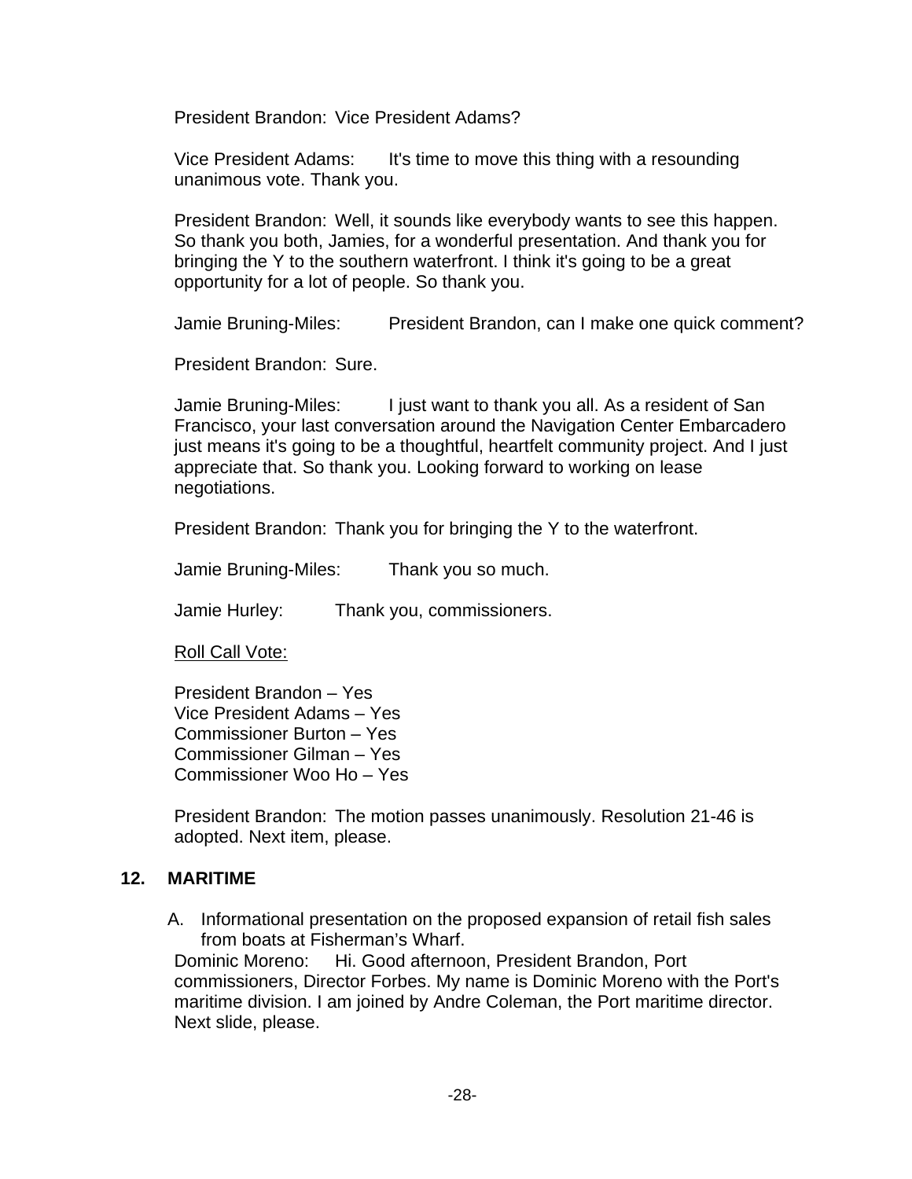President Brandon: Vice President Adams?

Vice President Adams: It's time to move this thing with a resounding unanimous vote. Thank you.

President Brandon: Well, it sounds like everybody wants to see this happen. So thank you both, Jamies, for a wonderful presentation. And thank you for bringing the Y to the southern waterfront. I think it's going to be a great opportunity for a lot of people. So thank you.

Jamie Bruning-Miles: President Brandon, can I make one quick comment?

President Brandon: Sure.

Jamie Bruning-Miles: I just want to thank you all. As a resident of San Francisco, your last conversation around the Navigation Center Embarcadero just means it's going to be a thoughtful, heartfelt community project. And I just appreciate that. So thank you. Looking forward to working on lease negotiations.

President Brandon: Thank you for bringing the Y to the waterfront.

Jamie Bruning-Miles: Thank you so much.

Jamie Hurley: Thank you, commissioners.

Roll Call Vote:

President Brandon – Yes
Vice President Adams – Yes
Commissioner Burton – Yes
Commissioner Gilman – Yes
Commissioner Woo Ho – Yes

President Brandon: The motion passes unanimously. Resolution 21-46 is adopted. Next item, please.

## 12. MARITIME

A. Informational presentation on the proposed expansion of retail fish sales from boats at Fisherman's Wharf.

Dominic Moreno: Hi. Good afternoon, President Brandon, Port commissioners, Director Forbes. My name is Dominic Moreno with the Port's maritime division. I am joined by Andre Coleman, the Port maritime director. Next slide, please.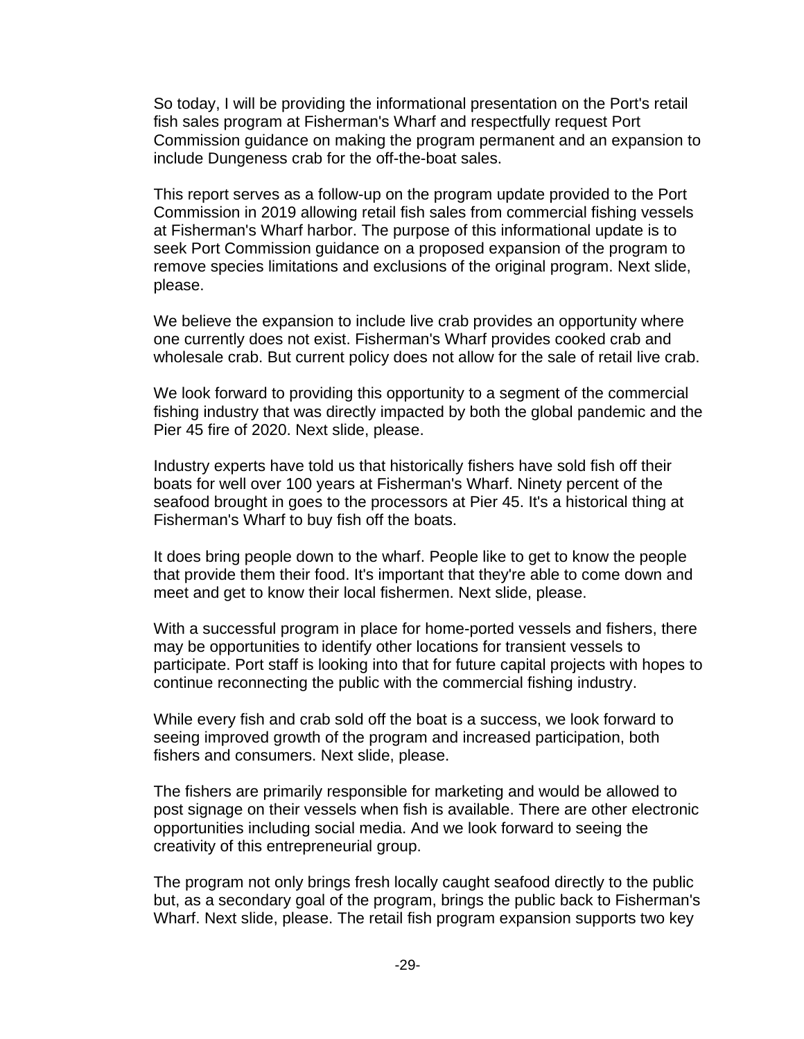So today, I will be providing the informational presentation on the Port's retail fish sales program at Fisherman's Wharf and respectfully request Port Commission guidance on making the program permanent and an expansion to include Dungeness crab for the off-the-boat sales.

This report serves as a follow-up on the program update provided to the Port Commission in 2019 allowing retail fish sales from commercial fishing vessels at Fisherman's Wharf harbor. The purpose of this informational update is to seek Port Commission guidance on a proposed expansion of the program to remove species limitations and exclusions of the original program. Next slide, please.

We believe the expansion to include live crab provides an opportunity where one currently does not exist. Fisherman's Wharf provides cooked crab and wholesale crab. But current policy does not allow for the sale of retail live crab.

We look forward to providing this opportunity to a segment of the commercial fishing industry that was directly impacted by both the global pandemic and the Pier 45 fire of 2020. Next slide, please.

Industry experts have told us that historically fishers have sold fish off their boats for well over 100 years at Fisherman's Wharf. Ninety percent of the seafood brought in goes to the processors at Pier 45. It's a historical thing at Fisherman's Wharf to buy fish off the boats.

It does bring people down to the wharf. People like to get to know the people that provide them their food. It's important that they're able to come down and meet and get to know their local fishermen. Next slide, please.

With a successful program in place for home-ported vessels and fishers, there may be opportunities to identify other locations for transient vessels to participate. Port staff is looking into that for future capital projects with hopes to continue reconnecting the public with the commercial fishing industry.

While every fish and crab sold off the boat is a success, we look forward to seeing improved growth of the program and increased participation, both fishers and consumers. Next slide, please.

The fishers are primarily responsible for marketing and would be allowed to post signage on their vessels when fish is available. There are other electronic opportunities including social media. And we look forward to seeing the creativity of this entrepreneurial group.

The program not only brings fresh locally caught seafood directly to the public but, as a secondary goal of the program, brings the public back to Fisherman's Wharf. Next slide, please. The retail fish program expansion supports two key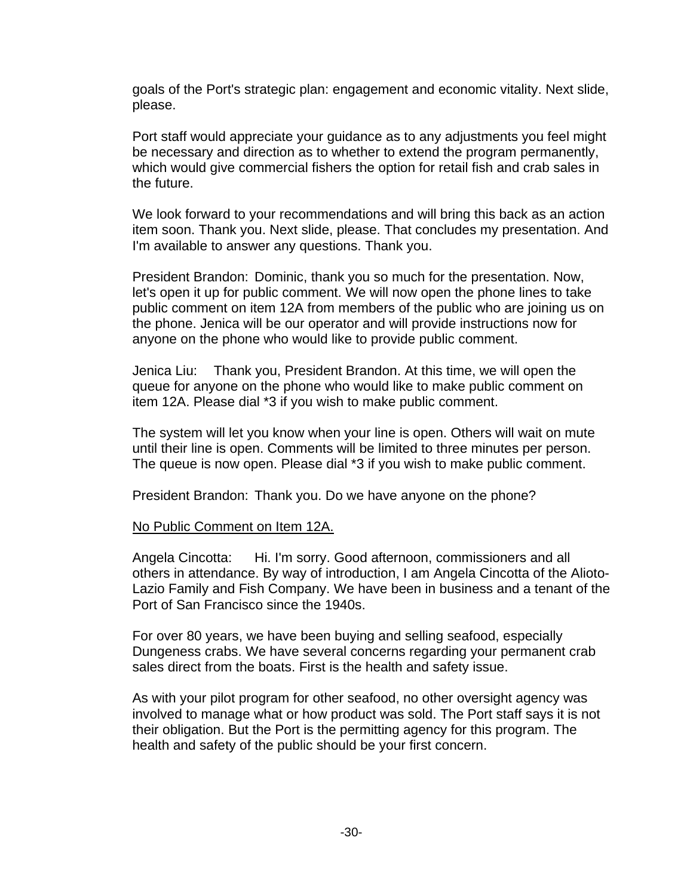goals of the Port's strategic plan: engagement and economic vitality. Next slide, please.

Port staff would appreciate your guidance as to any adjustments you feel might be necessary and direction as to whether to extend the program permanently, which would give commercial fishers the option for retail fish and crab sales in the future.

We look forward to your recommendations and will bring this back as an action item soon. Thank you. Next slide, please. That concludes my presentation. And I'm available to answer any questions. Thank you.

President Brandon: Dominic, thank you so much for the presentation. Now, let's open it up for public comment. We will now open the phone lines to take public comment on item 12A from members of the public who are joining us on the phone. Jenica will be our operator and will provide instructions now for anyone on the phone who would like to provide public comment.

Jenica Liu: Thank you, President Brandon. At this time, we will open the queue for anyone on the phone who would like to make public comment on item 12A. Please dial *3 if you wish to make public comment.

The system will let you know when your line is open. Others will wait on mute until their line is open. Comments will be limited to three minutes per person. The queue is now open. Please dial *3 if you wish to make public comment.

President Brandon: Thank you. Do we have anyone on the phone?

<u>No Public Comment on Item 12A.</u>

Angela Cincotta: Hi. I'm sorry. Good afternoon, commissioners and all others in attendance. By way of introduction, I am Angela Cincotta of the Alioto-Lazio Family and Fish Company. We have been in business and a tenant of the Port of San Francisco since the 1940s.

For over 80 years, we have been buying and selling seafood, especially Dungeness crabs. We have several concerns regarding your permanent crab sales direct from the boats. First is the health and safety issue.

As with your pilot program for other seafood, no other oversight agency was involved to manage what or how product was sold. The Port staff says it is not their obligation. But the Port is the permitting agency for this program. The health and safety of the public should be your first concern.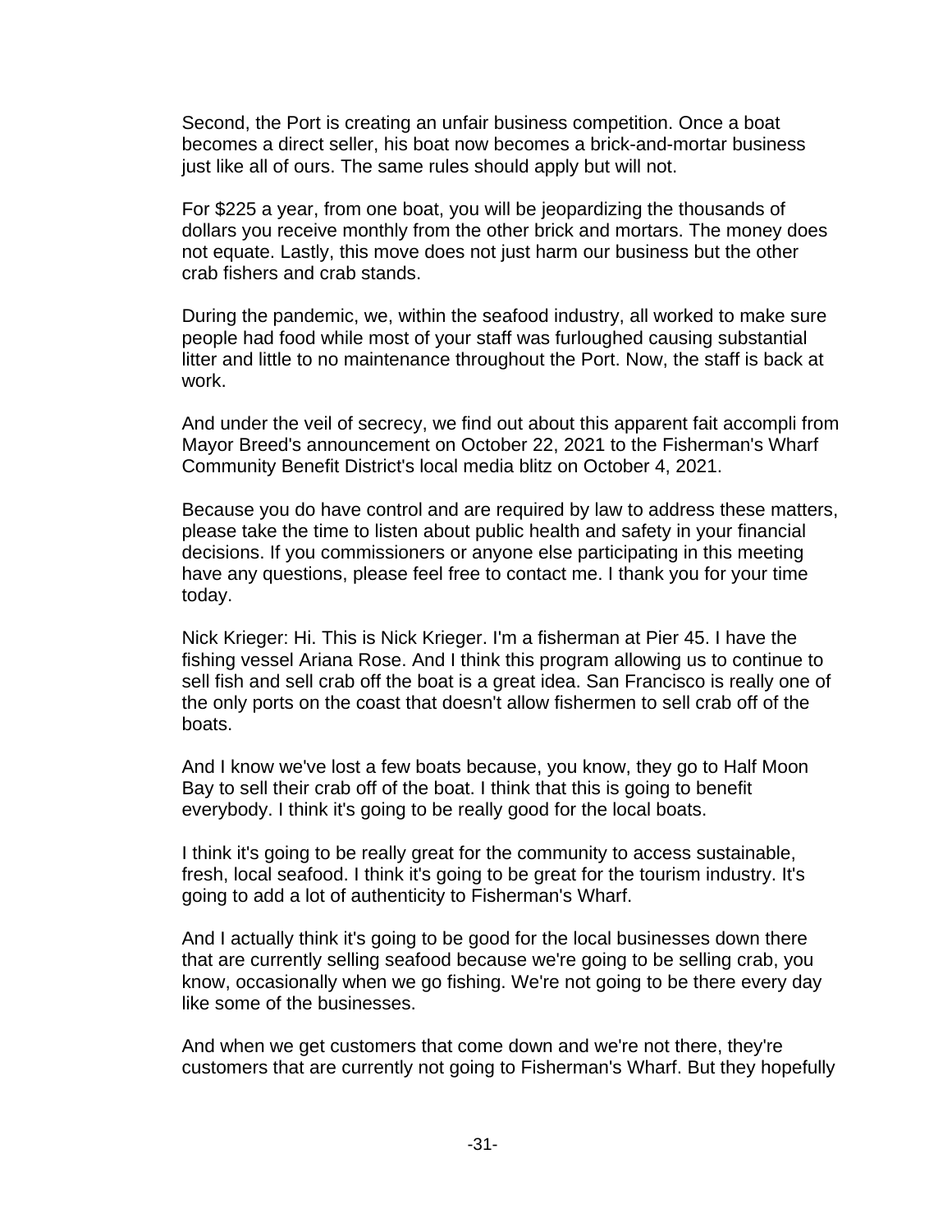Second, the Port is creating an unfair business competition. Once a boat becomes a direct seller, his boat now becomes a brick-and-mortar business just like all of ours. The same rules should apply but will not.

For $225 a year, from one boat, you will be jeopardizing the thousands of dollars you receive monthly from the other brick and mortars. The money does not equate. Lastly, this move does not just harm our business but the other crab fishers and crab stands.

During the pandemic, we, within the seafood industry, all worked to make sure people had food while most of your staff was furloughed causing substantial litter and little to no maintenance throughout the Port. Now, the staff is back at work.

And under the veil of secrecy, we find out about this apparent fait accompli from Mayor Breed's announcement on October 22, 2021 to the Fisherman's Wharf Community Benefit District's local media blitz on October 4, 2021.

Because you do have control and are required by law to address these matters, please take the time to listen about public health and safety in your financial decisions. If you commissioners or anyone else participating in this meeting have any questions, please feel free to contact me. I thank you for your time today.

Nick Krieger: Hi. This is Nick Krieger. I'm a fisherman at Pier 45. I have the fishing vessel Ariana Rose. And I think this program allowing us to continue to sell fish and sell crab off the boat is a great idea. San Francisco is really one of the only ports on the coast that doesn't allow fishermen to sell crab off of the boats.

And I know we've lost a few boats because, you know, they go to Half Moon Bay to sell their crab off of the boat. I think that this is going to benefit everybody. I think it's going to be really good for the local boats.

I think it's going to be really great for the community to access sustainable, fresh, local seafood. I think it's going to be great for the tourism industry. It's going to add a lot of authenticity to Fisherman's Wharf.

And I actually think it's going to be good for the local businesses down there that are currently selling seafood because we're going to be selling crab, you know, occasionally when we go fishing. We're not going to be there every day like some of the businesses.

And when we get customers that come down and we're not there, they're customers that are currently not going to Fisherman's Wharf. But they hopefully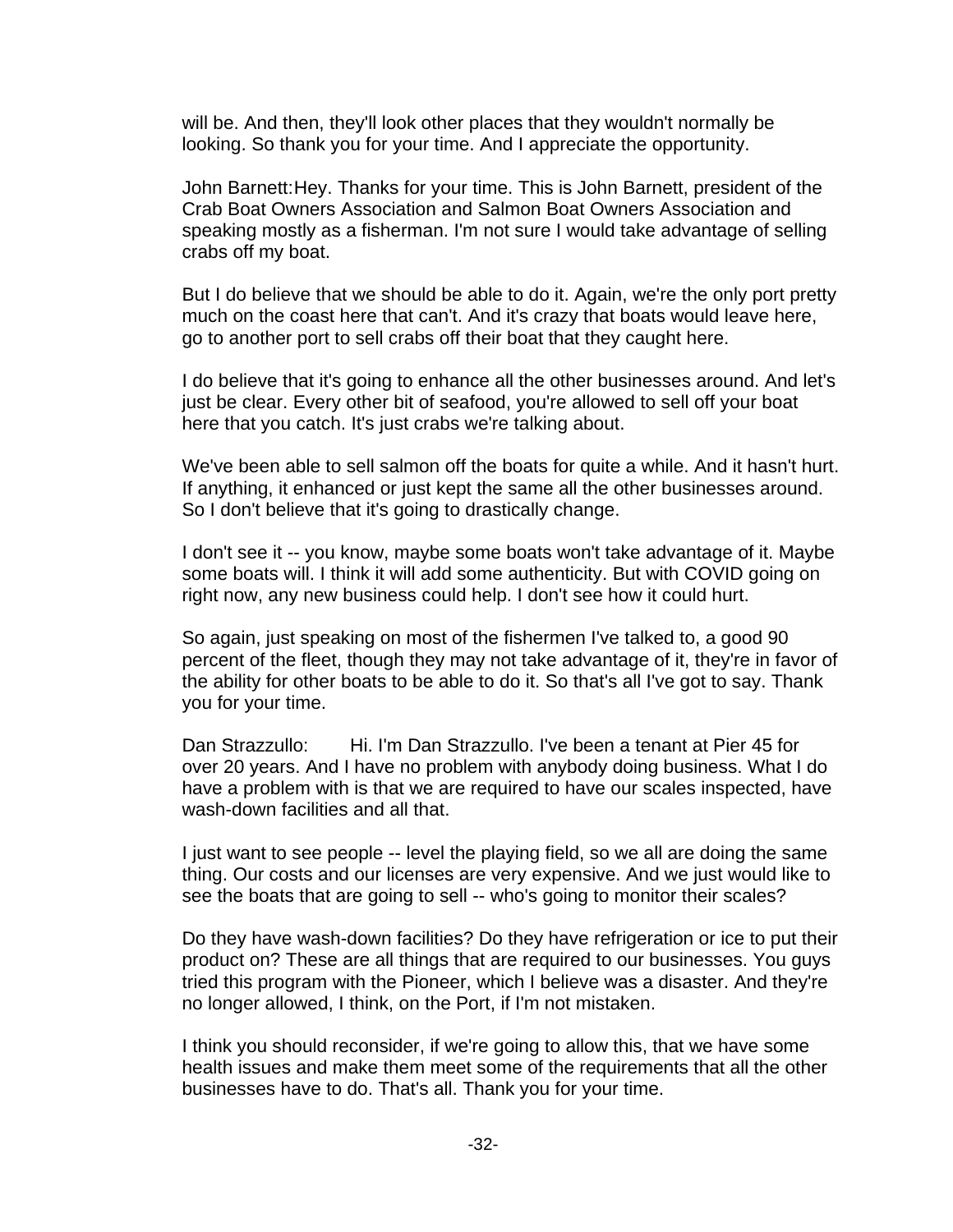will be. And then, they'll look other places that they wouldn't normally be looking. So thank you for your time. And I appreciate the opportunity.

John Barnett: Hey. Thanks for your time. This is John Barnett, president of the Crab Boat Owners Association and Salmon Boat Owners Association and speaking mostly as a fisherman. I'm not sure I would take advantage of selling crabs off my boat.

But I do believe that we should be able to do it. Again, we're the only port pretty much on the coast here that can't. And it's crazy that boats would leave here, go to another port to sell crabs off their boat that they caught here.

I do believe that it's going to enhance all the other businesses around. And let's just be clear. Every other bit of seafood, you're allowed to sell off your boat here that you catch. It's just crabs we're talking about.

We've been able to sell salmon off the boats for quite a while. And it hasn't hurt. If anything, it enhanced or just kept the same all the other businesses around. So I don't believe that it's going to drastically change.

I don't see it -- you know, maybe some boats won't take advantage of it. Maybe some boats will. I think it will add some authenticity. But with COVID going on right now, any new business could help. I don't see how it could hurt.

So again, just speaking on most of the fishermen I've talked to, a good 90 percent of the fleet, though they may not take advantage of it, they're in favor of the ability for other boats to be able to do it. So that's all I've got to say. Thank you for your time.

Dan Strazzullo: Hi. I'm Dan Strazzullo. I've been a tenant at Pier 45 for over 20 years. And I have no problem with anybody doing business. What I do have a problem with is that we are required to have our scales inspected, have wash-down facilities and all that.

I just want to see people -- level the playing field, so we all are doing the same thing. Our costs and our licenses are very expensive. And we just would like to see the boats that are going to sell -- who's going to monitor their scales?

Do they have wash-down facilities? Do they have refrigeration or ice to put their product on? These are all things that are required to our businesses. You guys tried this program with the Pioneer, which I believe was a disaster. And they're no longer allowed, I think, on the Port, if I'm not mistaken.

I think you should reconsider, if we're going to allow this, that we have some health issues and make them meet some of the requirements that all the other businesses have to do. That's all. Thank you for your time.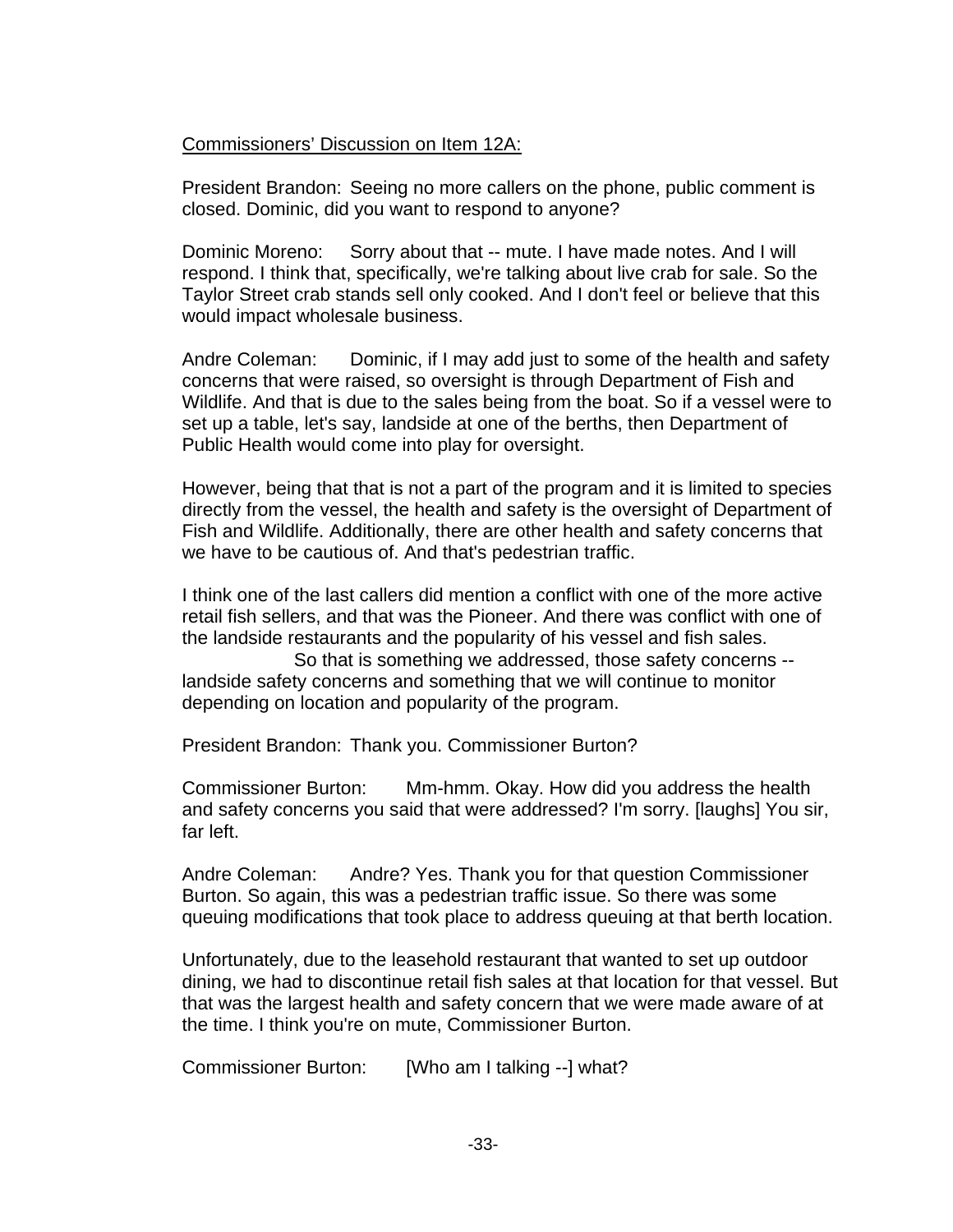<u>Commissioners' Discussion on Item 12A:</u>

President Brandon: Seeing no more callers on the phone, public comment is closed. Dominic, did you want to respond to anyone?

Dominic Moreno: Sorry about that -- mute. I have made notes. And I will respond. I think that, specifically, we're talking about live crab for sale. So the Taylor Street crab stands sell only cooked. And I don't feel or believe that this would impact wholesale business.

Andre Coleman: Dominic, if I may add just to some of the health and safety concerns that were raised, so oversight is through Department of Fish and Wildlife. And that is due to the sales being from the boat. So if a vessel were to set up a table, let's say, landside at one of the berths, then Department of Public Health would come into play for oversight.

However, being that that is not a part of the program and it is limited to species directly from the vessel, the health and safety is the oversight of Department of Fish and Wildlife. Additionally, there are other health and safety concerns that we have to be cautious of. And that's pedestrian traffic.

I think one of the last callers did mention a conflict with one of the more active retail fish sellers, and that was the Pioneer. And there was conflict with one of the landside restaurants and the popularity of his vessel and fish sales.

So that is something we addressed, those safety concerns -- landside safety concerns and something that we will continue to monitor depending on location and popularity of the program.

President Brandon: Thank you. Commissioner Burton?

Commissioner Burton: Mm-hmm. Okay. How did you address the health and safety concerns you said that were addressed? I'm sorry. [laughs] You sir, far left.

Andre Coleman: Andre? Yes. Thank you for that question Commissioner Burton. So again, this was a pedestrian traffic issue. So there was some queuing modifications that took place to address queuing at that berth location.

Unfortunately, due to the leasehold restaurant that wanted to set up outdoor dining, we had to discontinue retail fish sales at that location for that vessel. But that was the largest health and safety concern that we were made aware of at the time. I think you're on mute, Commissioner Burton.

Commissioner Burton: [Who am I talking --] what?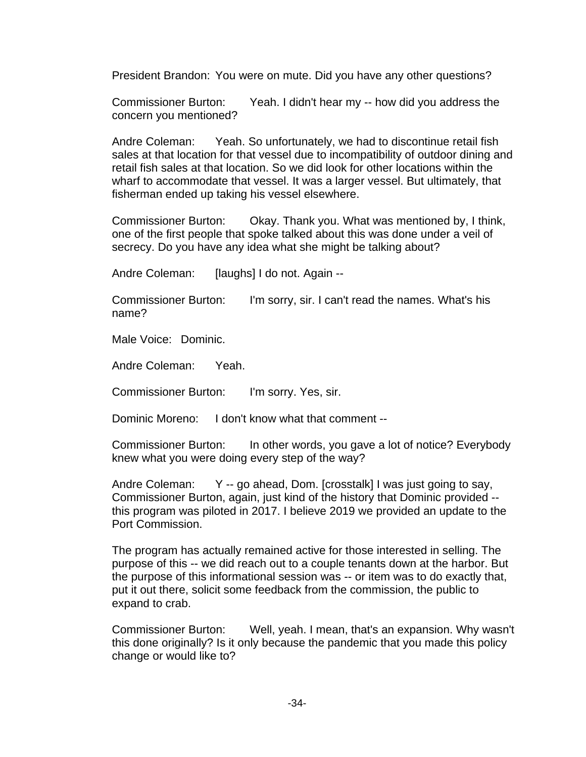President Brandon: You were on mute. Did you have any other questions?

Commissioner Burton: Yeah. I didn't hear my -- how did you address the concern you mentioned?

Andre Coleman: Yeah. So unfortunately, we had to discontinue retail fish sales at that location for that vessel due to incompatibility of outdoor dining and retail fish sales at that location. So we did look for other locations within the wharf to accommodate that vessel. It was a larger vessel. But ultimately, that fisherman ended up taking his vessel elsewhere.

Commissioner Burton: Okay. Thank you. What was mentioned by, I think, one of the first people that spoke talked about this was done under a veil of secrecy. Do you have any idea what she might be talking about?

Andre Coleman: [laughs] I do not. Again --

Commissioner Burton: I'm sorry, sir. I can't read the names. What's his name?

Male Voice: Dominic.

Andre Coleman: Yeah.

Commissioner Burton: I'm sorry. Yes, sir.

Dominic Moreno: I don't know what that comment --

Commissioner Burton: In other words, you gave a lot of notice? Everybody knew what you were doing every step of the way?

Andre Coleman: Y -- go ahead, Dom. [crosstalk] I was just going to say, Commissioner Burton, again, just kind of the history that Dominic provided -- this program was piloted in 2017. I believe 2019 we provided an update to the Port Commission.

The program has actually remained active for those interested in selling. The purpose of this -- we did reach out to a couple tenants down at the harbor. But the purpose of this informational session was -- or item was to do exactly that, put it out there, solicit some feedback from the commission, the public to expand to crab.

Commissioner Burton: Well, yeah. I mean, that's an expansion. Why wasn't this done originally? Is it only because the pandemic that you made this policy change or would like to?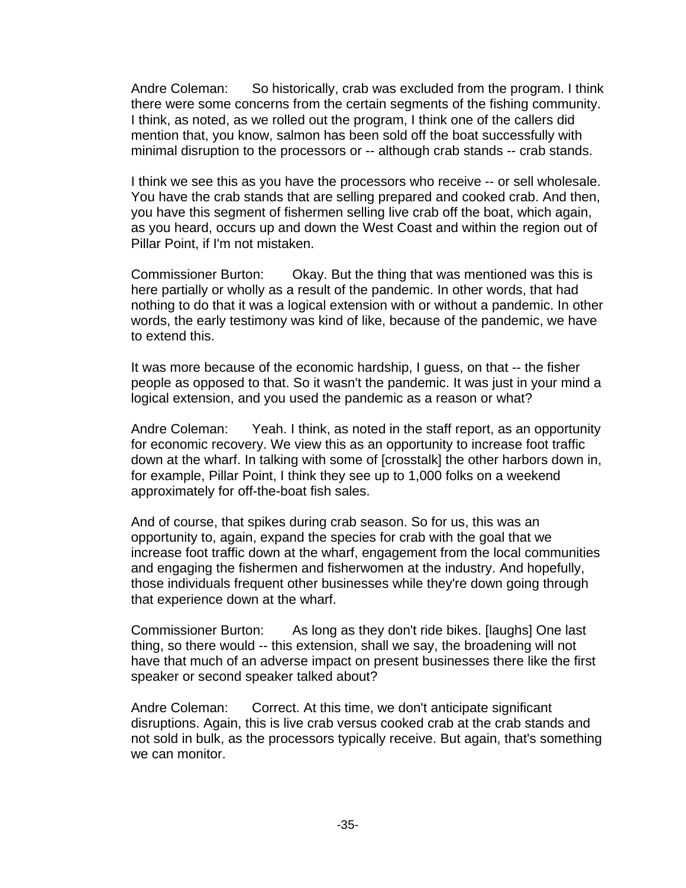Andre Coleman: So historically, crab was excluded from the program. I think there were some concerns from the certain segments of the fishing community. I think, as noted, as we rolled out the program, I think one of the callers did mention that, you know, salmon has been sold off the boat successfully with minimal disruption to the processors or -- although crab stands -- crab stands.

I think we see this as you have the processors who receive -- or sell wholesale. You have the crab stands that are selling prepared and cooked crab. And then, you have this segment of fishermen selling live crab off the boat, which again, as you heard, occurs up and down the West Coast and within the region out of Pillar Point, if I'm not mistaken.

Commissioner Burton: Okay. But the thing that was mentioned was this is here partially or wholly as a result of the pandemic. In other words, that had nothing to do that it was a logical extension with or without a pandemic. In other words, the early testimony was kind of like, because of the pandemic, we have to extend this.

It was more because of the economic hardship, I guess, on that -- the fisher people as opposed to that. So it wasn't the pandemic. It was just in your mind a logical extension, and you used the pandemic as a reason or what?

Andre Coleman: Yeah. I think, as noted in the staff report, as an opportunity for economic recovery. We view this as an opportunity to increase foot traffic down at the wharf. In talking with some of [crosstalk] the other harbors down in, for example, Pillar Point, I think they see up to 1,000 folks on a weekend approximately for off-the-boat fish sales.

And of course, that spikes during crab season. So for us, this was an opportunity to, again, expand the species for crab with the goal that we increase foot traffic down at the wharf, engagement from the local communities and engaging the fishermen and fisherwomen at the industry. And hopefully, those individuals frequent other businesses while they're down going through that experience down at the wharf.

Commissioner Burton: As long as they don't ride bikes. [laughs] One last thing, so there would -- this extension, shall we say, the broadening will not have that much of an adverse impact on present businesses there like the first speaker or second speaker talked about?

Andre Coleman: Correct. At this time, we don't anticipate significant disruptions. Again, this is live crab versus cooked crab at the crab stands and not sold in bulk, as the processors typically receive. But again, that's something we can monitor.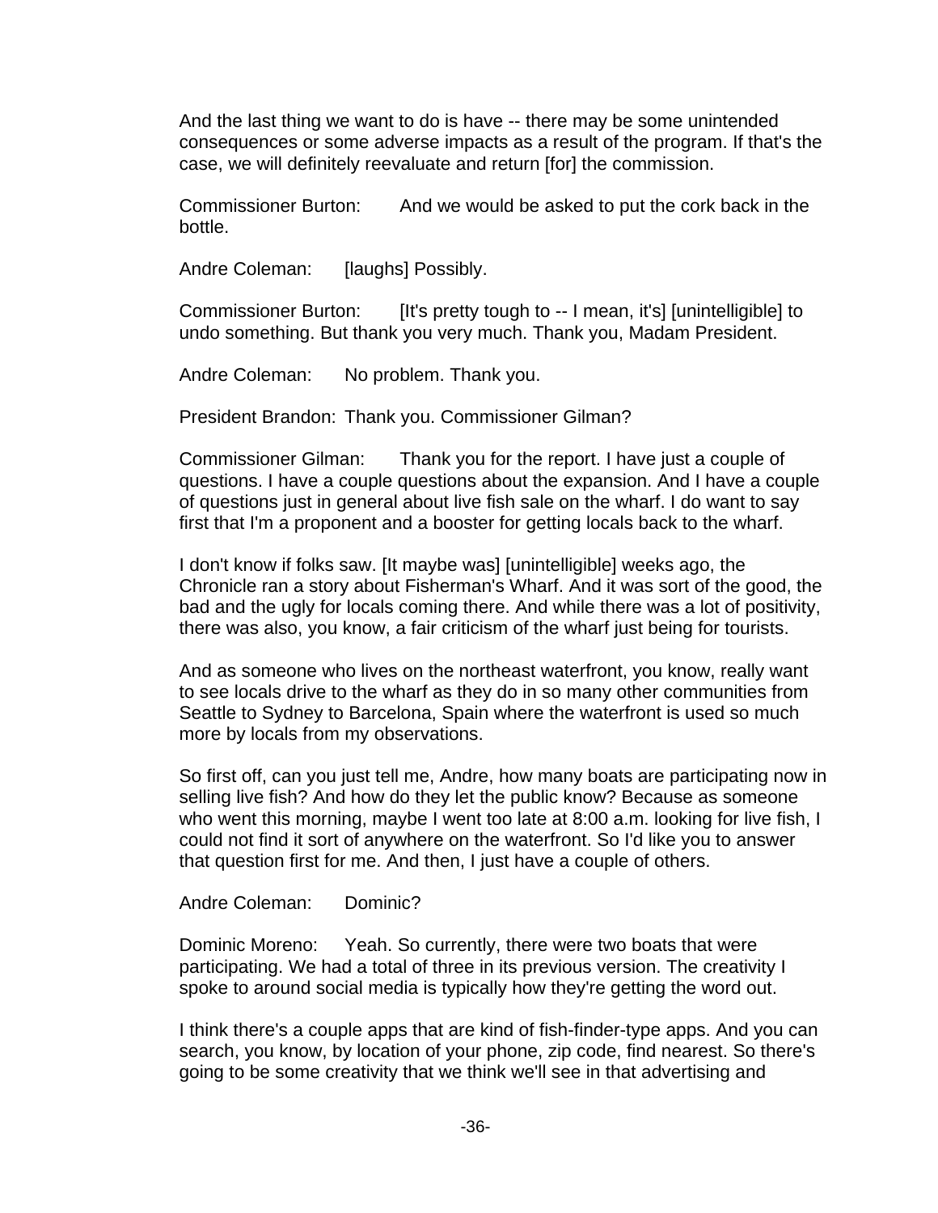And the last thing we want to do is have -- there may be some unintended consequences or some adverse impacts as a result of the program. If that's the case, we will definitely reevaluate and return [for] the commission.

Commissioner Burton: And we would be asked to put the cork back in the bottle.

Andre Coleman: [laughs] Possibly.

Commissioner Burton: [It's pretty tough to -- I mean, it's] [unintelligible] to undo something. But thank you very much. Thank you, Madam President.

Andre Coleman: No problem. Thank you.

President Brandon: Thank you. Commissioner Gilman?

Commissioner Gilman: Thank you for the report. I have just a couple of questions. I have a couple questions about the expansion. And I have a couple of questions just in general about live fish sale on the wharf. I do want to say first that I'm a proponent and a booster for getting locals back to the wharf.

I don't know if folks saw. [It maybe was] [unintelligible] weeks ago, the Chronicle ran a story about Fisherman's Wharf. And it was sort of the good, the bad and the ugly for locals coming there. And while there was a lot of positivity, there was also, you know, a fair criticism of the wharf just being for tourists.

And as someone who lives on the northeast waterfront, you know, really want to see locals drive to the wharf as they do in so many other communities from Seattle to Sydney to Barcelona, Spain where the waterfront is used so much more by locals from my observations.

So first off, can you just tell me, Andre, how many boats are participating now in selling live fish? And how do they let the public know? Because as someone who went this morning, maybe I went too late at 8:00 a.m. looking for live fish, I could not find it sort of anywhere on the waterfront. So I'd like you to answer that question first for me. And then, I just have a couple of others.

Andre Coleman: Dominic?

Dominic Moreno: Yeah. So currently, there were two boats that were participating. We had a total of three in its previous version. The creativity I spoke to around social media is typically how they're getting the word out.

I think there's a couple apps that are kind of fish-finder-type apps. And you can search, you know, by location of your phone, zip code, find nearest. So there's going to be some creativity that we think we'll see in that advertising and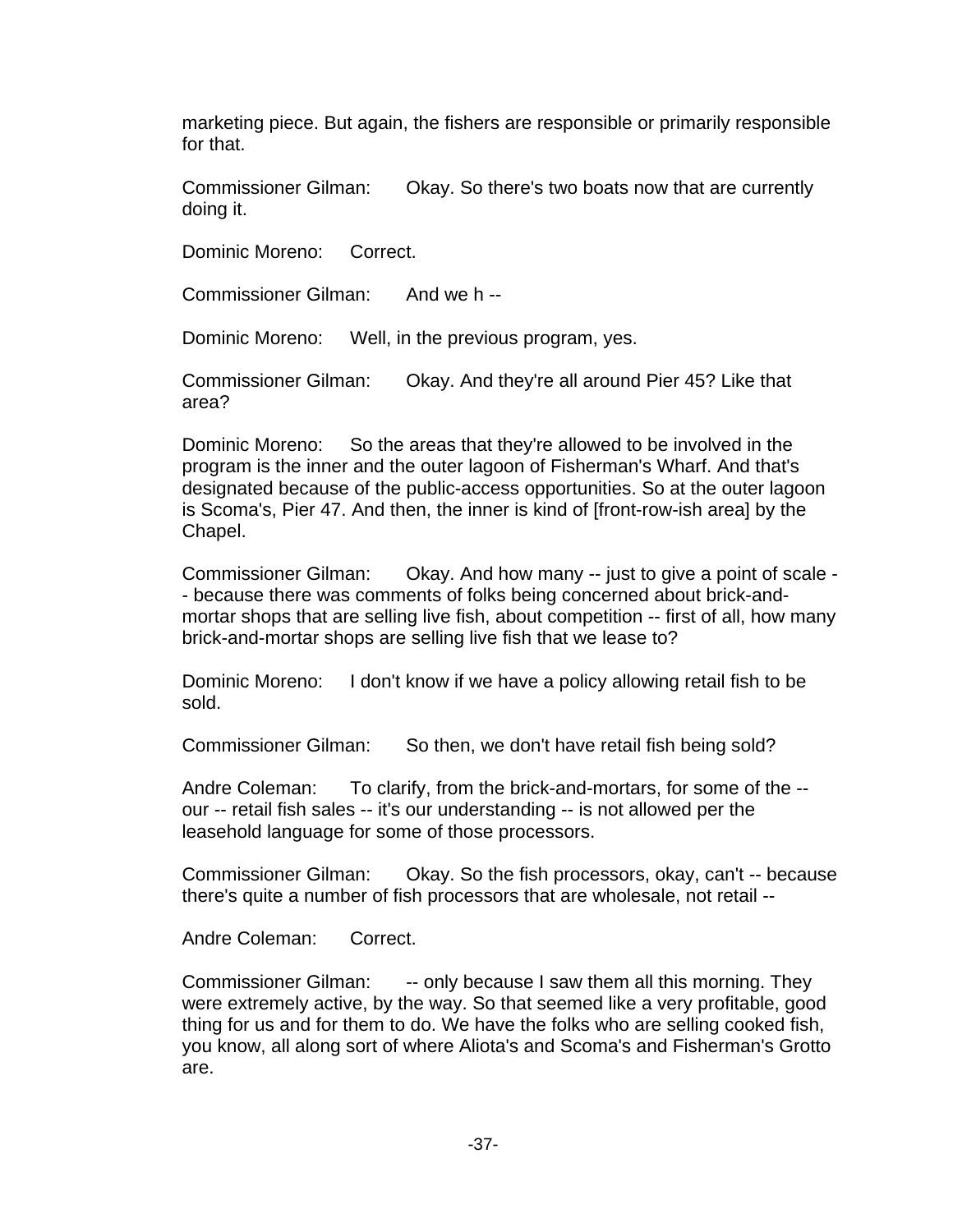marketing piece. But again, the fishers are responsible or primarily responsible for that.

Commissioner Gilman: Okay. So there's two boats now that are currently doing it.

Dominic Moreno: Correct.

Commissioner Gilman: And we h --

Dominic Moreno: Well, in the previous program, yes.

Commissioner Gilman: Okay. And they're all around Pier 45? Like that area?

Dominic Moreno: So the areas that they're allowed to be involved in the program is the inner and the outer lagoon of Fisherman's Wharf. And that's designated because of the public-access opportunities. So at the outer lagoon is Scoma's, Pier 47. And then, the inner is kind of [front-row-ish area] by the Chapel.

Commissioner Gilman: Okay. And how many -- just to give a point of scale -- because there was comments of folks being concerned about brick-and-mortar shops that are selling live fish, about competition -- first of all, how many brick-and-mortar shops are selling live fish that we lease to?

Dominic Moreno: I don't know if we have a policy allowing retail fish to be sold.

Commissioner Gilman: So then, we don't have retail fish being sold?

Andre Coleman: To clarify, from the brick-and-mortars, for some of the -- our -- retail fish sales -- it's our understanding -- is not allowed per the leasehold language for some of those processors.

Commissioner Gilman: Okay. So the fish processors, okay, can't -- because there's quite a number of fish processors that are wholesale, not retail --

Andre Coleman: Correct.

Commissioner Gilman: -- only because I saw them all this morning. They were extremely active, by the way. So that seemed like a very profitable, good thing for us and for them to do. We have the folks who are selling cooked fish, you know, all along sort of where Aliota's and Scoma's and Fisherman's Grotto are.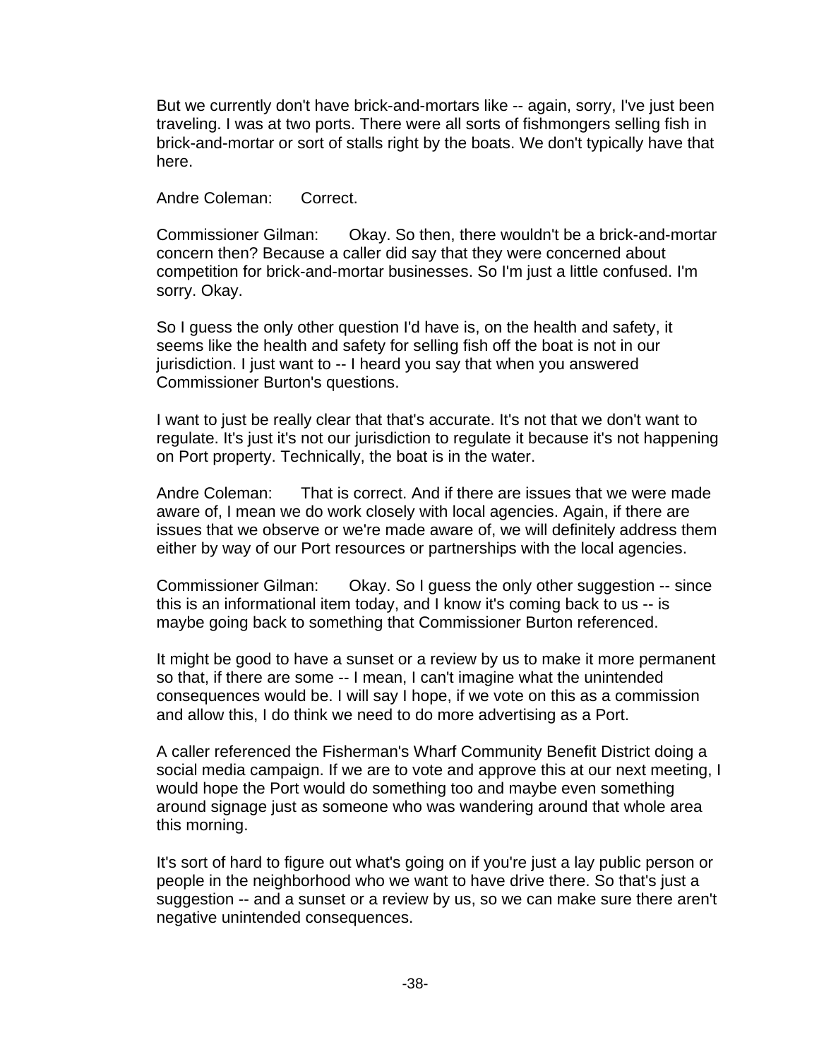But we currently don't have brick-and-mortars like -- again, sorry, I've just been traveling. I was at two ports. There were all sorts of fishmongers selling fish in brick-and-mortar or sort of stalls right by the boats. We don't typically have that here.

Andre Coleman: Correct.

Commissioner Gilman: Okay. So then, there wouldn't be a brick-and-mortar concern then? Because a caller did say that they were concerned about competition for brick-and-mortar businesses. So I'm just a little confused. I'm sorry. Okay.

So I guess the only other question I'd have is, on the health and safety, it seems like the health and safety for selling fish off the boat is not in our jurisdiction. I just want to -- I heard you say that when you answered Commissioner Burton's questions.

I want to just be really clear that that's accurate. It's not that we don't want to regulate. It's just it's not our jurisdiction to regulate it because it's not happening on Port property. Technically, the boat is in the water.

Andre Coleman: That is correct. And if there are issues that we were made aware of, I mean we do work closely with local agencies. Again, if there are issues that we observe or we're made aware of, we will definitely address them either by way of our Port resources or partnerships with the local agencies.

Commissioner Gilman: Okay. So I guess the only other suggestion -- since this is an informational item today, and I know it's coming back to us -- is maybe going back to something that Commissioner Burton referenced.

It might be good to have a sunset or a review by us to make it more permanent so that, if there are some -- I mean, I can't imagine what the unintended consequences would be. I will say I hope, if we vote on this as a commission and allow this, I do think we need to do more advertising as a Port.

A caller referenced the Fisherman's Wharf Community Benefit District doing a social media campaign. If we are to vote and approve this at our next meeting, I would hope the Port would do something too and maybe even something around signage just as someone who was wandering around that whole area this morning.

It's sort of hard to figure out what's going on if you're just a lay public person or people in the neighborhood who we want to have drive there. So that's just a suggestion -- and a sunset or a review by us, so we can make sure there aren't negative unintended consequences.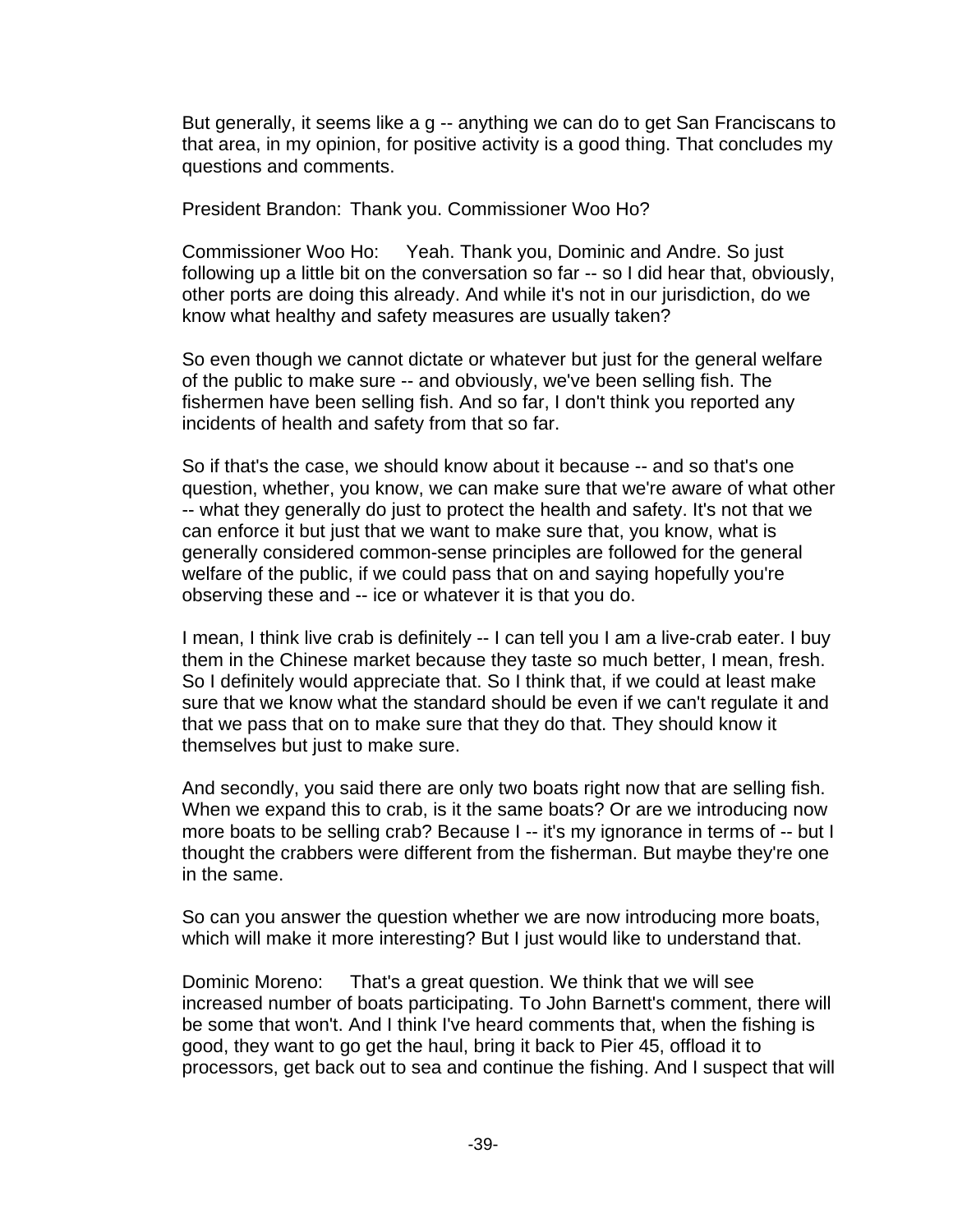But generally, it seems like a g -- anything we can do to get San Franciscans to that area, in my opinion, for positive activity is a good thing. That concludes my questions and comments.

President Brandon: Thank you. Commissioner Woo Ho?

Commissioner Woo Ho: Yeah. Thank you, Dominic and Andre. So just following up a little bit on the conversation so far -- so I did hear that, obviously, other ports are doing this already. And while it's not in our jurisdiction, do we know what healthy and safety measures are usually taken?

So even though we cannot dictate or whatever but just for the general welfare of the public to make sure -- and obviously, we've been selling fish. The fishermen have been selling fish. And so far, I don't think you reported any incidents of health and safety from that so far.

So if that's the case, we should know about it because -- and so that's one question, whether, you know, we can make sure that we're aware of what other -- what they generally do just to protect the health and safety. It's not that we can enforce it but just that we want to make sure that, you know, what is generally considered common-sense principles are followed for the general welfare of the public, if we could pass that on and saying hopefully you're observing these and -- ice or whatever it is that you do.

I mean, I think live crab is definitely -- I can tell you I am a live-crab eater. I buy them in the Chinese market because they taste so much better, I mean, fresh. So I definitely would appreciate that. So I think that, if we could at least make sure that we know what the standard should be even if we can't regulate it and that we pass that on to make sure that they do that. They should know it themselves but just to make sure.

And secondly, you said there are only two boats right now that are selling fish. When we expand this to crab, is it the same boats? Or are we introducing now more boats to be selling crab? Because I -- it's my ignorance in terms of -- but I thought the crabbers were different from the fisherman. But maybe they're one in the same.

So can you answer the question whether we are now introducing more boats, which will make it more interesting? But I just would like to understand that.

Dominic Moreno: That's a great question. We think that we will see increased number of boats participating. To John Barnett's comment, there will be some that won't. And I think I've heard comments that, when the fishing is good, they want to go get the haul, bring it back to Pier 45, offload it to processors, get back out to sea and continue the fishing. And I suspect that will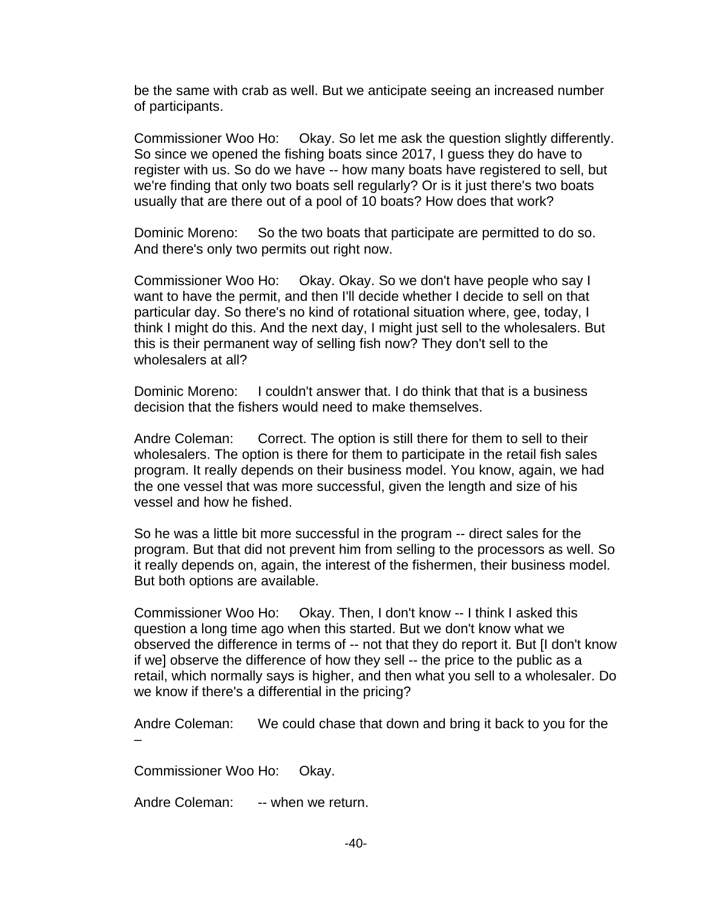be the same with crab as well. But we anticipate seeing an increased number of participants.

Commissioner Woo Ho: Okay. So let me ask the question slightly differently. So since we opened the fishing boats since 2017, I guess they do have to register with us. So do we have -- how many boats have registered to sell, but we're finding that only two boats sell regularly? Or is it just there's two boats usually that are there out of a pool of 10 boats? How does that work?

Dominic Moreno: So the two boats that participate are permitted to do so. And there's only two permits out right now.

Commissioner Woo Ho: Okay. Okay. So we don't have people who say I want to have the permit, and then I'll decide whether I decide to sell on that particular day. So there's no kind of rotational situation where, gee, today, I think I might do this. And the next day, I might just sell to the wholesalers. But this is their permanent way of selling fish now? They don't sell to the wholesalers at all?

Dominic Moreno: I couldn't answer that. I do think that that is a business decision that the fishers would need to make themselves.

Andre Coleman: Correct. The option is still there for them to sell to their wholesalers. The option is there for them to participate in the retail fish sales program. It really depends on their business model. You know, again, we had the one vessel that was more successful, given the length and size of his vessel and how he fished.

So he was a little bit more successful in the program -- direct sales for the program. But that did not prevent him from selling to the processors as well. So it really depends on, again, the interest of the fishermen, their business model. But both options are available.

Commissioner Woo Ho: Okay. Then, I don't know -- I think I asked this question a long time ago when this started. But we don't know what we observed the difference in terms of -- not that they do report it. But [I don't know if we] observe the difference of how they sell -- the price to the public as a retail, which normally says is higher, and then what you sell to a wholesaler. Do we know if there's a differential in the pricing?

Andre Coleman: We could chase that down and bring it back to you for the –

Commissioner Woo Ho: Okay.

Andre Coleman: -- when we return.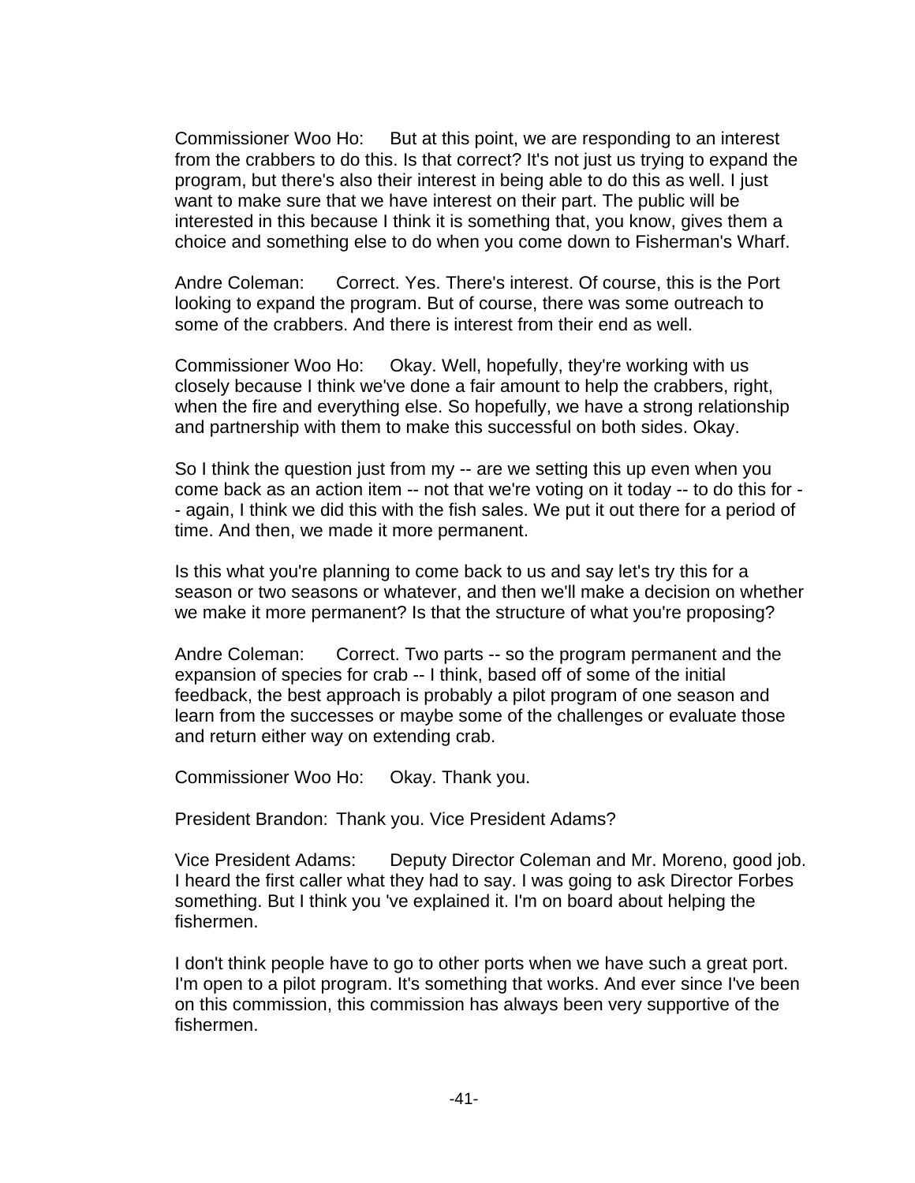Commissioner Woo Ho: But at this point, we are responding to an interest from the crabbers to do this. Is that correct? It's not just us trying to expand the program, but there's also their interest in being able to do this as well. I just want to make sure that we have interest on their part. The public will be interested in this because I think it is something that, you know, gives them a choice and something else to do when you come down to Fisherman's Wharf.

Andre Coleman: Correct. Yes. There's interest. Of course, this is the Port looking to expand the program. But of course, there was some outreach to some of the crabbers. And there is interest from their end as well.

Commissioner Woo Ho: Okay. Well, hopefully, they're working with us closely because I think we've done a fair amount to help the crabbers, right, when the fire and everything else. So hopefully, we have a strong relationship and partnership with them to make this successful on both sides. Okay.

So I think the question just from my -- are we setting this up even when you come back as an action item -- not that we're voting on it today -- to do this for -- again, I think we did this with the fish sales. We put it out there for a period of time. And then, we made it more permanent.

Is this what you're planning to come back to us and say let's try this for a season or two seasons or whatever, and then we'll make a decision on whether we make it more permanent? Is that the structure of what you're proposing?

Andre Coleman: Correct. Two parts -- so the program permanent and the expansion of species for crab -- I think, based off of some of the initial feedback, the best approach is probably a pilot program of one season and learn from the successes or maybe some of the challenges or evaluate those and return either way on extending crab.

Commissioner Woo Ho: Okay. Thank you.

President Brandon: Thank you. Vice President Adams?

Vice President Adams: Deputy Director Coleman and Mr. Moreno, good job. I heard the first caller what they had to say. I was going to ask Director Forbes something. But I think you 've explained it. I'm on board about helping the fishermen.

I don't think people have to go to other ports when we have such a great port. I'm open to a pilot program. It's something that works. And ever since I've been on this commission, this commission has always been very supportive of the fishermen.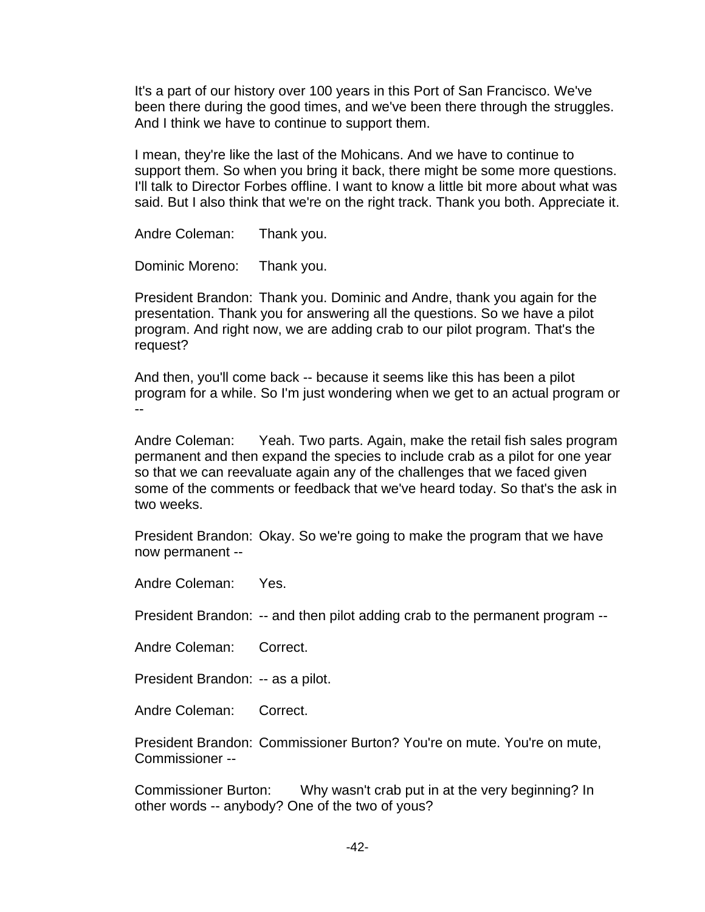It's a part of our history over 100 years in this Port of San Francisco. We've been there during the good times, and we've been there through the struggles. And I think we have to continue to support them.

I mean, they're like the last of the Mohicans. And we have to continue to support them. So when you bring it back, there might be some more questions. I'll talk to Director Forbes offline. I want to know a little bit more about what was said. But I also think that we're on the right track. Thank you both. Appreciate it.

Andre Coleman: Thank you.

Dominic Moreno: Thank you.

President Brandon: Thank you. Dominic and Andre, thank you again for the presentation. Thank you for answering all the questions. So we have a pilot program. And right now, we are adding crab to our pilot program. That's the request?

And then, you'll come back -- because it seems like this has been a pilot program for a while. So I'm just wondering when we get to an actual program or --

Andre Coleman: Yeah. Two parts. Again, make the retail fish sales program permanent and then expand the species to include crab as a pilot for one year so that we can reevaluate again any of the challenges that we faced given some of the comments or feedback that we've heard today. So that's the ask in two weeks.

President Brandon: Okay. So we're going to make the program that we have now permanent --

Andre Coleman: Yes.

President Brandon: -- and then pilot adding crab to the permanent program --

Andre Coleman: Correct.

President Brandon: -- as a pilot.

Andre Coleman: Correct.

President Brandon: Commissioner Burton? You're on mute. You're on mute, Commissioner --

Commissioner Burton: Why wasn't crab put in at the very beginning? In other words -- anybody? One of the two of yous?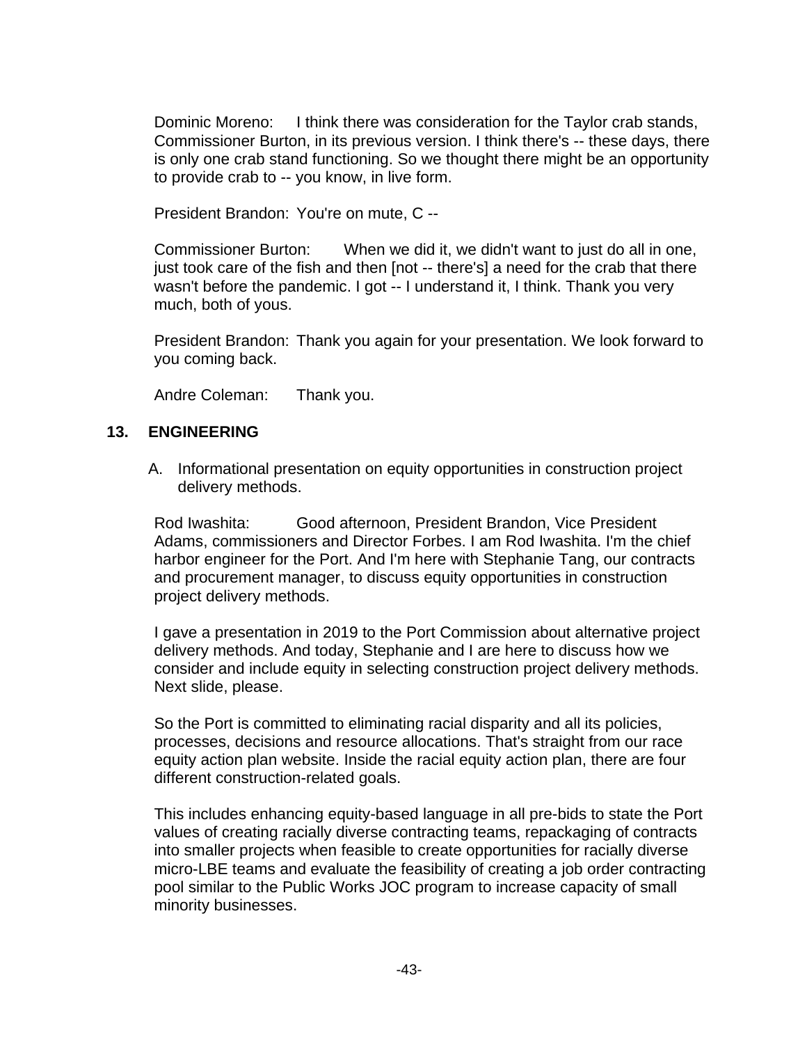Dominic Moreno: I think there was consideration for the Taylor crab stands, Commissioner Burton, in its previous version. I think there's -- these days, there is only one crab stand functioning. So we thought there might be an opportunity to provide crab to -- you know, in live form.

President Brandon: You're on mute, C --

Commissioner Burton: When we did it, we didn't want to just do all in one, just took care of the fish and then [not -- there's] a need for the crab that there wasn't before the pandemic. I got -- I understand it, I think. Thank you very much, both of yous.

President Brandon: Thank you again for your presentation. We look forward to you coming back.

Andre Coleman: Thank you.

## 13. ENGINEERING

A. Informational presentation on equity opportunities in construction project delivery methods.

Rod Iwashita: Good afternoon, President Brandon, Vice President Adams, commissioners and Director Forbes. I am Rod Iwashita. I'm the chief harbor engineer for the Port. And I'm here with Stephanie Tang, our contracts and procurement manager, to discuss equity opportunities in construction project delivery methods.

I gave a presentation in 2019 to the Port Commission about alternative project delivery methods. And today, Stephanie and I are here to discuss how we consider and include equity in selecting construction project delivery methods. Next slide, please.

So the Port is committed to eliminating racial disparity and all its policies, processes, decisions and resource allocations. That's straight from our race equity action plan website. Inside the racial equity action plan, there are four different construction-related goals.

This includes enhancing equity-based language in all pre-bids to state the Port values of creating racially diverse contracting teams, repackaging of contracts into smaller projects when feasible to create opportunities for racially diverse micro-LBE teams and evaluate the feasibility of creating a job order contracting pool similar to the Public Works JOC program to increase capacity of small minority businesses.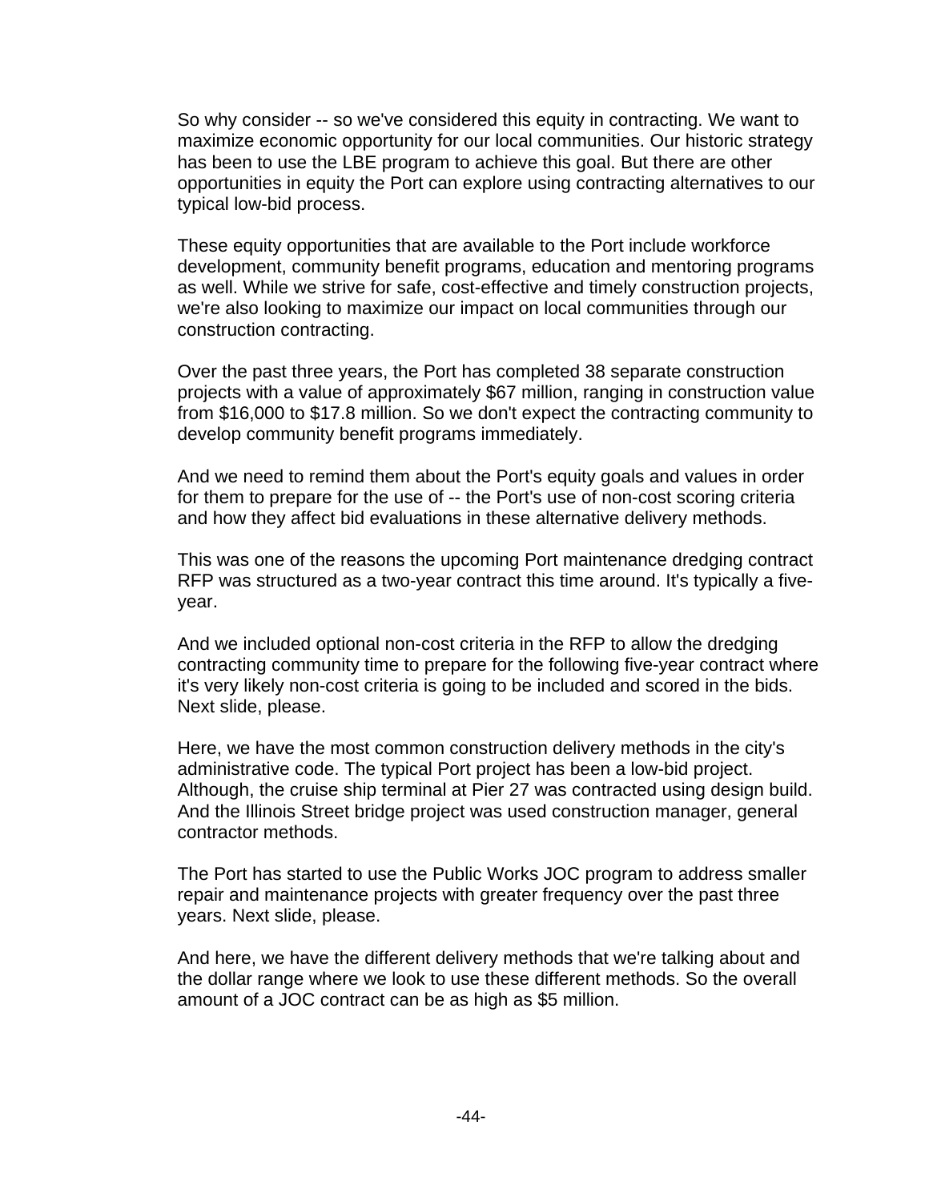So why consider -- so we've considered this equity in contracting. We want to maximize economic opportunity for our local communities. Our historic strategy has been to use the LBE program to achieve this goal. But there are other opportunities in equity the Port can explore using contracting alternatives to our typical low-bid process.

These equity opportunities that are available to the Port include workforce development, community benefit programs, education and mentoring programs as well. While we strive for safe, cost-effective and timely construction projects, we're also looking to maximize our impact on local communities through our construction contracting.

Over the past three years, the Port has completed 38 separate construction projects with a value of approximately $67 million, ranging in construction value from $16,000 to $17.8 million. So we don't expect the contracting community to develop community benefit programs immediately.

And we need to remind them about the Port's equity goals and values in order for them to prepare for the use of -- the Port's use of non-cost scoring criteria and how they affect bid evaluations in these alternative delivery methods.

This was one of the reasons the upcoming Port maintenance dredging contract RFP was structured as a two-year contract this time around. It's typically a five-year.

And we included optional non-cost criteria in the RFP to allow the dredging contracting community time to prepare for the following five-year contract where it's very likely non-cost criteria is going to be included and scored in the bids. Next slide, please.

Here, we have the most common construction delivery methods in the city's administrative code. The typical Port project has been a low-bid project. Although, the cruise ship terminal at Pier 27 was contracted using design build. And the Illinois Street bridge project was used construction manager, general contractor methods.

The Port has started to use the Public Works JOC program to address smaller repair and maintenance projects with greater frequency over the past three years. Next slide, please.

And here, we have the different delivery methods that we're talking about and the dollar range where we look to use these different methods. So the overall amount of a JOC contract can be as high as $5 million.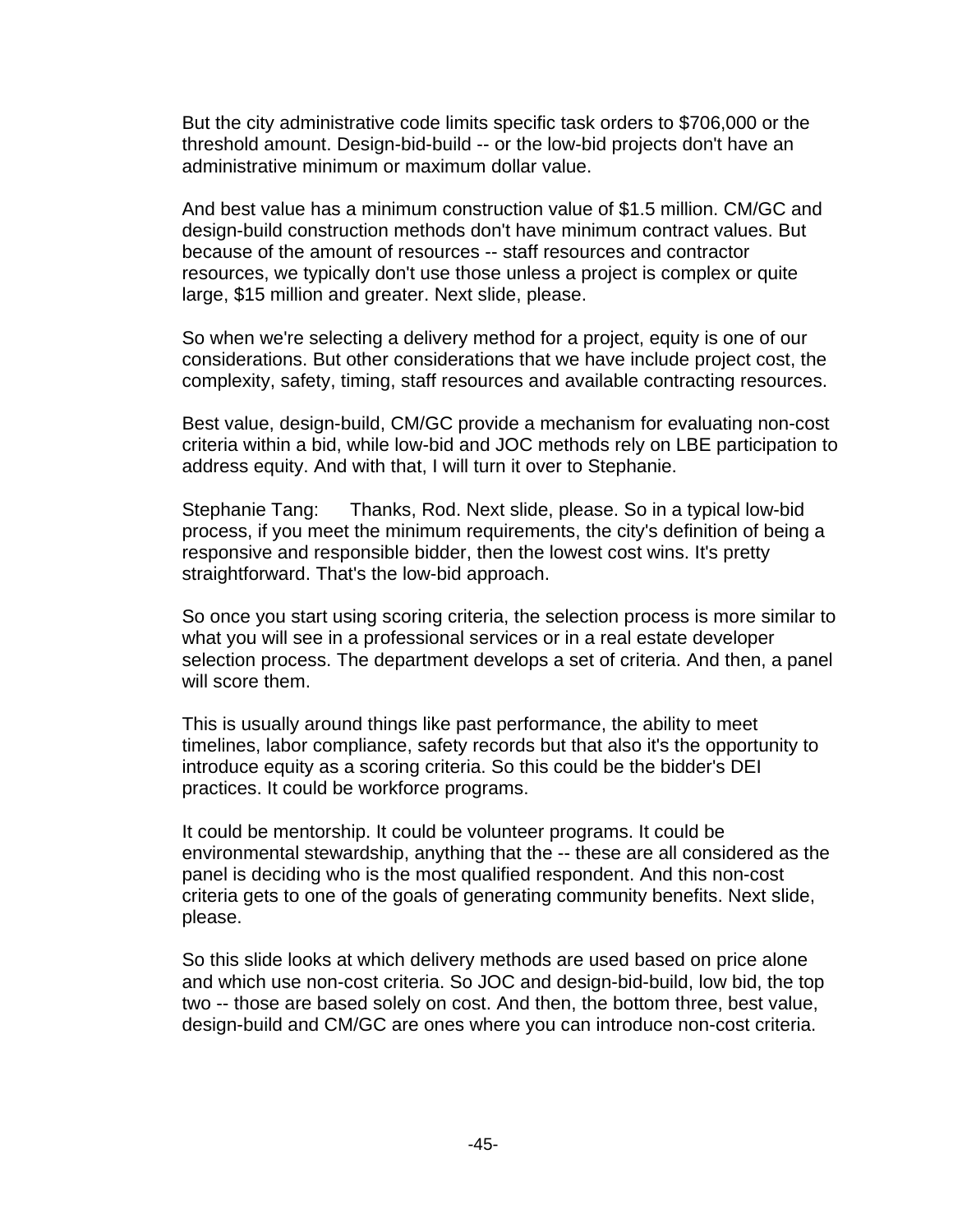But the city administrative code limits specific task orders to $706,000 or the threshold amount. Design-bid-build -- or the low-bid projects don't have an administrative minimum or maximum dollar value.

And best value has a minimum construction value of $1.5 million. CM/GC and design-build construction methods don't have minimum contract values. But because of the amount of resources -- staff resources and contractor resources, we typically don't use those unless a project is complex or quite large, $15 million and greater. Next slide, please.

So when we're selecting a delivery method for a project, equity is one of our considerations. But other considerations that we have include project cost, the complexity, safety, timing, staff resources and available contracting resources.

Best value, design-build, CM/GC provide a mechanism for evaluating non-cost criteria within a bid, while low-bid and JOC methods rely on LBE participation to address equity. And with that, I will turn it over to Stephanie.

Stephanie Tang: Thanks, Rod. Next slide, please. So in a typical low-bid process, if you meet the minimum requirements, the city's definition of being a responsive and responsible bidder, then the lowest cost wins. It's pretty straightforward. That's the low-bid approach.

So once you start using scoring criteria, the selection process is more similar to what you will see in a professional services or in a real estate developer selection process. The department develops a set of criteria. And then, a panel will score them.

This is usually around things like past performance, the ability to meet timelines, labor compliance, safety records but that also it's the opportunity to introduce equity as a scoring criteria. So this could be the bidder's DEI practices. It could be workforce programs.

It could be mentorship. It could be volunteer programs. It could be environmental stewardship, anything that the -- these are all considered as the panel is deciding who is the most qualified respondent. And this non-cost criteria gets to one of the goals of generating community benefits. Next slide, please.

So this slide looks at which delivery methods are used based on price alone and which use non-cost criteria. So JOC and design-bid-build, low bid, the top two -- those are based solely on cost. And then, the bottom three, best value, design-build and CM/GC are ones where you can introduce non-cost criteria.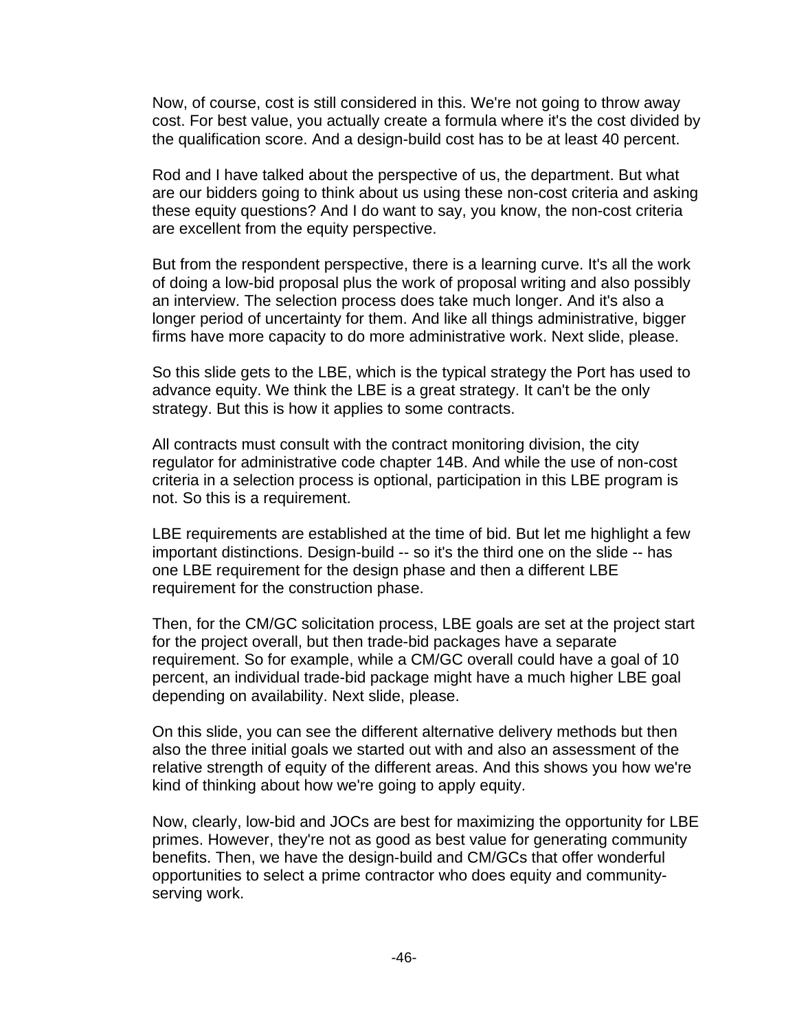Now, of course, cost is still considered in this. We're not going to throw away cost. For best value, you actually create a formula where it's the cost divided by the qualification score. And a design-build cost has to be at least 40 percent.

Rod and I have talked about the perspective of us, the department. But what are our bidders going to think about us using these non-cost criteria and asking these equity questions? And I do want to say, you know, the non-cost criteria are excellent from the equity perspective.

But from the respondent perspective, there is a learning curve. It's all the work of doing a low-bid proposal plus the work of proposal writing and also possibly an interview. The selection process does take much longer. And it's also a longer period of uncertainty for them. And like all things administrative, bigger firms have more capacity to do more administrative work. Next slide, please.

So this slide gets to the LBE, which is the typical strategy the Port has used to advance equity. We think the LBE is a great strategy. It can't be the only strategy. But this is how it applies to some contracts.

All contracts must consult with the contract monitoring division, the city regulator for administrative code chapter 14B. And while the use of non-cost criteria in a selection process is optional, participation in this LBE program is not. So this is a requirement.

LBE requirements are established at the time of bid. But let me highlight a few important distinctions. Design-build -- so it's the third one on the slide -- has one LBE requirement for the design phase and then a different LBE requirement for the construction phase.

Then, for the CM/GC solicitation process, LBE goals are set at the project start for the project overall, but then trade-bid packages have a separate requirement. So for example, while a CM/GC overall could have a goal of 10 percent, an individual trade-bid package might have a much higher LBE goal depending on availability. Next slide, please.

On this slide, you can see the different alternative delivery methods but then also the three initial goals we started out with and also an assessment of the relative strength of equity of the different areas. And this shows you how we're kind of thinking about how we're going to apply equity.

Now, clearly, low-bid and JOCs are best for maximizing the opportunity for LBE primes. However, they're not as good as best value for generating community benefits. Then, we have the design-build and CM/GCs that offer wonderful opportunities to select a prime contractor who does equity and community-serving work.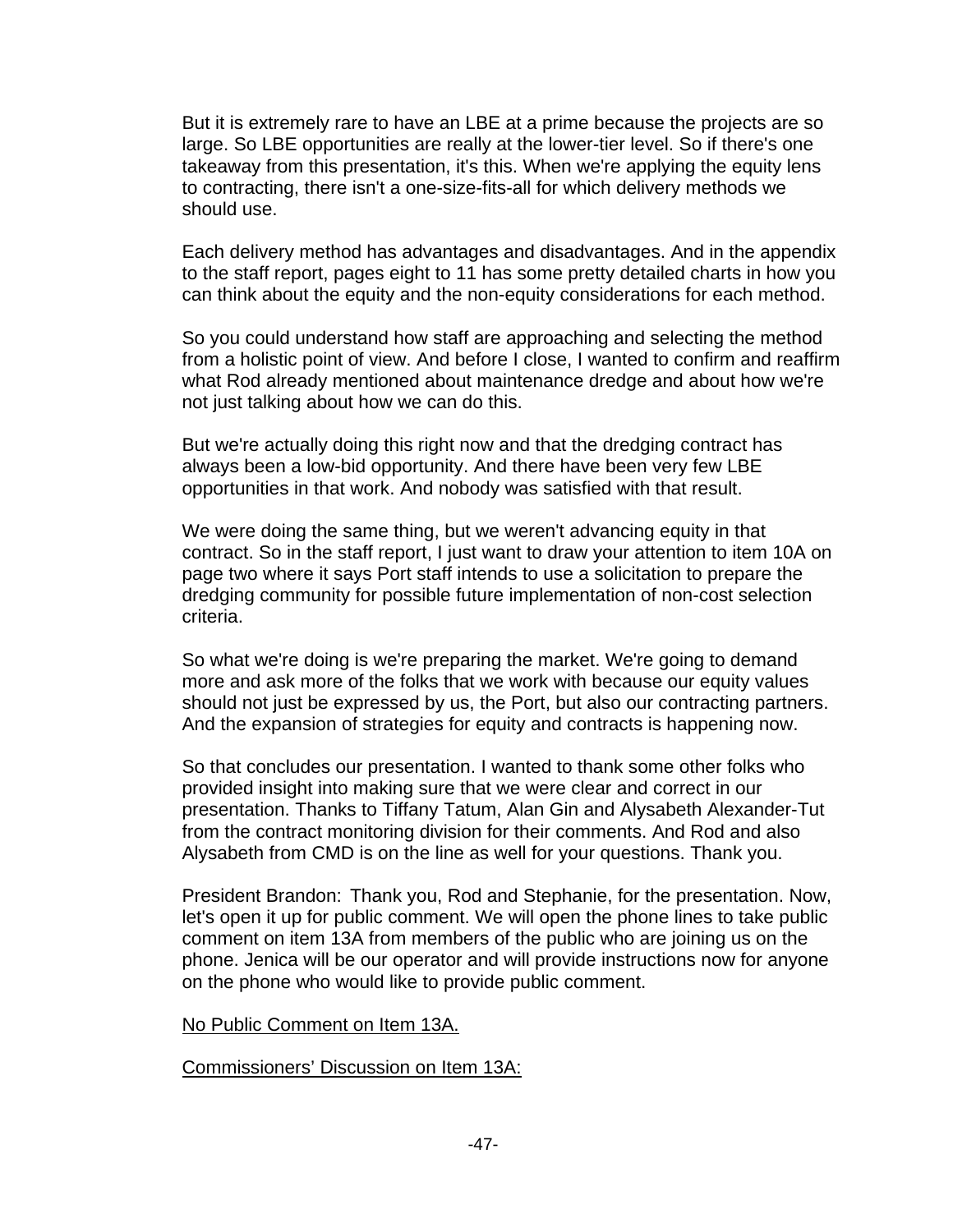But it is extremely rare to have an LBE at a prime because the projects are so large. So LBE opportunities are really at the lower-tier level. So if there's one takeaway from this presentation, it's this. When we're applying the equity lens to contracting, there isn't a one-size-fits-all for which delivery methods we should use.

Each delivery method has advantages and disadvantages. And in the appendix to the staff report, pages eight to 11 has some pretty detailed charts in how you can think about the equity and the non-equity considerations for each method.

So you could understand how staff are approaching and selecting the method from a holistic point of view. And before I close, I wanted to confirm and reaffirm what Rod already mentioned about maintenance dredge and about how we're not just talking about how we can do this.

But we're actually doing this right now and that the dredging contract has always been a low-bid opportunity. And there have been very few LBE opportunities in that work. And nobody was satisfied with that result.

We were doing the same thing, but we weren't advancing equity in that contract. So in the staff report, I just want to draw your attention to item 10A on page two where it says Port staff intends to use a solicitation to prepare the dredging community for possible future implementation of non-cost selection criteria.

So what we're doing is we're preparing the market. We're going to demand more and ask more of the folks that we work with because our equity values should not just be expressed by us, the Port, but also our contracting partners. And the expansion of strategies for equity and contracts is happening now.

So that concludes our presentation. I wanted to thank some other folks who provided insight into making sure that we were clear and correct in our presentation. Thanks to Tiffany Tatum, Alan Gin and Alysabeth Alexander-Tut from the contract monitoring division for their comments. And Rod and also Alysabeth from CMD is on the line as well for your questions. Thank you.

President Brandon: Thank you, Rod and Stephanie, for the presentation. Now, let's open it up for public comment. We will open the phone lines to take public comment on item 13A from members of the public who are joining us on the phone. Jenica will be our operator and will provide instructions now for anyone on the phone who would like to provide public comment.

<u>No Public Comment on Item 13A.</u>

<u>Commissioners' Discussion on Item 13A:</u>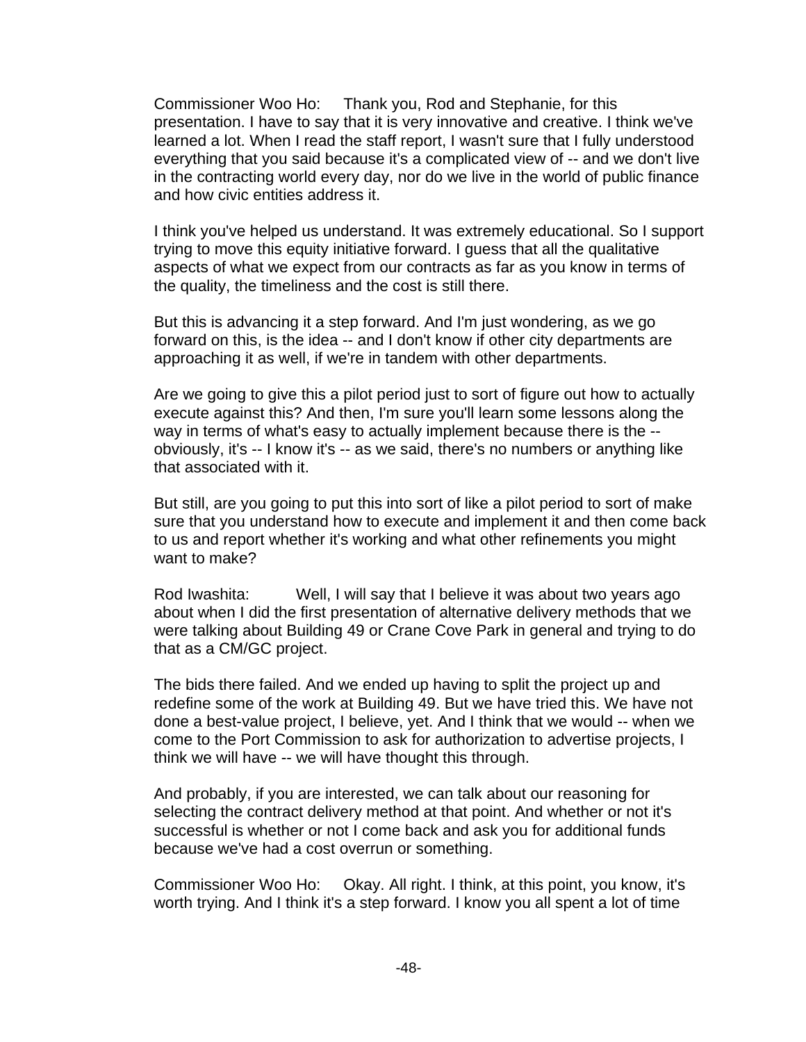Commissioner Woo Ho: Thank you, Rod and Stephanie, for this presentation. I have to say that it is very innovative and creative. I think we've learned a lot. When I read the staff report, I wasn't sure that I fully understood everything that you said because it's a complicated view of -- and we don't live in the contracting world every day, nor do we live in the world of public finance and how civic entities address it.

I think you've helped us understand. It was extremely educational. So I support trying to move this equity initiative forward. I guess that all the qualitative aspects of what we expect from our contracts as far as you know in terms of the quality, the timeliness and the cost is still there.

But this is advancing it a step forward. And I'm just wondering, as we go forward on this, is the idea -- and I don't know if other city departments are approaching it as well, if we're in tandem with other departments.

Are we going to give this a pilot period just to sort of figure out how to actually execute against this? And then, I'm sure you'll learn some lessons along the way in terms of what's easy to actually implement because there is the -- obviously, it's -- I know it's -- as we said, there's no numbers or anything like that associated with it.

But still, are you going to put this into sort of like a pilot period to sort of make sure that you understand how to execute and implement it and then come back to us and report whether it's working and what other refinements you might want to make?

Rod Iwashita: Well, I will say that I believe it was about two years ago about when I did the first presentation of alternative delivery methods that we were talking about Building 49 or Crane Cove Park in general and trying to do that as a CM/GC project.

The bids there failed. And we ended up having to split the project up and redefine some of the work at Building 49. But we have tried this. We have not done a best-value project, I believe, yet. And I think that we would -- when we come to the Port Commission to ask for authorization to advertise projects, I think we will have -- we will have thought this through.

And probably, if you are interested, we can talk about our reasoning for selecting the contract delivery method at that point. And whether or not it's successful is whether or not I come back and ask you for additional funds because we've had a cost overrun or something.

Commissioner Woo Ho: Okay. All right. I think, at this point, you know, it's worth trying. And I think it's a step forward. I know you all spent a lot of time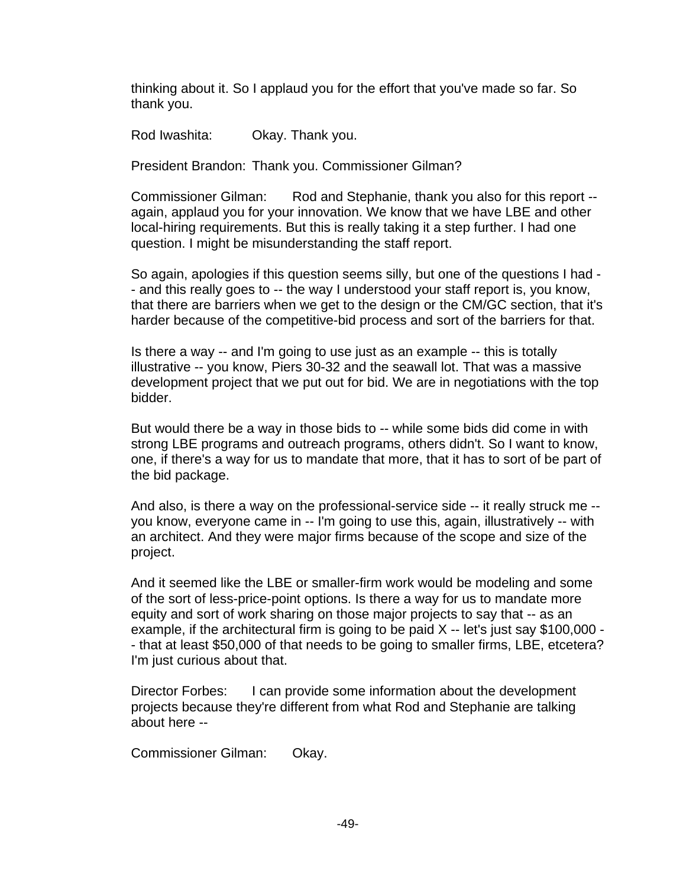thinking about it. So I applaud you for the effort that you've made so far. So thank you.

Rod Iwashita: Okay. Thank you.

President Brandon: Thank you. Commissioner Gilman?

Commissioner Gilman: Rod and Stephanie, thank you also for this report -- again, applaud you for your innovation. We know that we have LBE and other local-hiring requirements. But this is really taking it a step further. I had one question. I might be misunderstanding the staff report.

So again, apologies if this question seems silly, but one of the questions I had -- and this really goes to -- the way I understood your staff report is, you know, that there are barriers when we get to the design or the CM/GC section, that it's harder because of the competitive-bid process and sort of the barriers for that.

Is there a way -- and I'm going to use just as an example -- this is totally illustrative -- you know, Piers 30-32 and the seawall lot. That was a massive development project that we put out for bid. We are in negotiations with the top bidder.

But would there be a way in those bids to -- while some bids did come in with strong LBE programs and outreach programs, others didn't. So I want to know, one, if there's a way for us to mandate that more, that it has to sort of be part of the bid package.

And also, is there a way on the professional-service side -- it really struck me -- you know, everyone came in -- I'm going to use this, again, illustratively -- with an architect. And they were major firms because of the scope and size of the project.

And it seemed like the LBE or smaller-firm work would be modeling and some of the sort of less-price-point options. Is there a way for us to mandate more equity and sort of work sharing on those major projects to say that -- as an example, if the architectural firm is going to be paid X -- let's just say $100,000 -- that at least $50,000 of that needs to be going to smaller firms, LBE, etcetera? I'm just curious about that.

Director Forbes: I can provide some information about the development projects because they're different from what Rod and Stephanie are talking about here --

Commissioner Gilman: Okay.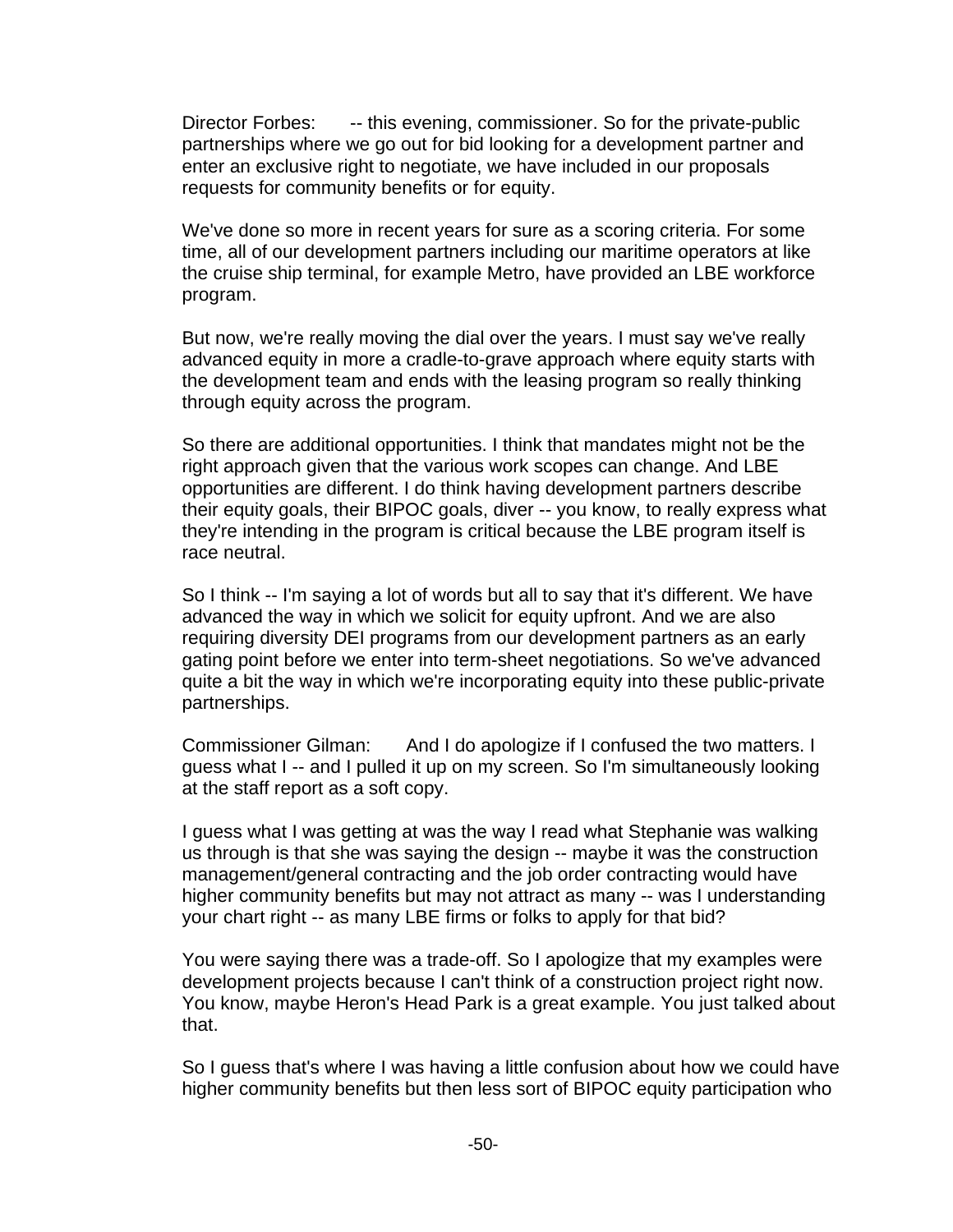Director Forbes: -- this evening, commissioner. So for the private-public partnerships where we go out for bid looking for a development partner and enter an exclusive right to negotiate, we have included in our proposals requests for community benefits or for equity.

We've done so more in recent years for sure as a scoring criteria. For some time, all of our development partners including our maritime operators at like the cruise ship terminal, for example Metro, have provided an LBE workforce program.

But now, we're really moving the dial over the years. I must say we've really advanced equity in more a cradle-to-grave approach where equity starts with the development team and ends with the leasing program so really thinking through equity across the program.

So there are additional opportunities. I think that mandates might not be the right approach given that the various work scopes can change. And LBE opportunities are different. I do think having development partners describe their equity goals, their BIPOC goals, diver -- you know, to really express what they're intending in the program is critical because the LBE program itself is race neutral.

So I think -- I'm saying a lot of words but all to say that it's different. We have advanced the way in which we solicit for equity upfront. And we are also requiring diversity DEI programs from our development partners as an early gating point before we enter into term-sheet negotiations. So we've advanced quite a bit the way in which we're incorporating equity into these public-private partnerships.

Commissioner Gilman: And I do apologize if I confused the two matters. I guess what I -- and I pulled it up on my screen. So I'm simultaneously looking at the staff report as a soft copy.

I guess what I was getting at was the way I read what Stephanie was walking us through is that she was saying the design -- maybe it was the construction management/general contracting and the job order contracting would have higher community benefits but may not attract as many -- was I understanding your chart right -- as many LBE firms or folks to apply for that bid?

You were saying there was a trade-off. So I apologize that my examples were development projects because I can't think of a construction project right now. You know, maybe Heron's Head Park is a great example. You just talked about that.

So I guess that's where I was having a little confusion about how we could have higher community benefits but then less sort of BIPOC equity participation who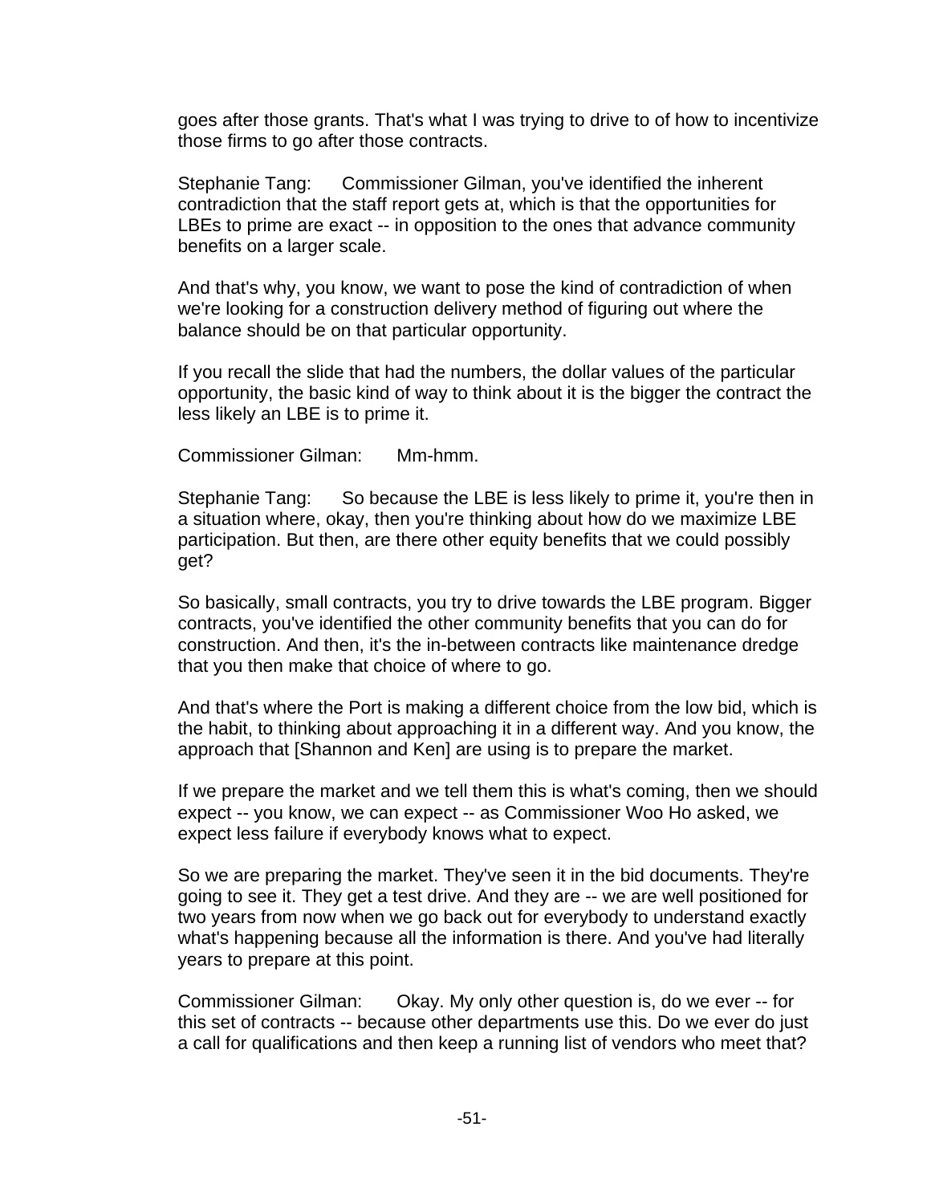goes after those grants. That's what I was trying to drive to of how to incentivize those firms to go after those contracts.

Stephanie Tang: Commissioner Gilman, you've identified the inherent contradiction that the staff report gets at, which is that the opportunities for LBEs to prime are exact -- in opposition to the ones that advance community benefits on a larger scale.

And that's why, you know, we want to pose the kind of contradiction of when we're looking for a construction delivery method of figuring out where the balance should be on that particular opportunity.

If you recall the slide that had the numbers, the dollar values of the particular opportunity, the basic kind of way to think about it is the bigger the contract the less likely an LBE is to prime it.

Commissioner Gilman: Mm-hmm.

Stephanie Tang: So because the LBE is less likely to prime it, you're then in a situation where, okay, then you're thinking about how do we maximize LBE participation. But then, are there other equity benefits that we could possibly get?

So basically, small contracts, you try to drive towards the LBE program. Bigger contracts, you've identified the other community benefits that you can do for construction. And then, it's the in-between contracts like maintenance dredge that you then make that choice of where to go.

And that's where the Port is making a different choice from the low bid, which is the habit, to thinking about approaching it in a different way. And you know, the approach that [Shannon and Ken] are using is to prepare the market.

If we prepare the market and we tell them this is what's coming, then we should expect -- you know, we can expect -- as Commissioner Woo Ho asked, we expect less failure if everybody knows what to expect.

So we are preparing the market. They've seen it in the bid documents. They're going to see it. They get a test drive. And they are -- we are well positioned for two years from now when we go back out for everybody to understand exactly what's happening because all the information is there. And you've had literally years to prepare at this point.

Commissioner Gilman: Okay. My only other question is, do we ever -- for this set of contracts -- because other departments use this. Do we ever do just a call for qualifications and then keep a running list of vendors who meet that?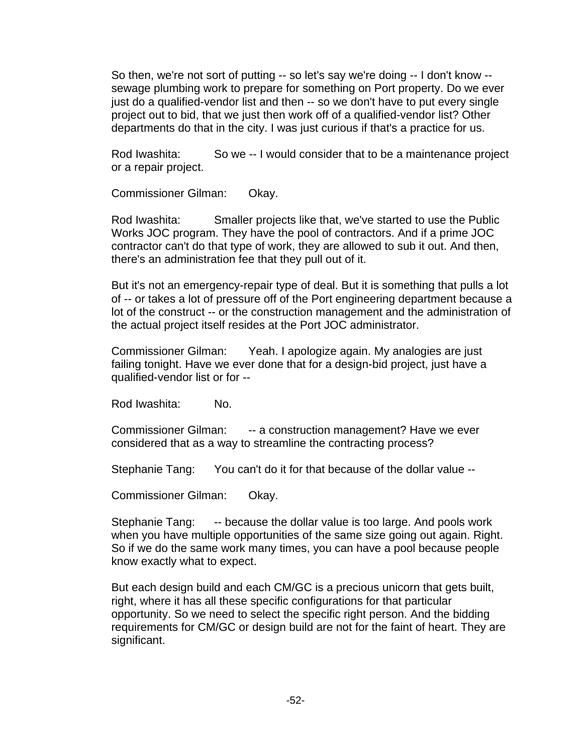So then, we're not sort of putting -- so let's say we're doing -- I don't know -- sewage plumbing work to prepare for something on Port property. Do we ever just do a qualified-vendor list and then -- so we don't have to put every single project out to bid, that we just then work off of a qualified-vendor list? Other departments do that in the city. I was just curious if that's a practice for us.

Rod Iwashita: So we -- I would consider that to be a maintenance project or a repair project.

Commissioner Gilman: Okay.

Rod Iwashita: Smaller projects like that, we've started to use the Public Works JOC program. They have the pool of contractors. And if a prime JOC contractor can't do that type of work, they are allowed to sub it out. And then, there's an administration fee that they pull out of it.

But it's not an emergency-repair type of deal. But it is something that pulls a lot of -- or takes a lot of pressure off of the Port engineering department because a lot of the construct -- or the construction management and the administration of the actual project itself resides at the Port JOC administrator.

Commissioner Gilman: Yeah. I apologize again. My analogies are just failing tonight. Have we ever done that for a design-bid project, just have a qualified-vendor list or for --

Rod Iwashita: No.

Commissioner Gilman: -- a construction management? Have we ever considered that as a way to streamline the contracting process?

Stephanie Tang: You can't do it for that because of the dollar value --

Commissioner Gilman: Okay.

Stephanie Tang: -- because the dollar value is too large. And pools work when you have multiple opportunities of the same size going out again. Right. So if we do the same work many times, you can have a pool because people know exactly what to expect.

But each design build and each CM/GC is a precious unicorn that gets built, right, where it has all these specific configurations for that particular opportunity. So we need to select the specific right person. And the bidding requirements for CM/GC or design build are not for the faint of heart. They are significant.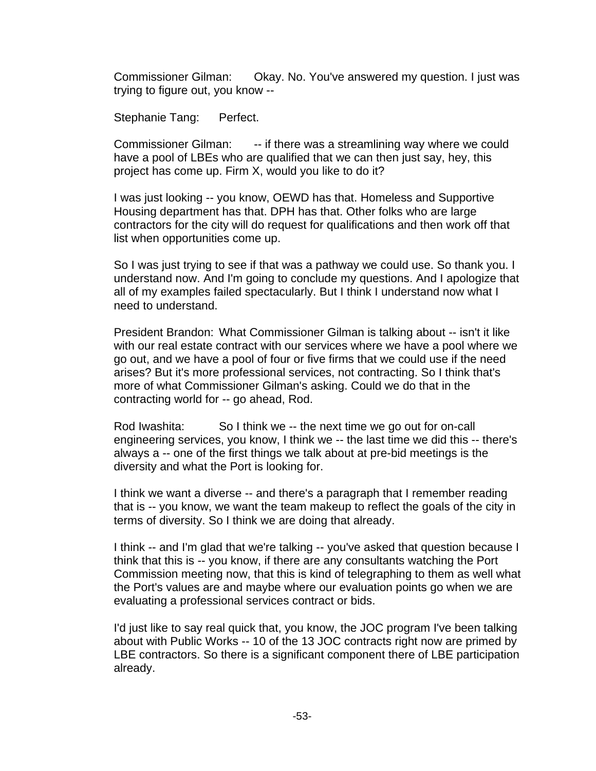Commissioner Gilman: Okay. No. You've answered my question. I just was trying to figure out, you know --

Stephanie Tang: Perfect.

Commissioner Gilman: -- if there was a streamlining way where we could have a pool of LBEs who are qualified that we can then just say, hey, this project has come up. Firm X, would you like to do it?

I was just looking -- you know, OEWD has that. Homeless and Supportive Housing department has that. DPH has that. Other folks who are large contractors for the city will do request for qualifications and then work off that list when opportunities come up.

So I was just trying to see if that was a pathway we could use. So thank you. I understand now. And I'm going to conclude my questions. And I apologize that all of my examples failed spectacularly. But I think I understand now what I need to understand.

President Brandon: What Commissioner Gilman is talking about -- isn't it like with our real estate contract with our services where we have a pool where we go out, and we have a pool of four or five firms that we could use if the need arises? But it's more professional services, not contracting. So I think that's more of what Commissioner Gilman's asking. Could we do that in the contracting world for -- go ahead, Rod.

Rod Iwashita: So I think we -- the next time we go out for on-call engineering services, you know, I think we -- the last time we did this -- there's always a -- one of the first things we talk about at pre-bid meetings is the diversity and what the Port is looking for.

I think we want a diverse -- and there's a paragraph that I remember reading that is -- you know, we want the team makeup to reflect the goals of the city in terms of diversity. So I think we are doing that already.

I think -- and I'm glad that we're talking -- you've asked that question because I think that this is -- you know, if there are any consultants watching the Port Commission meeting now, that this is kind of telegraphing to them as well what the Port's values are and maybe where our evaluation points go when we are evaluating a professional services contract or bids.

I'd just like to say real quick that, you know, the JOC program I've been talking about with Public Works -- 10 of the 13 JOC contracts right now are primed by LBE contractors. So there is a significant component there of LBE participation already.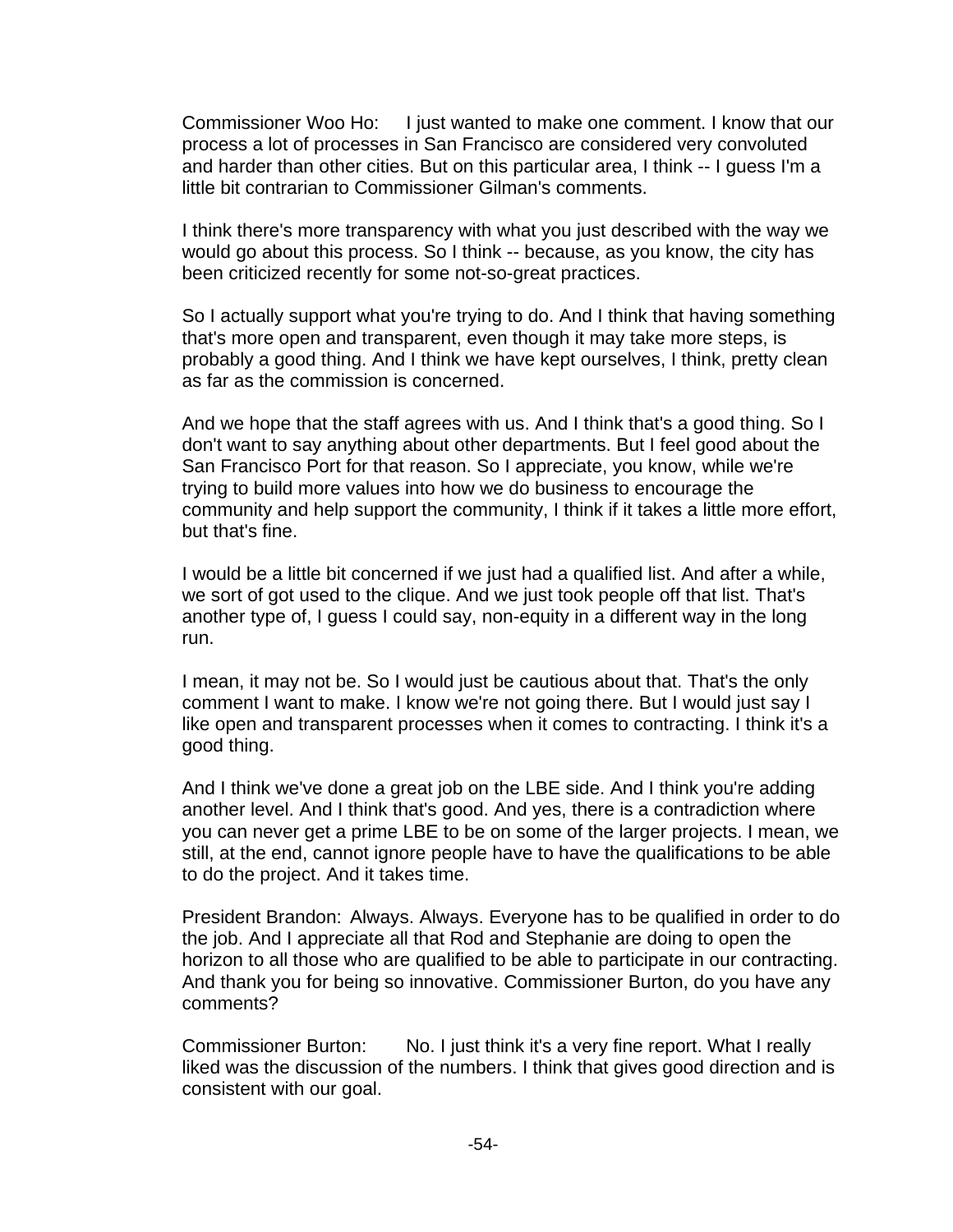Commissioner Woo Ho: I just wanted to make one comment. I know that our process a lot of processes in San Francisco are considered very convoluted and harder than other cities. But on this particular area, I think -- I guess I'm a little bit contrarian to Commissioner Gilman's comments.

I think there's more transparency with what you just described with the way we would go about this process. So I think -- because, as you know, the city has been criticized recently for some not-so-great practices.

So I actually support what you're trying to do. And I think that having something that's more open and transparent, even though it may take more steps, is probably a good thing. And I think we have kept ourselves, I think, pretty clean as far as the commission is concerned.

And we hope that the staff agrees with us. And I think that's a good thing. So I don't want to say anything about other departments. But I feel good about the San Francisco Port for that reason. So I appreciate, you know, while we're trying to build more values into how we do business to encourage the community and help support the community, I think if it takes a little more effort, but that's fine.

I would be a little bit concerned if we just had a qualified list. And after a while, we sort of got used to the clique. And we just took people off that list. That's another type of, I guess I could say, non-equity in a different way in the long run.

I mean, it may not be. So I would just be cautious about that. That's the only comment I want to make. I know we're not going there. But I would just say I like open and transparent processes when it comes to contracting. I think it's a good thing.

And I think we've done a great job on the LBE side. And I think you're adding another level. And I think that's good. And yes, there is a contradiction where you can never get a prime LBE to be on some of the larger projects. I mean, we still, at the end, cannot ignore people have to have the qualifications to be able to do the project. And it takes time.

President Brandon: Always. Always. Everyone has to be qualified in order to do the job. And I appreciate all that Rod and Stephanie are doing to open the horizon to all those who are qualified to be able to participate in our contracting. And thank you for being so innovative. Commissioner Burton, do you have any comments?

Commissioner Burton: No. I just think it's a very fine report. What I really liked was the discussion of the numbers. I think that gives good direction and is consistent with our goal.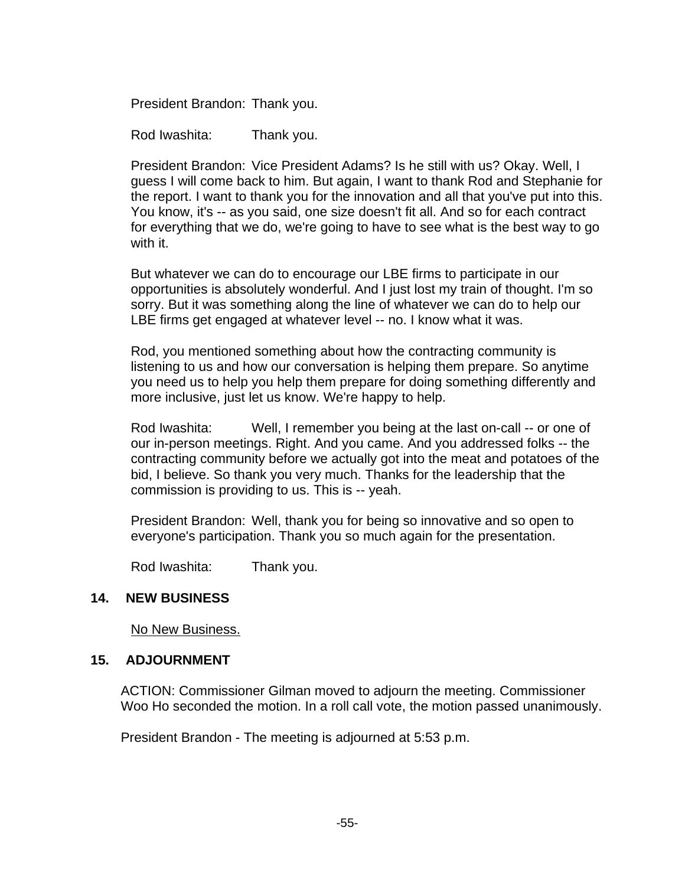President Brandon: Thank you.

Rod Iwashita: Thank you.

President Brandon: Vice President Adams? Is he still with us? Okay. Well, I guess I will come back to him. But again, I want to thank Rod and Stephanie for the report. I want to thank you for the innovation and all that you've put into this. You know, it's -- as you said, one size doesn't fit all. And so for each contract for everything that we do, we're going to have to see what is the best way to go with it.

But whatever we can do to encourage our LBE firms to participate in our opportunities is absolutely wonderful. And I just lost my train of thought. I'm so sorry. But it was something along the line of whatever we can do to help our LBE firms get engaged at whatever level -- no. I know what it was.

Rod, you mentioned something about how the contracting community is listening to us and how our conversation is helping them prepare. So anytime you need us to help you help them prepare for doing something differently and more inclusive, just let us know. We're happy to help.

Rod Iwashita: Well, I remember you being at the last on-call -- or one of our in-person meetings. Right. And you came. And you addressed folks -- the contracting community before we actually got into the meat and potatoes of the bid, I believe. So thank you very much. Thanks for the leadership that the commission is providing to us. This is -- yeah.

President Brandon: Well, thank you for being so innovative and so open to everyone's participation. Thank you so much again for the presentation.

Rod Iwashita: Thank you.

## 14. NEW BUSINESS

No New Business.

## 15. ADJOURNMENT

ACTION: Commissioner Gilman moved to adjourn the meeting. Commissioner Woo Ho seconded the motion. In a roll call vote, the motion passed unanimously.

President Brandon - The meeting is adjourned at 5:53 p.m.